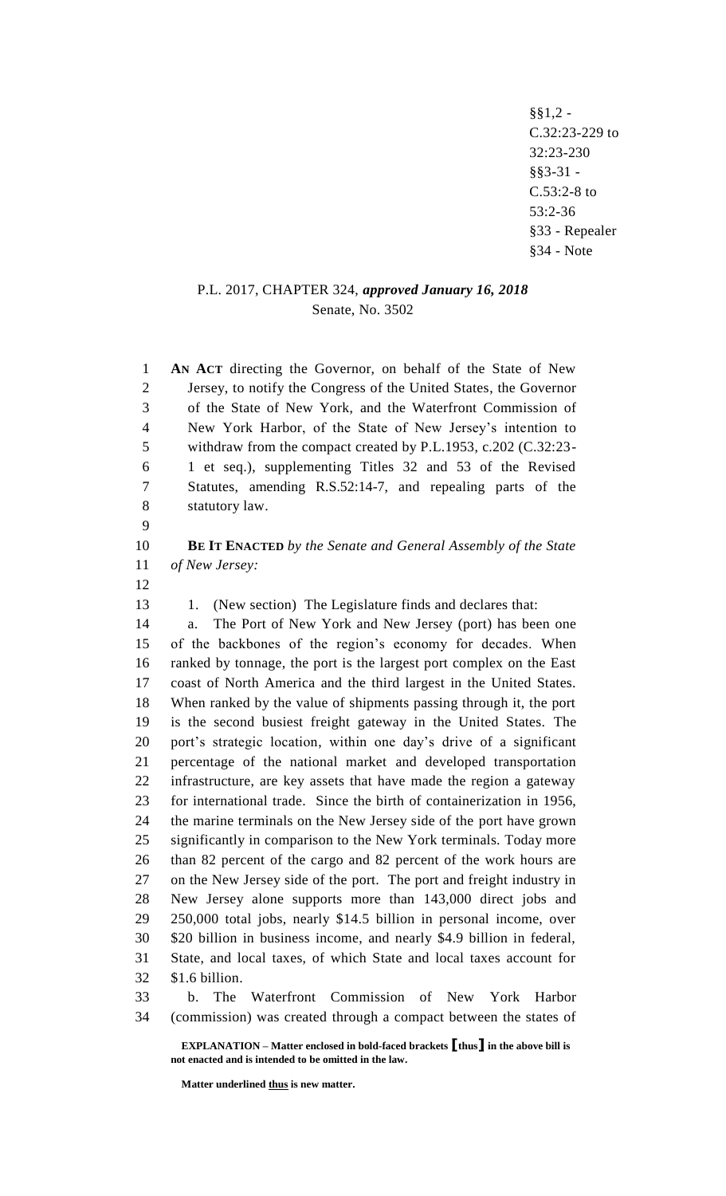§§1,2 -
C.32:23-229 to
32:23-230
§§3-31 -
C.53:2-8 to
53:2-36
§33 - Repealer
§34 - Note

P.L. 2017, CHAPTER 324, ***approved January 16, 2018***
Senate, No. 3502

**AN ACT** directing the Governor, on behalf of the State of New Jersey, to notify the Congress of the United States, the Governor of the State of New York, and the Waterfront Commission of New York Harbor, of the State of New Jersey's intention to withdraw from the compact created by P.L.1953, c.202 (C.32:23-1 et seq.), supplementing Titles 32 and 53 of the Revised Statutes, amending R.S.52:14-7, and repealing parts of the statutory law.

**BE IT ENACTED** *by the Senate and General Assembly of the State of New Jersey:*

1. (New section) The Legislature finds and declares that:

a. The Port of New York and New Jersey (port) has been one of the backbones of the region's economy for decades. When ranked by tonnage, the port is the largest port complex on the East coast of North America and the third largest in the United States. When ranked by the value of shipments passing through it, the port is the second busiest freight gateway in the United States. The port's strategic location, within one day's drive of a significant percentage of the national market and developed transportation infrastructure, are key assets that have made the region a gateway for international trade. Since the birth of containerization in 1956, the marine terminals on the New Jersey side of the port have grown significantly in comparison to the New York terminals. Today more than 82 percent of the cargo and 82 percent of the work hours are on the New Jersey side of the port. The port and freight industry in New Jersey alone supports more than 143,000 direct jobs and 250,000 total jobs, nearly $14.5 billion in personal income, over $20 billion in business income, and nearly $4.9 billion in federal, State, and local taxes, of which State and local taxes account for $1.6 billion.

b. The Waterfront Commission of New York Harbor (commission) was created through a compact between the states of

**EXPLANATION – Matter enclosed in bold-faced brackets [thus] in the above bill is not enacted and is intended to be omitted in the law.**

**Matter underlined thus is new matter.**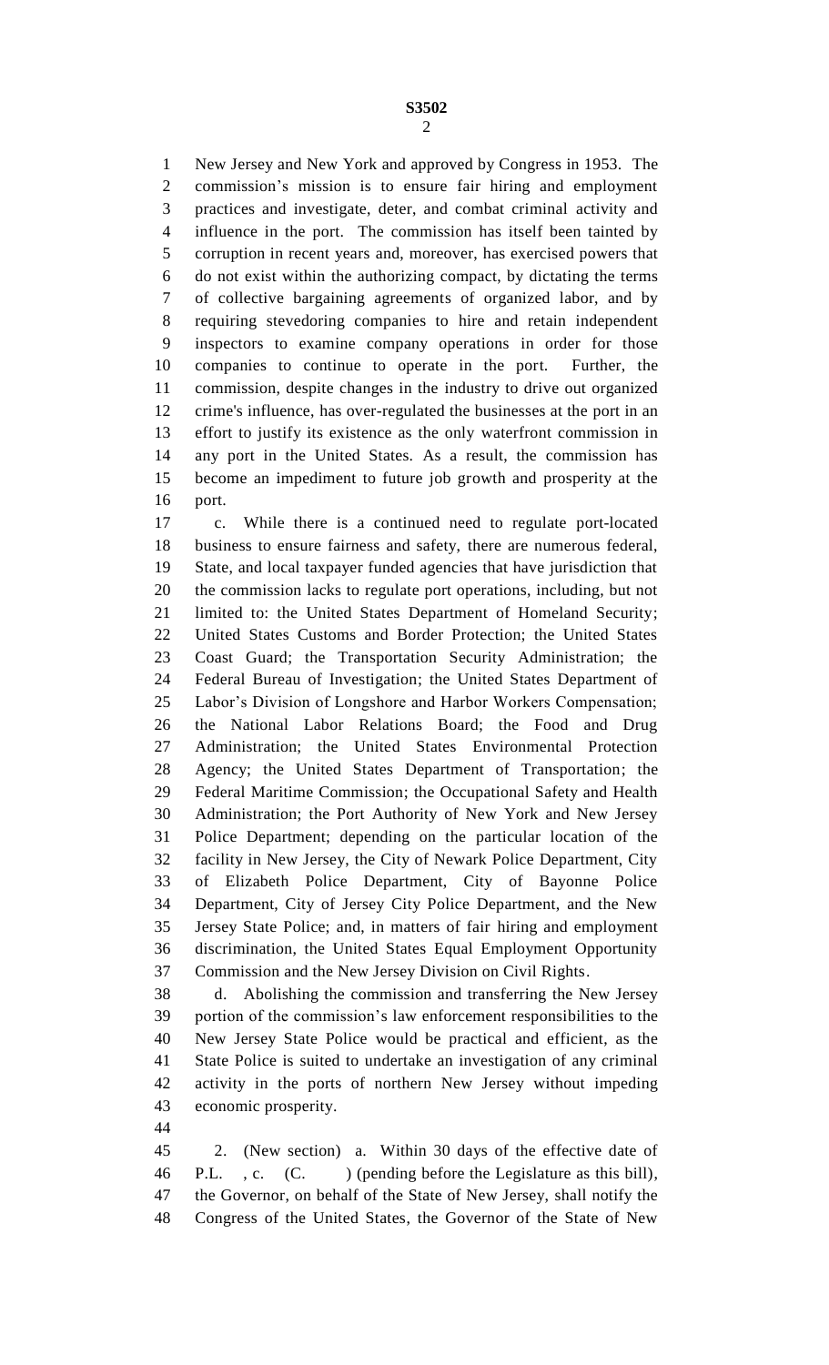New Jersey and New York and approved by Congress in 1953. The commission's mission is to ensure fair hiring and employment practices and investigate, deter, and combat criminal activity and influence in the port. The commission has itself been tainted by corruption in recent years and, moreover, has exercised powers that do not exist within the authorizing compact, by dictating the terms of collective bargaining agreements of organized labor, and by requiring stevedoring companies to hire and retain independent inspectors to examine company operations in order for those companies to continue to operate in the port. Further, the commission, despite changes in the industry to drive out organized crime's influence, has over-regulated the businesses at the port in an effort to justify its existence as the only waterfront commission in any port in the United States. As a result, the commission has become an impediment to future job growth and prosperity at the port.

c. While there is a continued need to regulate port-located business to ensure fairness and safety, there are numerous federal, State, and local taxpayer funded agencies that have jurisdiction that the commission lacks to regulate port operations, including, but not limited to: the United States Department of Homeland Security; United States Customs and Border Protection; the United States Coast Guard; the Transportation Security Administration; the Federal Bureau of Investigation; the United States Department of Labor's Division of Longshore and Harbor Workers Compensation; the National Labor Relations Board; the Food and Drug Administration; the United States Environmental Protection Agency; the United States Department of Transportation; the Federal Maritime Commission; the Occupational Safety and Health Administration; the Port Authority of New York and New Jersey Police Department; depending on the particular location of the facility in New Jersey, the City of Newark Police Department, City of Elizabeth Police Department, City of Bayonne Police Department, City of Jersey City Police Department, and the New Jersey State Police; and, in matters of fair hiring and employment discrimination, the United States Equal Employment Opportunity Commission and the New Jersey Division on Civil Rights.

d. Abolishing the commission and transferring the New Jersey portion of the commission's law enforcement responsibilities to the New Jersey State Police would be practical and efficient, as the State Police is suited to undertake an investigation of any criminal activity in the ports of northern New Jersey without impeding economic prosperity.

2. (New section) a. Within 30 days of the effective date of P.L. , c. (C. ) (pending before the Legislature as this bill), the Governor, on behalf of the State of New Jersey, shall notify the Congress of the United States, the Governor of the State of New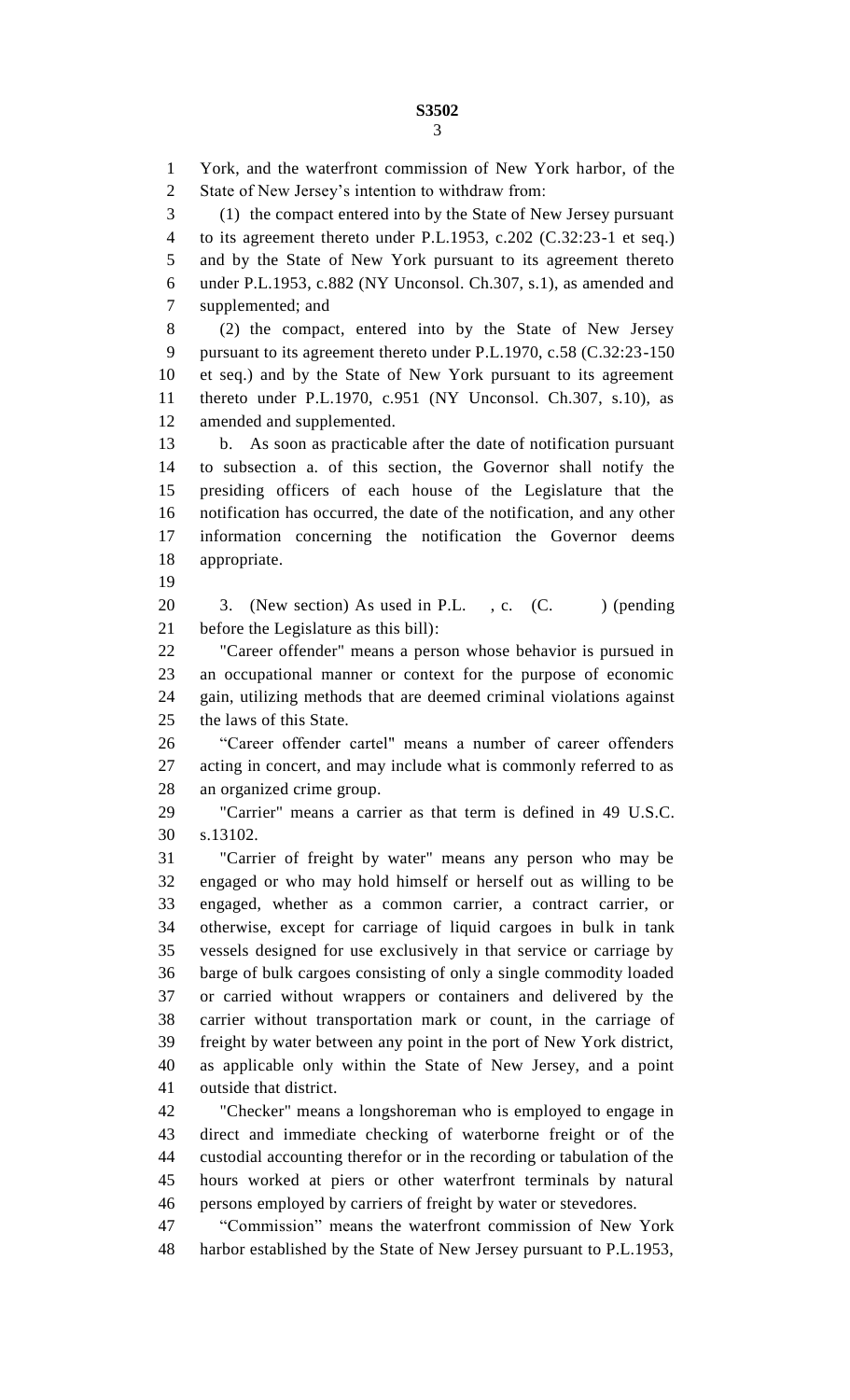York, and the waterfront commission of New York harbor, of the State of New Jersey's intention to withdraw from:

(1) the compact entered into by the State of New Jersey pursuant to its agreement thereto under P.L.1953, c.202 (C.32:23-1 et seq.) and by the State of New York pursuant to its agreement thereto under P.L.1953, c.882 (NY Unconsol. Ch.307, s.1), as amended and supplemented; and

(2) the compact, entered into by the State of New Jersey pursuant to its agreement thereto under P.L.1970, c.58 (C.32:23-150 et seq.) and by the State of New York pursuant to its agreement thereto under P.L.1970, c.951 (NY Unconsol. Ch.307, s.10), as amended and supplemented.

b. As soon as practicable after the date of notification pursuant to subsection a. of this section, the Governor shall notify the presiding officers of each house of the Legislature that the notification has occurred, the date of the notification, and any other information concerning the notification the Governor deems appropriate.

3. (New section) As used in P.L. , c. (C. ) (pending before the Legislature as this bill):

"Career offender" means a person whose behavior is pursued in an occupational manner or context for the purpose of economic gain, utilizing methods that are deemed criminal violations against the laws of this State.

"Career offender cartel" means a number of career offenders acting in concert, and may include what is commonly referred to as an organized crime group.

"Carrier" means a carrier as that term is defined in 49 U.S.C. s.13102.

"Carrier of freight by water" means any person who may be engaged or who may hold himself or herself out as willing to be engaged, whether as a common carrier, a contract carrier, or otherwise, except for carriage of liquid cargoes in bulk in tank vessels designed for use exclusively in that service or carriage by barge of bulk cargoes consisting of only a single commodity loaded or carried without wrappers or containers and delivered by the carrier without transportation mark or count, in the carriage of freight by water between any point in the port of New York district, as applicable only within the State of New Jersey, and a point outside that district.

"Checker" means a longshoreman who is employed to engage in direct and immediate checking of waterborne freight or of the custodial accounting therefor or in the recording or tabulation of the hours worked at piers or other waterfront terminals by natural persons employed by carriers of freight by water or stevedores.

"Commission" means the waterfront commission of New York harbor established by the State of New Jersey pursuant to P.L.1953,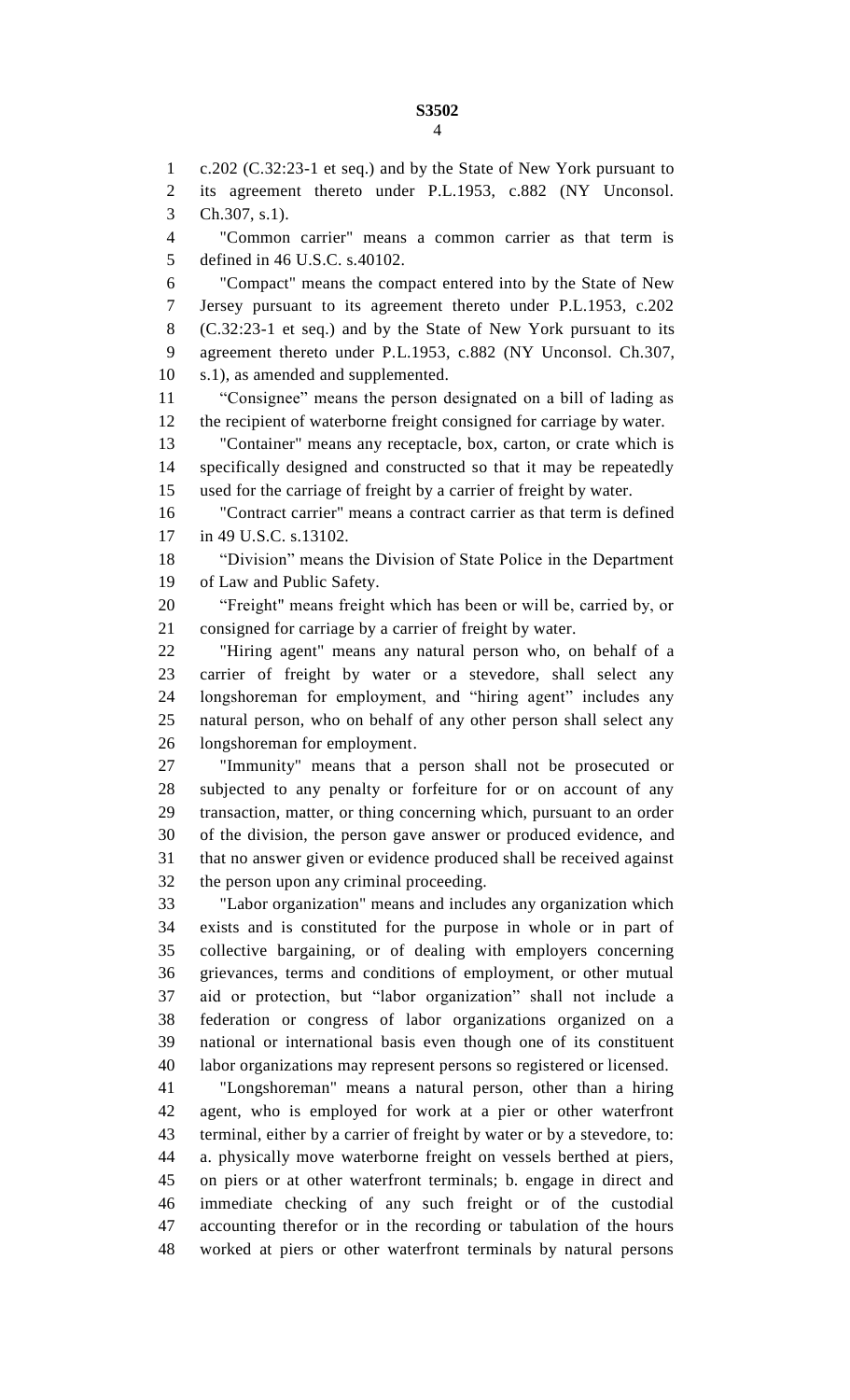c.202 (C.32:23-1 et seq.) and by the State of New York pursuant to its agreement thereto under P.L.1953, c.882 (NY Unconsol. Ch.307, s.1).

"Common carrier" means a common carrier as that term is defined in 46 U.S.C. s.40102.

"Compact" means the compact entered into by the State of New Jersey pursuant to its agreement thereto under P.L.1953, c.202 (C.32:23-1 et seq.) and by the State of New York pursuant to its agreement thereto under P.L.1953, c.882 (NY Unconsol. Ch.307, s.1), as amended and supplemented.

"Consignee" means the person designated on a bill of lading as the recipient of waterborne freight consigned for carriage by water.

"Container" means any receptacle, box, carton, or crate which is specifically designed and constructed so that it may be repeatedly used for the carriage of freight by a carrier of freight by water.

"Contract carrier" means a contract carrier as that term is defined in 49 U.S.C. s.13102.

"Division" means the Division of State Police in the Department of Law and Public Safety.

"Freight" means freight which has been or will be, carried by, or consigned for carriage by a carrier of freight by water.

"Hiring agent" means any natural person who, on behalf of a carrier of freight by water or a stevedore, shall select any longshoreman for employment, and "hiring agent" includes any natural person, who on behalf of any other person shall select any longshoreman for employment.

"Immunity" means that a person shall not be prosecuted or subjected to any penalty or forfeiture for or on account of any transaction, matter, or thing concerning which, pursuant to an order of the division, the person gave answer or produced evidence, and that no answer given or evidence produced shall be received against the person upon any criminal proceeding.

"Labor organization" means and includes any organization which exists and is constituted for the purpose in whole or in part of collective bargaining, or of dealing with employers concerning grievances, terms and conditions of employment, or other mutual aid or protection, but "labor organization" shall not include a federation or congress of labor organizations organized on a national or international basis even though one of its constituent labor organizations may represent persons so registered or licensed.

"Longshoreman" means a natural person, other than a hiring agent, who is employed for work at a pier or other waterfront terminal, either by a carrier of freight by water or by a stevedore, to: a. physically move waterborne freight on vessels berthed at piers, on piers or at other waterfront terminals; b. engage in direct and immediate checking of any such freight or of the custodial accounting therefor or in the recording or tabulation of the hours worked at piers or other waterfront terminals by natural persons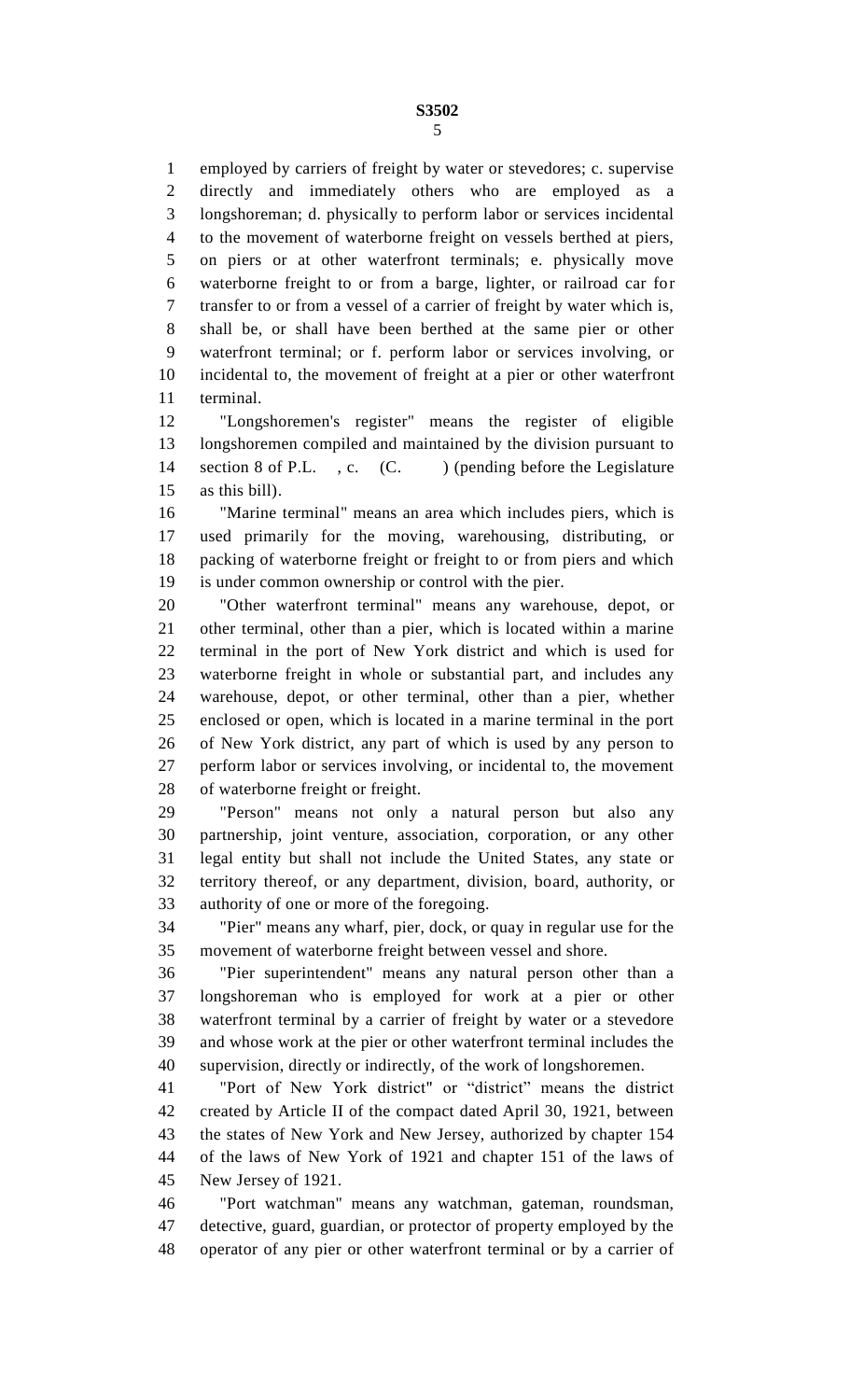employed by carriers of freight by water or stevedores; c. supervise directly and immediately others who are employed as a longshoreman; d. physically to perform labor or services incidental to the movement of waterborne freight on vessels berthed at piers, on piers or at other waterfront terminals; e. physically move waterborne freight to or from a barge, lighter, or railroad car for transfer to or from a vessel of a carrier of freight by water which is, shall be, or shall have been berthed at the same pier or other waterfront terminal; or f. perform labor or services involving, or incidental to, the movement of freight at a pier or other waterfront terminal.

"Longshoremen's register" means the register of eligible longshoremen compiled and maintained by the division pursuant to section 8 of P.L. , c. (C. ) (pending before the Legislature as this bill).

"Marine terminal" means an area which includes piers, which is used primarily for the moving, warehousing, distributing, or packing of waterborne freight or freight to or from piers and which is under common ownership or control with the pier.

"Other waterfront terminal" means any warehouse, depot, or other terminal, other than a pier, which is located within a marine terminal in the port of New York district and which is used for waterborne freight in whole or substantial part, and includes any warehouse, depot, or other terminal, other than a pier, whether enclosed or open, which is located in a marine terminal in the port of New York district, any part of which is used by any person to perform labor or services involving, or incidental to, the movement of waterborne freight or freight.

"Person" means not only a natural person but also any partnership, joint venture, association, corporation, or any other legal entity but shall not include the United States, any state or territory thereof, or any department, division, board, authority, or authority of one or more of the foregoing.

"Pier" means any wharf, pier, dock, or quay in regular use for the movement of waterborne freight between vessel and shore.

"Pier superintendent" means any natural person other than a longshoreman who is employed for work at a pier or other waterfront terminal by a carrier of freight by water or a stevedore and whose work at the pier or other waterfront terminal includes the supervision, directly or indirectly, of the work of longshoremen.

"Port of New York district" or "district" means the district created by Article II of the compact dated April 30, 1921, between the states of New York and New Jersey, authorized by chapter 154 of the laws of New York of 1921 and chapter 151 of the laws of New Jersey of 1921.

"Port watchman" means any watchman, gateman, roundsman, detective, guard, guardian, or protector of property employed by the operator of any pier or other waterfront terminal or by a carrier of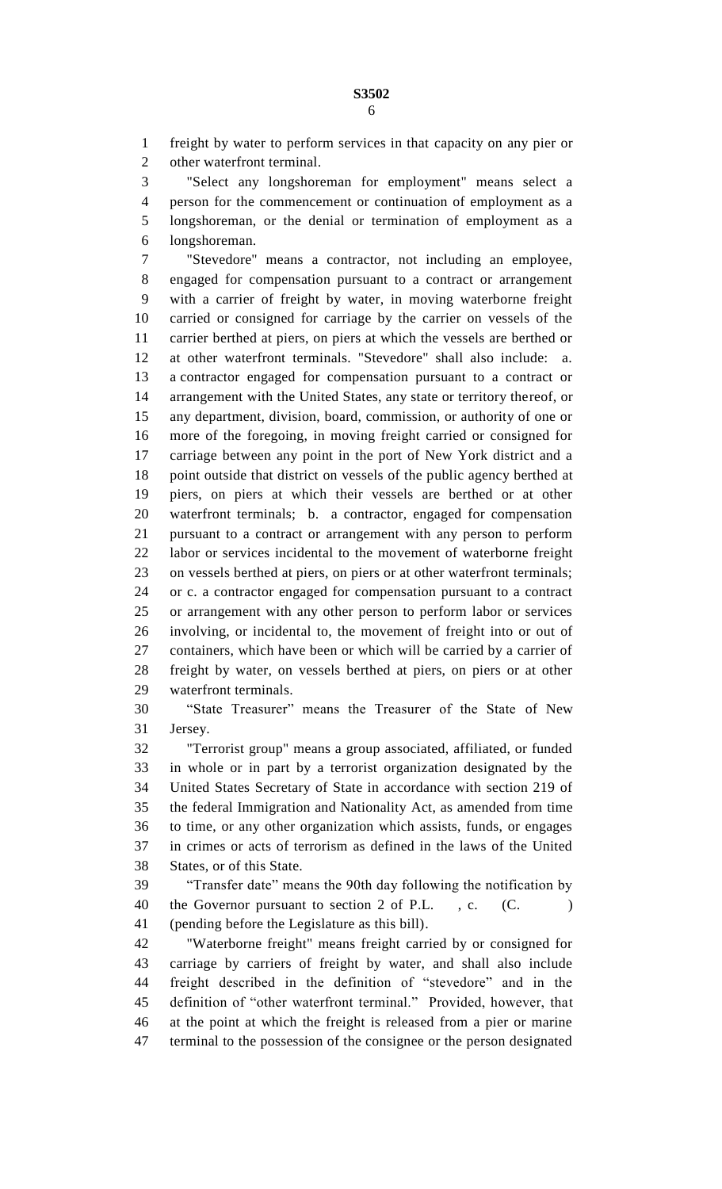freight by water to perform services in that capacity on any pier or other waterfront terminal.

"Select any longshoreman for employment" means select a person for the commencement or continuation of employment as a longshoreman, or the denial or termination of employment as a longshoreman.

"Stevedore" means a contractor, not including an employee, engaged for compensation pursuant to a contract or arrangement with a carrier of freight by water, in moving waterborne freight carried or consigned for carriage by the carrier on vessels of the carrier berthed at piers, on piers at which the vessels are berthed or at other waterfront terminals. "Stevedore" shall also include: a. a contractor engaged for compensation pursuant to a contract or arrangement with the United States, any state or territory thereof, or any department, division, board, commission, or authority of one or more of the foregoing, in moving freight carried or consigned for carriage between any point in the port of New York district and a point outside that district on vessels of the public agency berthed at piers, on piers at which their vessels are berthed or at other waterfront terminals; b. a contractor, engaged for compensation pursuant to a contract or arrangement with any person to perform labor or services incidental to the movement of waterborne freight on vessels berthed at piers, on piers or at other waterfront terminals; or c. a contractor engaged for compensation pursuant to a contract or arrangement with any other person to perform labor or services involving, or incidental to, the movement of freight into or out of containers, which have been or which will be carried by a carrier of freight by water, on vessels berthed at piers, on piers or at other waterfront terminals.

"State Treasurer" means the Treasurer of the State of New Jersey.

"Terrorist group" means a group associated, affiliated, or funded in whole or in part by a terrorist organization designated by the United States Secretary of State in accordance with section 219 of the federal Immigration and Nationality Act, as amended from time to time, or any other organization which assists, funds, or engages in crimes or acts of terrorism as defined in the laws of the United States, or of this State.

"Transfer date" means the 90th day following the notification by the Governor pursuant to section 2 of P.L. , c. (C. ) (pending before the Legislature as this bill).

"Waterborne freight" means freight carried by or consigned for carriage by carriers of freight by water, and shall also include freight described in the definition of "stevedore" and in the definition of "other waterfront terminal." Provided, however, that at the point at which the freight is released from a pier or marine terminal to the possession of the consignee or the person designated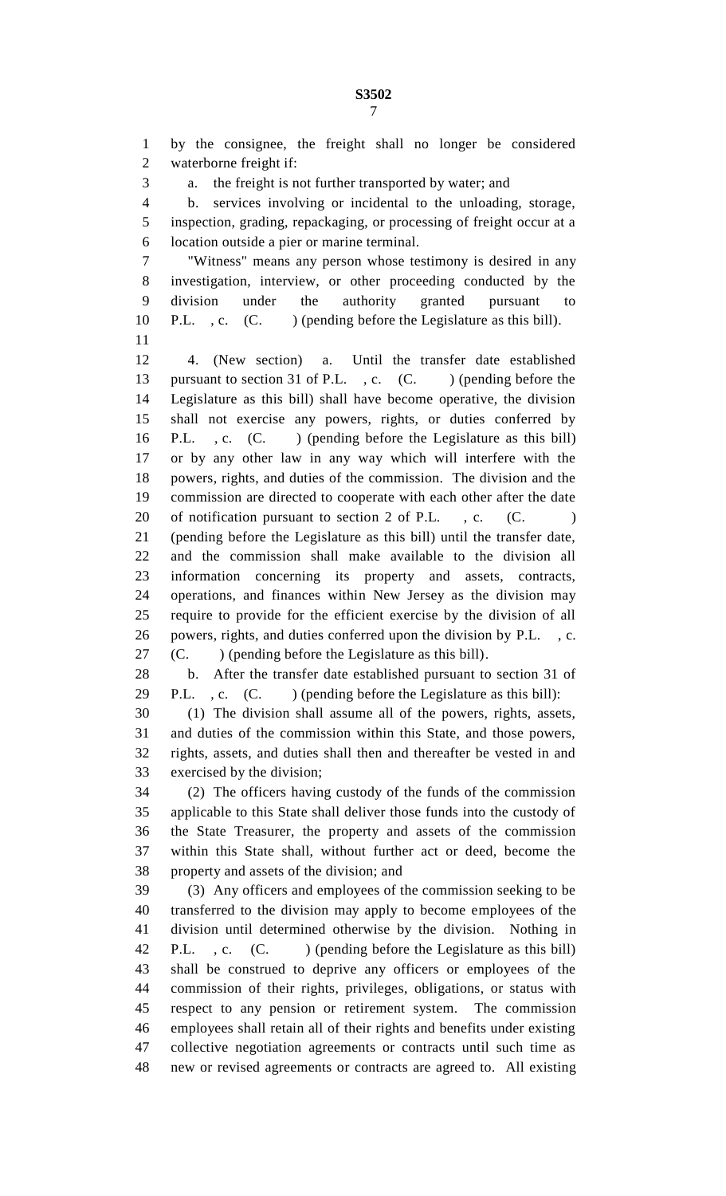by the consignee, the freight shall no longer be considered waterborne freight if:

a. the freight is not further transported by water; and

b. services involving or incidental to the unloading, storage, inspection, grading, repackaging, or processing of freight occur at a location outside a pier or marine terminal.

"Witness" means any person whose testimony is desired in any investigation, interview, or other proceeding conducted by the division under the authority granted pursuant to P.L. , c. (C. ) (pending before the Legislature as this bill).

4. (New section) a. Until the transfer date established pursuant to section 31 of P.L. , c. (C. ) (pending before the Legislature as this bill) shall have become operative, the division shall not exercise any powers, rights, or duties conferred by P.L. , c. (C. ) (pending before the Legislature as this bill) or by any other law in any way which will interfere with the powers, rights, and duties of the commission. The division and the commission are directed to cooperate with each other after the date of notification pursuant to section 2 of P.L. , c. (C. ) (pending before the Legislature as this bill) until the transfer date, and the commission shall make available to the division all information concerning its property and assets, contracts, operations, and finances within New Jersey as the division may require to provide for the efficient exercise by the division of all powers, rights, and duties conferred upon the division by P.L. , c. (C. ) (pending before the Legislature as this bill).

b. After the transfer date established pursuant to section 31 of P.L. , c. (C. ) (pending before the Legislature as this bill):

(1) The division shall assume all of the powers, rights, assets, and duties of the commission within this State, and those powers, rights, assets, and duties shall then and thereafter be vested in and exercised by the division;

(2) The officers having custody of the funds of the commission applicable to this State shall deliver those funds into the custody of the State Treasurer, the property and assets of the commission within this State shall, without further act or deed, become the property and assets of the division; and

(3) Any officers and employees of the commission seeking to be transferred to the division may apply to become employees of the division until determined otherwise by the division. Nothing in P.L. , c. (C. ) (pending before the Legislature as this bill) shall be construed to deprive any officers or employees of the commission of their rights, privileges, obligations, or status with respect to any pension or retirement system. The commission employees shall retain all of their rights and benefits under existing collective negotiation agreements or contracts until such time as new or revised agreements or contracts are agreed to. All existing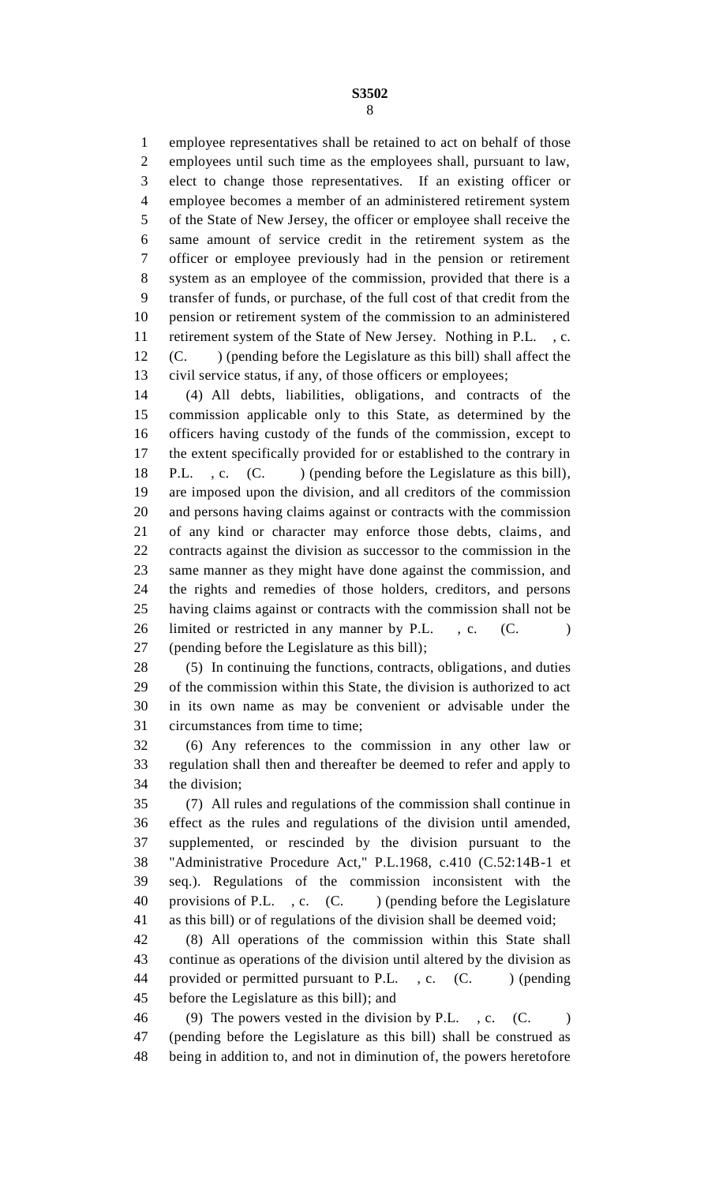employee representatives shall be retained to act on behalf of those employees until such time as the employees shall, pursuant to law, elect to change those representatives. If an existing officer or employee becomes a member of an administered retirement system of the State of New Jersey, the officer or employee shall receive the same amount of service credit in the retirement system as the officer or employee previously had in the pension or retirement system as an employee of the commission, provided that there is a transfer of funds, or purchase, of the full cost of that credit from the pension or retirement system of the commission to an administered retirement system of the State of New Jersey. Nothing in P.L. , c. (C. ) (pending before the Legislature as this bill) shall affect the civil service status, if any, of those officers or employees;

(4) All debts, liabilities, obligations, and contracts of the commission applicable only to this State, as determined by the officers having custody of the funds of the commission, except to the extent specifically provided for or established to the contrary in P.L. , c. (C. ) (pending before the Legislature as this bill), are imposed upon the division, and all creditors of the commission and persons having claims against or contracts with the commission of any kind or character may enforce those debts, claims, and contracts against the division as successor to the commission in the same manner as they might have done against the commission, and the rights and remedies of those holders, creditors, and persons having claims against or contracts with the commission shall not be limited or restricted in any manner by P.L. , c. (C. ) (pending before the Legislature as this bill);

(5) In continuing the functions, contracts, obligations, and duties of the commission within this State, the division is authorized to act in its own name as may be convenient or advisable under the circumstances from time to time;

(6) Any references to the commission in any other law or regulation shall then and thereafter be deemed to refer and apply to the division;

(7) All rules and regulations of the commission shall continue in effect as the rules and regulations of the division until amended, supplemented, or rescinded by the division pursuant to the "Administrative Procedure Act," P.L.1968, c.410 (C.52:14B-1 et seq.). Regulations of the commission inconsistent with the provisions of P.L. , c. (C. ) (pending before the Legislature as this bill) or of regulations of the division shall be deemed void;

(8) All operations of the commission within this State shall continue as operations of the division until altered by the division as provided or permitted pursuant to P.L. , c. (C. ) (pending before the Legislature as this bill); and

(9) The powers vested in the division by P.L. , c. (C. ) (pending before the Legislature as this bill) shall be construed as being in addition to, and not in diminution of, the powers heretofore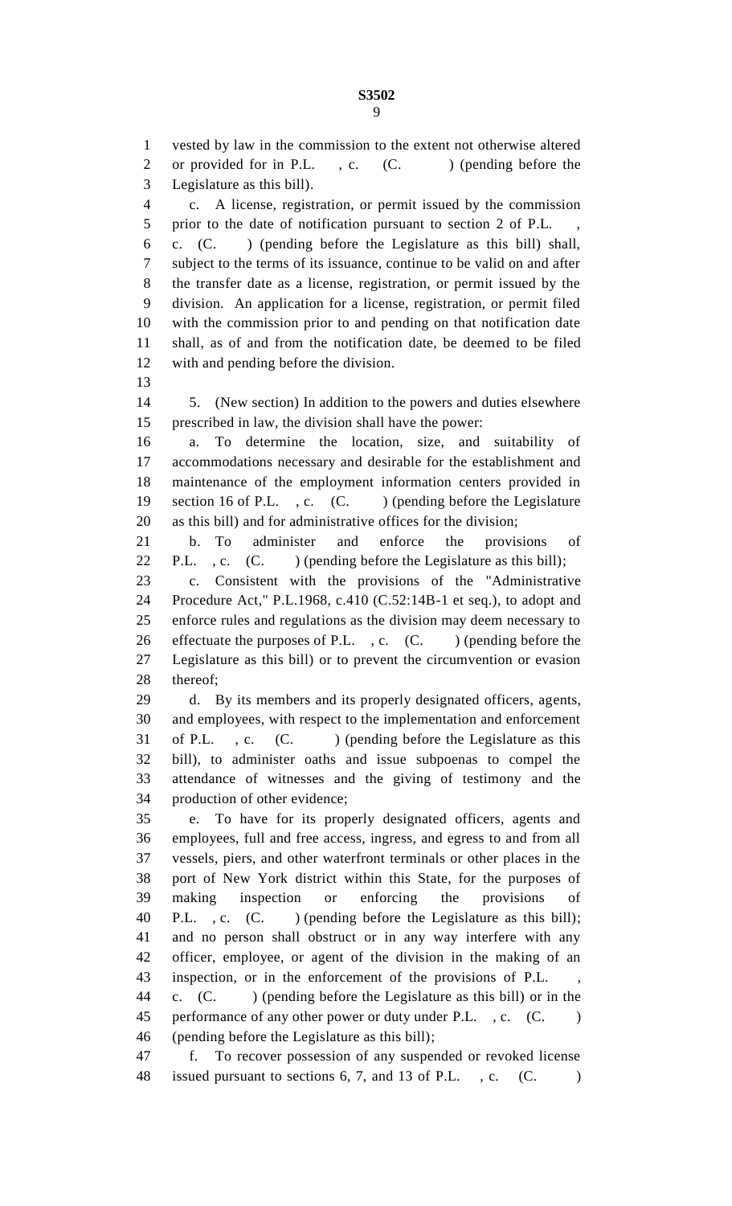vested by law in the commission to the extent not otherwise altered or provided for in P.L. , c. (C. ) (pending before the Legislature as this bill).

c. A license, registration, or permit issued by the commission prior to the date of notification pursuant to section 2 of P.L. , c. (C. ) (pending before the Legislature as this bill) shall, subject to the terms of its issuance, continue to be valid on and after the transfer date as a license, registration, or permit issued by the division. An application for a license, registration, or permit filed with the commission prior to and pending on that notification date shall, as of and from the notification date, be deemed to be filed with and pending before the division.

5. (New section) In addition to the powers and duties elsewhere prescribed in law, the division shall have the power:

a. To determine the location, size, and suitability of accommodations necessary and desirable for the establishment and maintenance of the employment information centers provided in section 16 of P.L. , c. (C. ) (pending before the Legislature as this bill) and for administrative offices for the division;

b. To administer and enforce the provisions of P.L. , c. (C. ) (pending before the Legislature as this bill);

c. Consistent with the provisions of the "Administrative Procedure Act," P.L.1968, c.410 (C.52:14B-1 et seq.), to adopt and enforce rules and regulations as the division may deem necessary to effectuate the purposes of P.L. , c. (C. ) (pending before the Legislature as this bill) or to prevent the circumvention or evasion thereof;

d. By its members and its properly designated officers, agents, and employees, with respect to the implementation and enforcement of P.L. , c. (C. ) (pending before the Legislature as this bill), to administer oaths and issue subpoenas to compel the attendance of witnesses and the giving of testimony and the production of other evidence;

e. To have for its properly designated officers, agents and employees, full and free access, ingress, and egress to and from all vessels, piers, and other waterfront terminals or other places in the port of New York district within this State, for the purposes of making inspection or enforcing the provisions of P.L. , c. (C. ) (pending before the Legislature as this bill); and no person shall obstruct or in any way interfere with any officer, employee, or agent of the division in the making of an inspection, or in the enforcement of the provisions of P.L. , c. (C. ) (pending before the Legislature as this bill) or in the performance of any other power or duty under P.L. , c. (C. ) (pending before the Legislature as this bill);

f. To recover possession of any suspended or revoked license issued pursuant to sections 6, 7, and 13 of P.L. , c. (C. )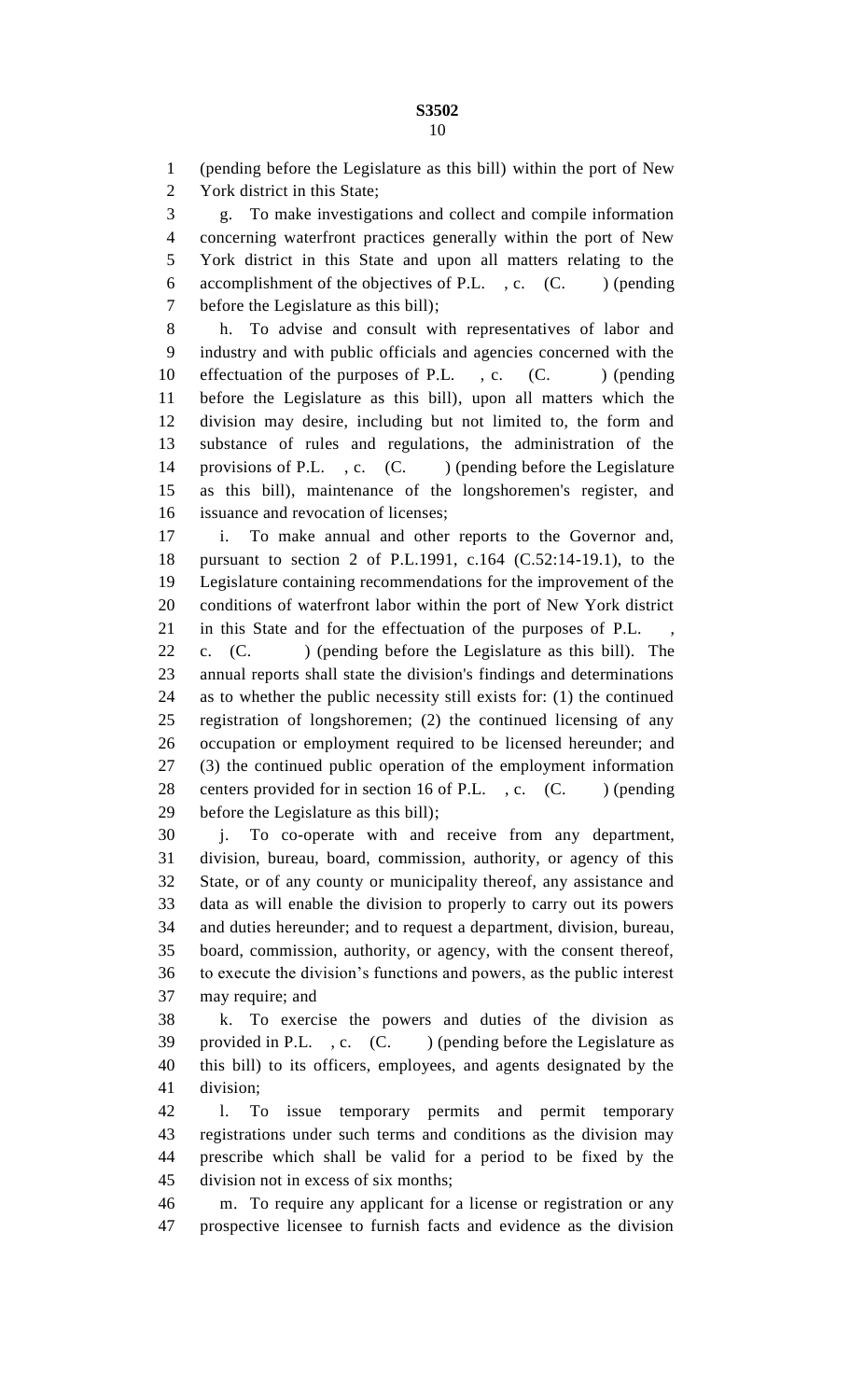(pending before the Legislature as this bill) within the port of New York district in this State;

g. To make investigations and collect and compile information concerning waterfront practices generally within the port of New York district in this State and upon all matters relating to the accomplishment of the objectives of P.L. , c. (C. ) (pending before the Legislature as this bill);

h. To advise and consult with representatives of labor and industry and with public officials and agencies concerned with the effectuation of the purposes of P.L. , c. (C. ) (pending before the Legislature as this bill), upon all matters which the division may desire, including but not limited to, the form and substance of rules and regulations, the administration of the provisions of P.L. , c. (C. ) (pending before the Legislature as this bill), maintenance of the longshoremen's register, and issuance and revocation of licenses;

i. To make annual and other reports to the Governor and, pursuant to section 2 of P.L.1991, c.164 (C.52:14-19.1), to the Legislature containing recommendations for the improvement of the conditions of waterfront labor within the port of New York district in this State and for the effectuation of the purposes of P.L. , c. (C. ) (pending before the Legislature as this bill). The annual reports shall state the division's findings and determinations as to whether the public necessity still exists for: (1) the continued registration of longshoremen; (2) the continued licensing of any occupation or employment required to be licensed hereunder; and (3) the continued public operation of the employment information centers provided for in section 16 of P.L. , c. (C. ) (pending before the Legislature as this bill);

j. To co-operate with and receive from any department, division, bureau, board, commission, authority, or agency of this State, or of any county or municipality thereof, any assistance and data as will enable the division to properly to carry out its powers and duties hereunder; and to request a department, division, bureau, board, commission, authority, or agency, with the consent thereof, to execute the division's functions and powers, as the public interest may require; and

k. To exercise the powers and duties of the division as provided in P.L. , c. (C. ) (pending before the Legislature as this bill) to its officers, employees, and agents designated by the division;

l. To issue temporary permits and permit temporary registrations under such terms and conditions as the division may prescribe which shall be valid for a period to be fixed by the division not in excess of six months;

m. To require any applicant for a license or registration or any prospective licensee to furnish facts and evidence as the division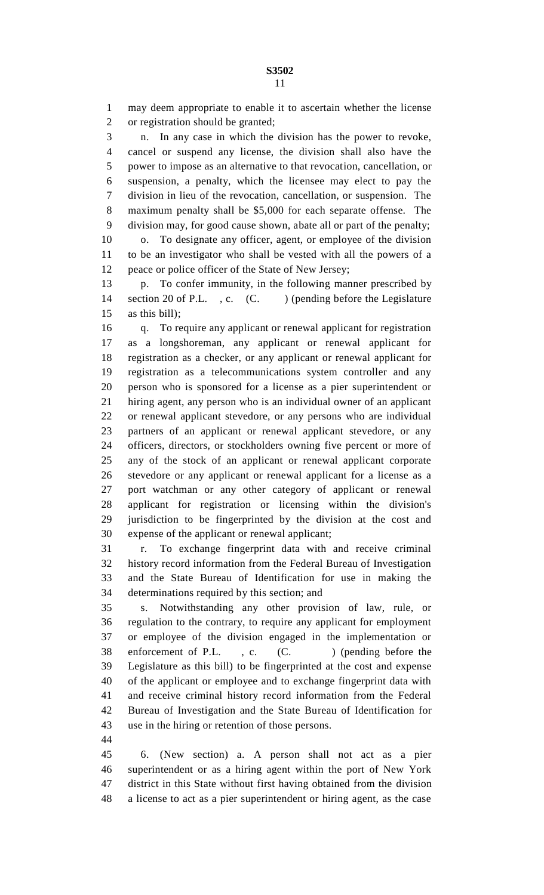may deem appropriate to enable it to ascertain whether the license or registration should be granted;

n. In any case in which the division has the power to revoke, cancel or suspend any license, the division shall also have the power to impose as an alternative to that revocation, cancellation, or suspension, a penalty, which the licensee may elect to pay the division in lieu of the revocation, cancellation, or suspension. The maximum penalty shall be $5,000 for each separate offense. The division may, for good cause shown, abate all or part of the penalty;

o. To designate any officer, agent, or employee of the division to be an investigator who shall be vested with all the powers of a peace or police officer of the State of New Jersey;

p. To confer immunity, in the following manner prescribed by section 20 of P.L. , c. (C. ) (pending before the Legislature as this bill);

q. To require any applicant or renewal applicant for registration as a longshoreman, any applicant or renewal applicant for registration as a checker, or any applicant or renewal applicant for registration as a telecommunications system controller and any person who is sponsored for a license as a pier superintendent or hiring agent, any person who is an individual owner of an applicant or renewal applicant stevedore, or any persons who are individual partners of an applicant or renewal applicant stevedore, or any officers, directors, or stockholders owning five percent or more of any of the stock of an applicant or renewal applicant corporate stevedore or any applicant or renewal applicant for a license as a port watchman or any other category of applicant or renewal applicant for registration or licensing within the division's jurisdiction to be fingerprinted by the division at the cost and expense of the applicant or renewal applicant;

r. To exchange fingerprint data with and receive criminal history record information from the Federal Bureau of Investigation and the State Bureau of Identification for use in making the determinations required by this section; and

s. Notwithstanding any other provision of law, rule, or regulation to the contrary, to require any applicant for employment or employee of the division engaged in the implementation or enforcement of P.L. , c. (C. ) (pending before the Legislature as this bill) to be fingerprinted at the cost and expense of the applicant or employee and to exchange fingerprint data with and receive criminal history record information from the Federal Bureau of Investigation and the State Bureau of Identification for use in the hiring or retention of those persons.

6. (New section) a. A person shall not act as a pier superintendent or as a hiring agent within the port of New York district in this State without first having obtained from the division a license to act as a pier superintendent or hiring agent, as the case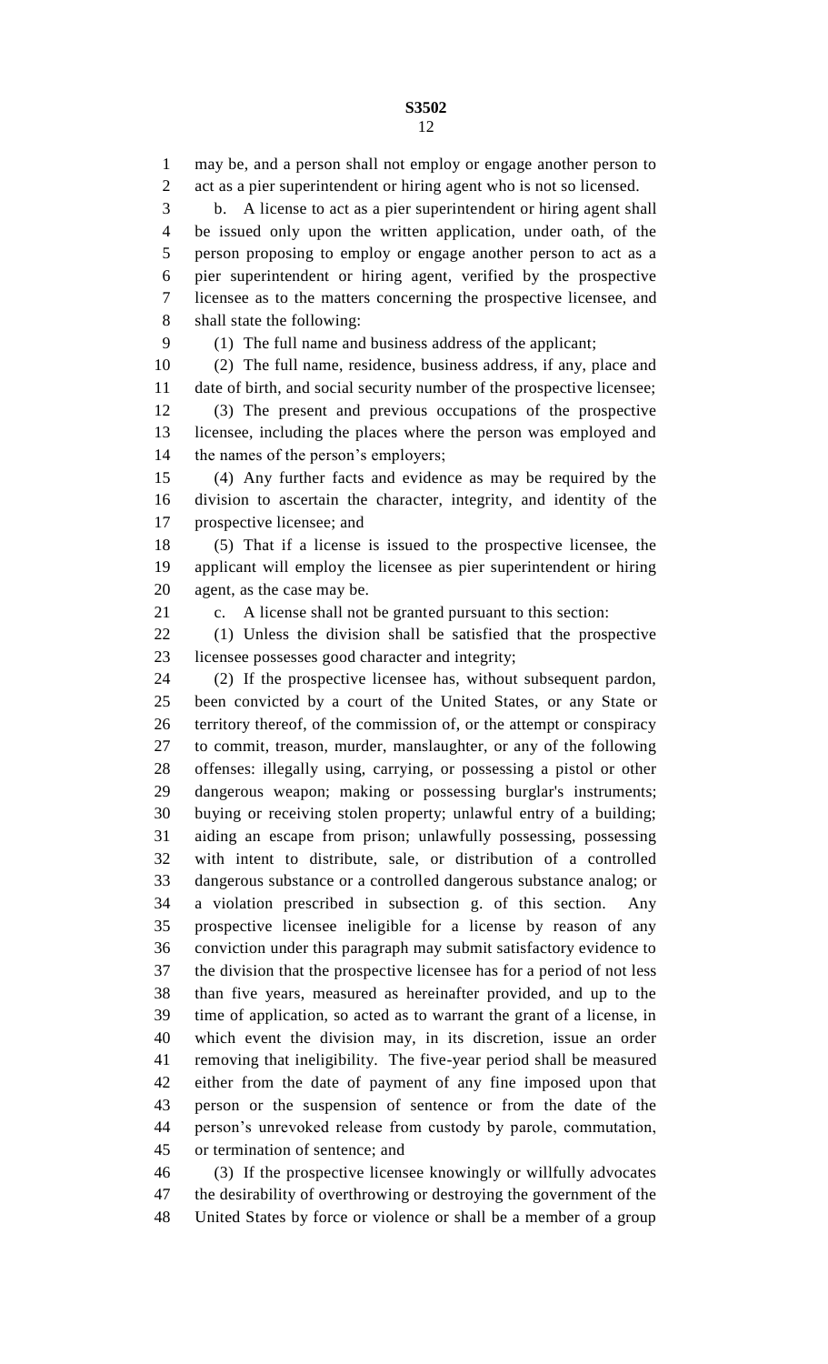may be, and a person shall not employ or engage another person to act as a pier superintendent or hiring agent who is not so licensed.

b. A license to act as a pier superintendent or hiring agent shall be issued only upon the written application, under oath, of the person proposing to employ or engage another person to act as a pier superintendent or hiring agent, verified by the prospective licensee as to the matters concerning the prospective licensee, and shall state the following:

(1) The full name and business address of the applicant;

(2) The full name, residence, business address, if any, place and date of birth, and social security number of the prospective licensee;

(3) The present and previous occupations of the prospective licensee, including the places where the person was employed and the names of the person's employers;

(4) Any further facts and evidence as may be required by the division to ascertain the character, integrity, and identity of the prospective licensee; and

(5) That if a license is issued to the prospective licensee, the applicant will employ the licensee as pier superintendent or hiring agent, as the case may be.

c. A license shall not be granted pursuant to this section:

(1) Unless the division shall be satisfied that the prospective licensee possesses good character and integrity;

(2) If the prospective licensee has, without subsequent pardon, been convicted by a court of the United States, or any State or territory thereof, of the commission of, or the attempt or conspiracy to commit, treason, murder, manslaughter, or any of the following offenses: illegally using, carrying, or possessing a pistol or other dangerous weapon; making or possessing burglar's instruments; buying or receiving stolen property; unlawful entry of a building; aiding an escape from prison; unlawfully possessing, possessing with intent to distribute, sale, or distribution of a controlled dangerous substance or a controlled dangerous substance analog; or a violation prescribed in subsection g. of this section. Any prospective licensee ineligible for a license by reason of any conviction under this paragraph may submit satisfactory evidence to the division that the prospective licensee has for a period of not less than five years, measured as hereinafter provided, and up to the time of application, so acted as to warrant the grant of a license, in which event the division may, in its discretion, issue an order removing that ineligibility. The five-year period shall be measured either from the date of payment of any fine imposed upon that person or the suspension of sentence or from the date of the person's unrevoked release from custody by parole, commutation, or termination of sentence; and

(3) If the prospective licensee knowingly or willfully advocates the desirability of overthrowing or destroying the government of the United States by force or violence or shall be a member of a group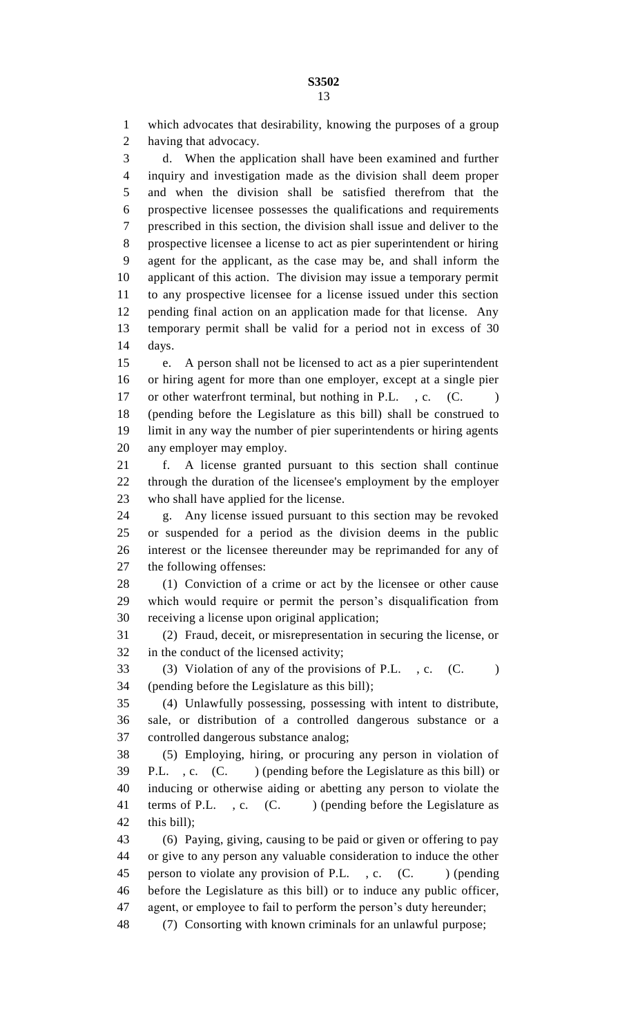which advocates that desirability, knowing the purposes of a group having that advocacy.

d. When the application shall have been examined and further inquiry and investigation made as the division shall deem proper and when the division shall be satisfied therefrom that the prospective licensee possesses the qualifications and requirements prescribed in this section, the division shall issue and deliver to the prospective licensee a license to act as pier superintendent or hiring agent for the applicant, as the case may be, and shall inform the applicant of this action. The division may issue a temporary permit to any prospective licensee for a license issued under this section pending final action on an application made for that license. Any temporary permit shall be valid for a period not in excess of 30 days.

e. A person shall not be licensed to act as a pier superintendent or hiring agent for more than one employer, except at a single pier or other waterfront terminal, but nothing in P.L. , c. (C. ) (pending before the Legislature as this bill) shall be construed to limit in any way the number of pier superintendents or hiring agents any employer may employ.

f. A license granted pursuant to this section shall continue through the duration of the licensee's employment by the employer who shall have applied for the license.

g. Any license issued pursuant to this section may be revoked or suspended for a period as the division deems in the public interest or the licensee thereunder may be reprimanded for any of the following offenses:

(1) Conviction of a crime or act by the licensee or other cause which would require or permit the person's disqualification from receiving a license upon original application;

(2) Fraud, deceit, or misrepresentation in securing the license, or in the conduct of the licensed activity;

(3) Violation of any of the provisions of P.L. , c. (C. ) (pending before the Legislature as this bill);

(4) Unlawfully possessing, possessing with intent to distribute, sale, or distribution of a controlled dangerous substance or a controlled dangerous substance analog;

(5) Employing, hiring, or procuring any person in violation of P.L. , c. (C. ) (pending before the Legislature as this bill) or inducing or otherwise aiding or abetting any person to violate the terms of P.L. , c. (C. ) (pending before the Legislature as this bill);

(6) Paying, giving, causing to be paid or given or offering to pay or give to any person any valuable consideration to induce the other person to violate any provision of P.L. , c. (C. ) (pending before the Legislature as this bill) or to induce any public officer, agent, or employee to fail to perform the person's duty hereunder;

(7) Consorting with known criminals for an unlawful purpose;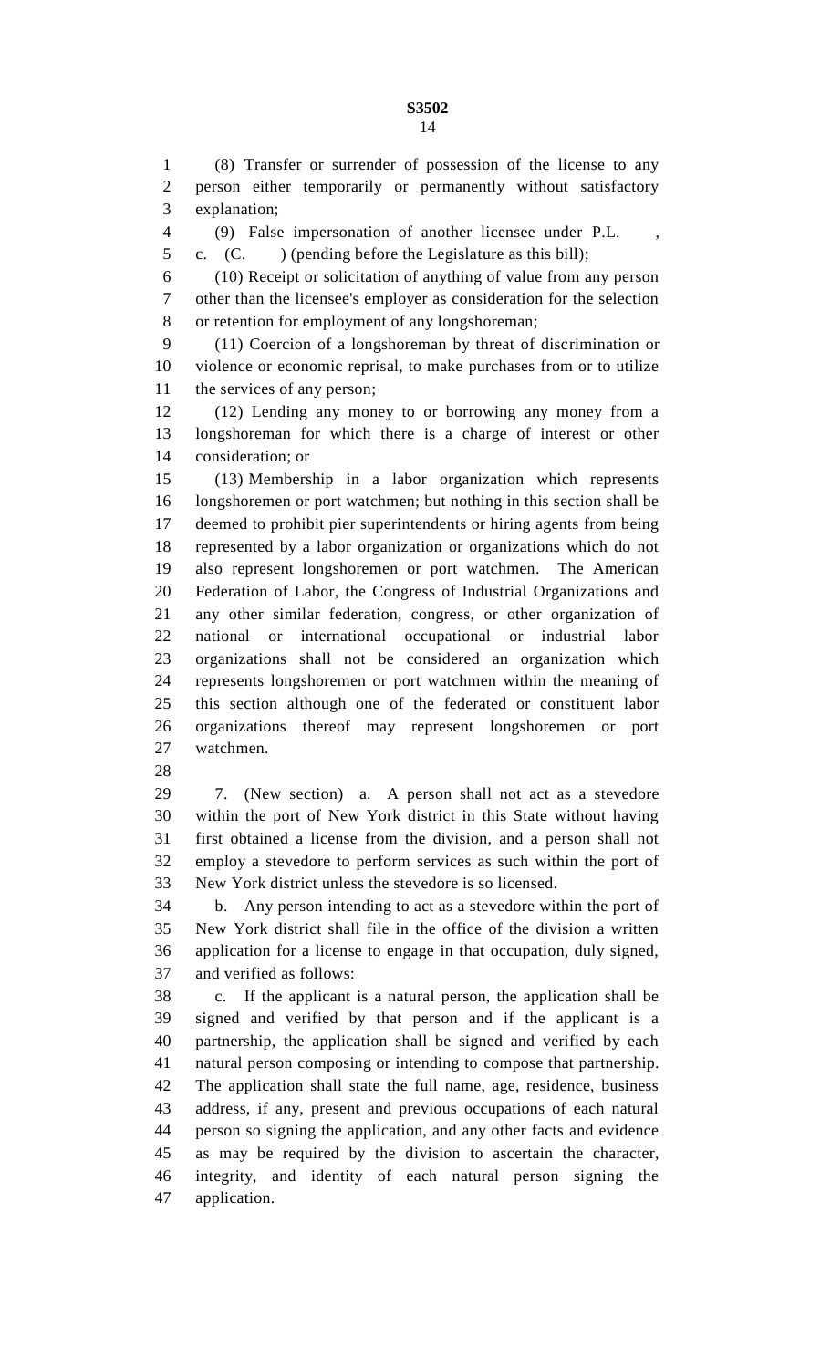(8) Transfer or surrender of possession of the license to any person either temporarily or permanently without satisfactory explanation;

(9) False impersonation of another licensee under P.L. , c. (C. ) (pending before the Legislature as this bill);

(10) Receipt or solicitation of anything of value from any person other than the licensee's employer as consideration for the selection or retention for employment of any longshoreman;

(11) Coercion of a longshoreman by threat of discrimination or violence or economic reprisal, to make purchases from or to utilize the services of any person;

(12) Lending any money to or borrowing any money from a longshoreman for which there is a charge of interest or other consideration; or

(13) Membership in a labor organization which represents longshoremen or port watchmen; but nothing in this section shall be deemed to prohibit pier superintendents or hiring agents from being represented by a labor organization or organizations which do not also represent longshoremen or port watchmen. The American Federation of Labor, the Congress of Industrial Organizations and any other similar federation, congress, or other organization of national or international occupational or industrial labor organizations shall not be considered an organization which represents longshoremen or port watchmen within the meaning of this section although one of the federated or constituent labor organizations thereof may represent longshoremen or port watchmen.

7. (New section) a. A person shall not act as a stevedore within the port of New York district in this State without having first obtained a license from the division, and a person shall not employ a stevedore to perform services as such within the port of New York district unless the stevedore is so licensed.

b. Any person intending to act as a stevedore within the port of New York district shall file in the office of the division a written application for a license to engage in that occupation, duly signed, and verified as follows:

c. If the applicant is a natural person, the application shall be signed and verified by that person and if the applicant is a partnership, the application shall be signed and verified by each natural person composing or intending to compose that partnership. The application shall state the full name, age, residence, business address, if any, present and previous occupations of each natural person so signing the application, and any other facts and evidence as may be required by the division to ascertain the character, integrity, and identity of each natural person signing the application.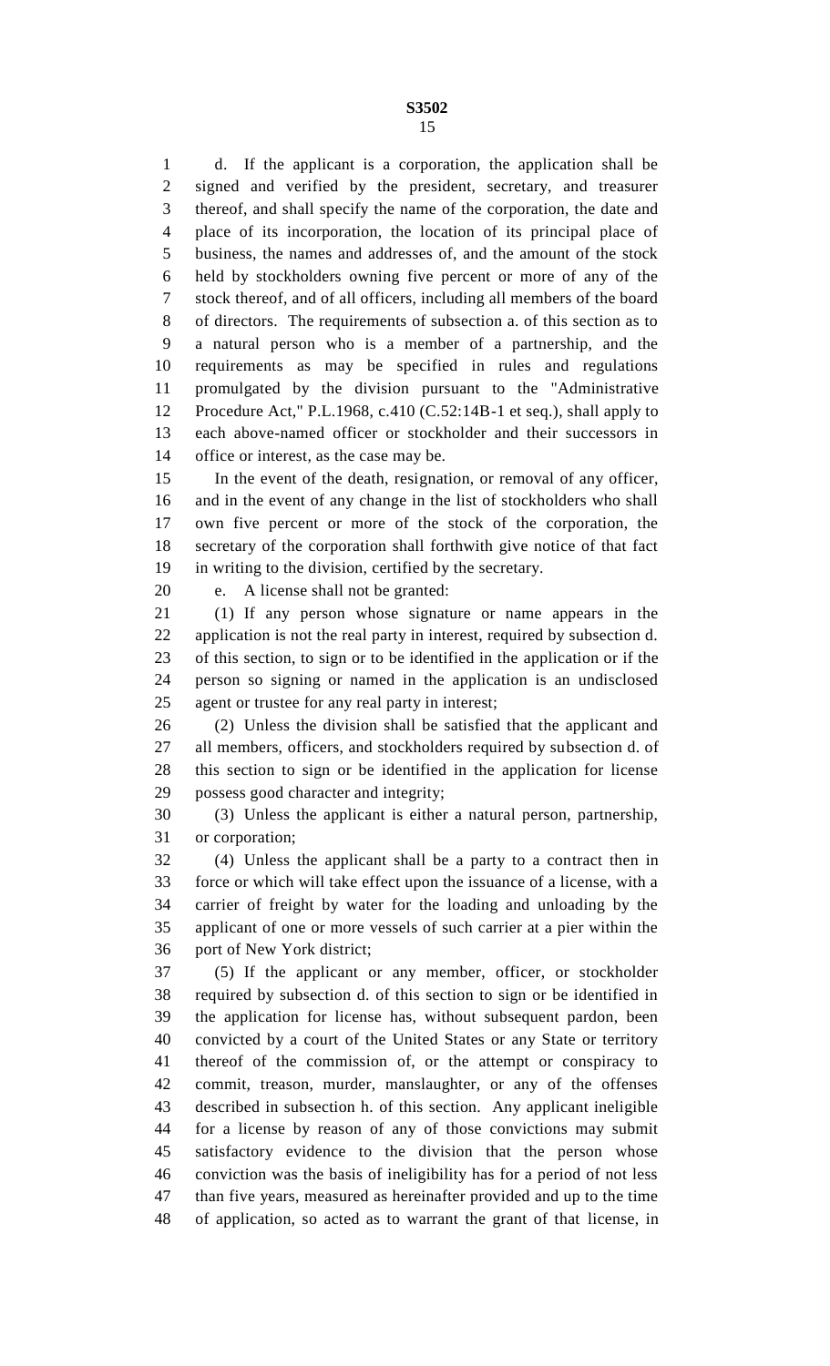d. If the applicant is a corporation, the application shall be signed and verified by the president, secretary, and treasurer thereof, and shall specify the name of the corporation, the date and place of its incorporation, the location of its principal place of business, the names and addresses of, and the amount of the stock held by stockholders owning five percent or more of any of the stock thereof, and of all officers, including all members of the board of directors. The requirements of subsection a. of this section as to a natural person who is a member of a partnership, and the requirements as may be specified in rules and regulations promulgated by the division pursuant to the "Administrative Procedure Act," P.L.1968, c.410 (C.52:14B-1 et seq.), shall apply to each above-named officer or stockholder and their successors in office or interest, as the case may be.

In the event of the death, resignation, or removal of any officer, and in the event of any change in the list of stockholders who shall own five percent or more of the stock of the corporation, the secretary of the corporation shall forthwith give notice of that fact in writing to the division, certified by the secretary.

e. A license shall not be granted:

(1) If any person whose signature or name appears in the application is not the real party in interest, required by subsection d. of this section, to sign or to be identified in the application or if the person so signing or named in the application is an undisclosed agent or trustee for any real party in interest;

(2) Unless the division shall be satisfied that the applicant and all members, officers, and stockholders required by subsection d. of this section to sign or be identified in the application for license possess good character and integrity;

(3) Unless the applicant is either a natural person, partnership, or corporation;

(4) Unless the applicant shall be a party to a contract then in force or which will take effect upon the issuance of a license, with a carrier of freight by water for the loading and unloading by the applicant of one or more vessels of such carrier at a pier within the port of New York district;

(5) If the applicant or any member, officer, or stockholder required by subsection d. of this section to sign or be identified in the application for license has, without subsequent pardon, been convicted by a court of the United States or any State or territory thereof of the commission of, or the attempt or conspiracy to commit, treason, murder, manslaughter, or any of the offenses described in subsection h. of this section. Any applicant ineligible for a license by reason of any of those convictions may submit satisfactory evidence to the division that the person whose conviction was the basis of ineligibility has for a period of not less than five years, measured as hereinafter provided and up to the time of application, so acted as to warrant the grant of that license, in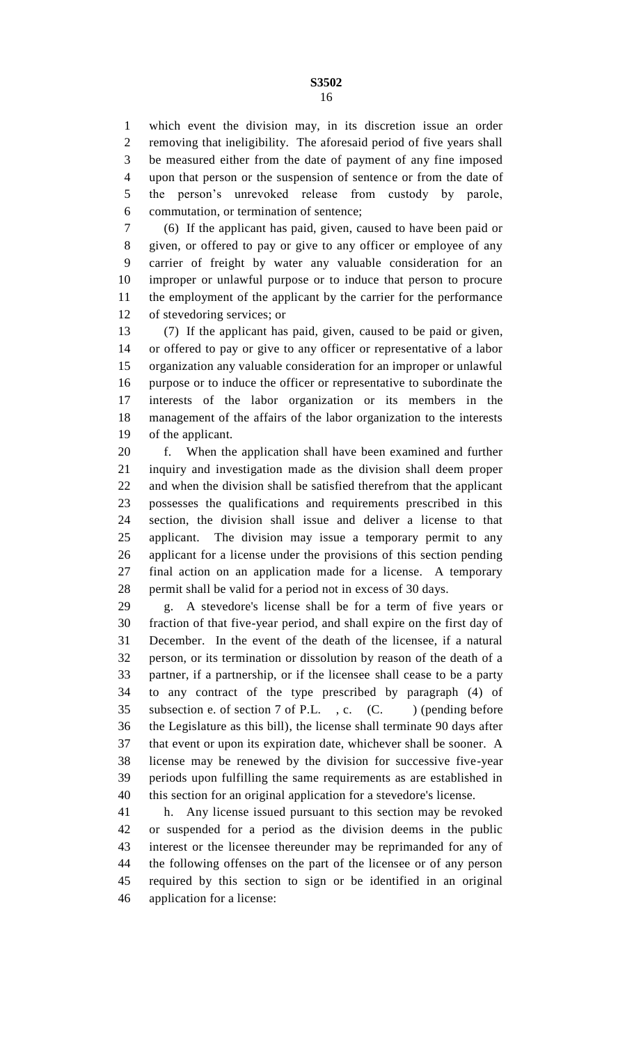which event the division may, in its discretion issue an order removing that ineligibility. The aforesaid period of five years shall be measured either from the date of payment of any fine imposed upon that person or the suspension of sentence or from the date of the person's unrevoked release from custody by parole, commutation, or termination of sentence;

(6) If the applicant has paid, given, caused to have been paid or given, or offered to pay or give to any officer or employee of any carrier of freight by water any valuable consideration for an improper or unlawful purpose or to induce that person to procure the employment of the applicant by the carrier for the performance of stevedoring services; or

(7) If the applicant has paid, given, caused to be paid or given, or offered to pay or give to any officer or representative of a labor organization any valuable consideration for an improper or unlawful purpose or to induce the officer or representative to subordinate the interests of the labor organization or its members in the management of the affairs of the labor organization to the interests of the applicant.

f. When the application shall have been examined and further inquiry and investigation made as the division shall deem proper and when the division shall be satisfied therefrom that the applicant possesses the qualifications and requirements prescribed in this section, the division shall issue and deliver a license to that applicant. The division may issue a temporary permit to any applicant for a license under the provisions of this section pending final action on an application made for a license. A temporary permit shall be valid for a period not in excess of 30 days.

g. A stevedore's license shall be for a term of five years or fraction of that five-year period, and shall expire on the first day of December. In the event of the death of the licensee, if a natural person, or its termination or dissolution by reason of the death of a partner, if a partnership, or if the licensee shall cease to be a party to any contract of the type prescribed by paragraph (4) of subsection e. of section 7 of P.L. , c. (C. ) (pending before the Legislature as this bill), the license shall terminate 90 days after that event or upon its expiration date, whichever shall be sooner. A license may be renewed by the division for successive five-year periods upon fulfilling the same requirements as are established in this section for an original application for a stevedore's license.

h. Any license issued pursuant to this section may be revoked or suspended for a period as the division deems in the public interest or the licensee thereunder may be reprimanded for any of the following offenses on the part of the licensee or of any person required by this section to sign or be identified in an original application for a license: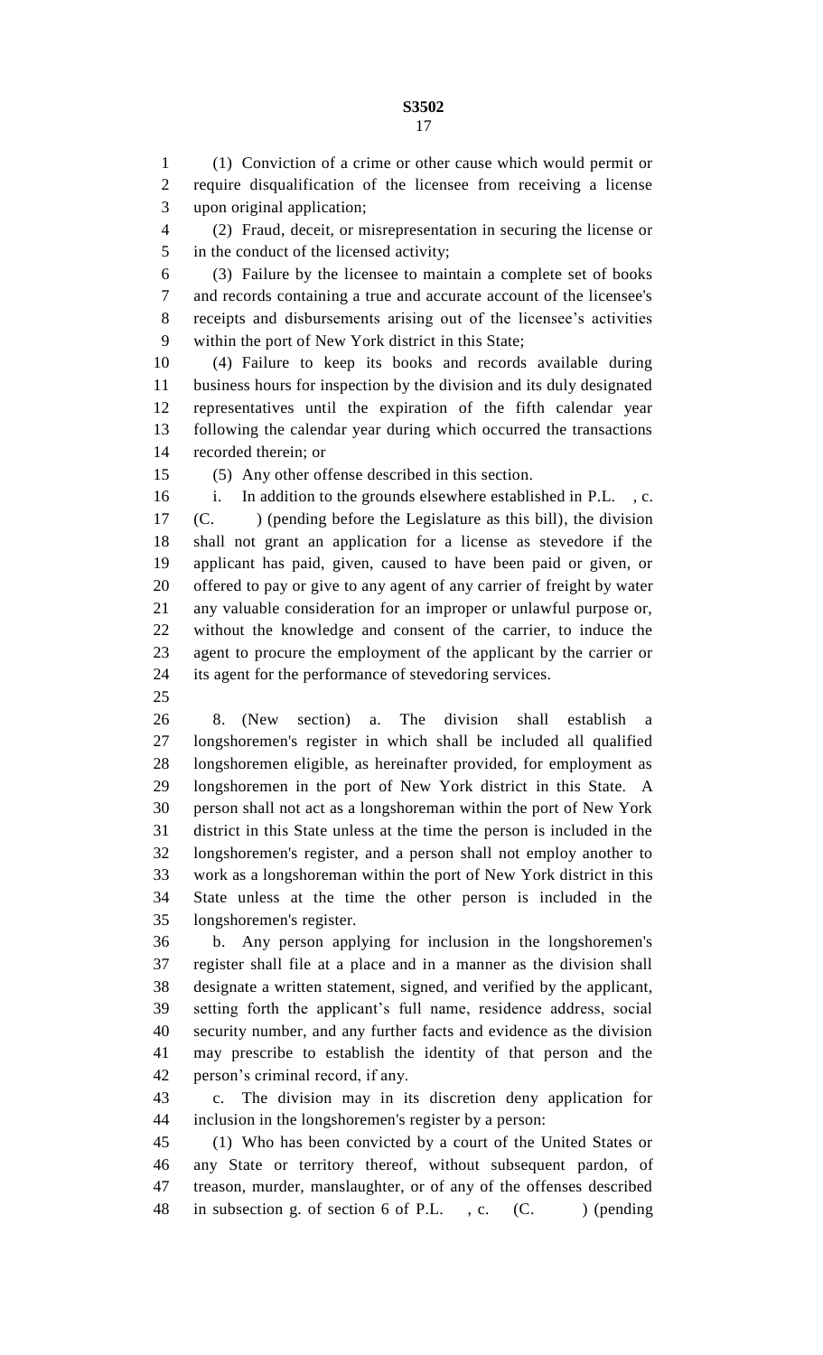(1) Conviction of a crime or other cause which would permit or require disqualification of the licensee from receiving a license upon original application;

(2) Fraud, deceit, or misrepresentation in securing the license or in the conduct of the licensed activity;

(3) Failure by the licensee to maintain a complete set of books and records containing a true and accurate account of the licensee's receipts and disbursements arising out of the licensee's activities within the port of New York district in this State;

(4) Failure to keep its books and records available during business hours for inspection by the division and its duly designated representatives until the expiration of the fifth calendar year following the calendar year during which occurred the transactions recorded therein; or

(5) Any other offense described in this section.

i. In addition to the grounds elsewhere established in P.L. , c. (C. ) (pending before the Legislature as this bill), the division shall not grant an application for a license as stevedore if the applicant has paid, given, caused to have been paid or given, or offered to pay or give to any agent of any carrier of freight by water any valuable consideration for an improper or unlawful purpose or, without the knowledge and consent of the carrier, to induce the agent to procure the employment of the applicant by the carrier or its agent for the performance of stevedoring services.

8. (New section) a. The division shall establish a longshoremen's register in which shall be included all qualified longshoremen eligible, as hereinafter provided, for employment as longshoremen in the port of New York district in this State. A person shall not act as a longshoreman within the port of New York district in this State unless at the time the person is included in the longshoremen's register, and a person shall not employ another to work as a longshoreman within the port of New York district in this State unless at the time the other person is included in the longshoremen's register.

b. Any person applying for inclusion in the longshoremen's register shall file at a place and in a manner as the division shall designate a written statement, signed, and verified by the applicant, setting forth the applicant's full name, residence address, social security number, and any further facts and evidence as the division may prescribe to establish the identity of that person and the person's criminal record, if any.

c. The division may in its discretion deny application for inclusion in the longshoremen's register by a person:

(1) Who has been convicted by a court of the United States or any State or territory thereof, without subsequent pardon, of treason, murder, manslaughter, or of any of the offenses described in subsection g. of section 6 of P.L. , c. (C. ) (pending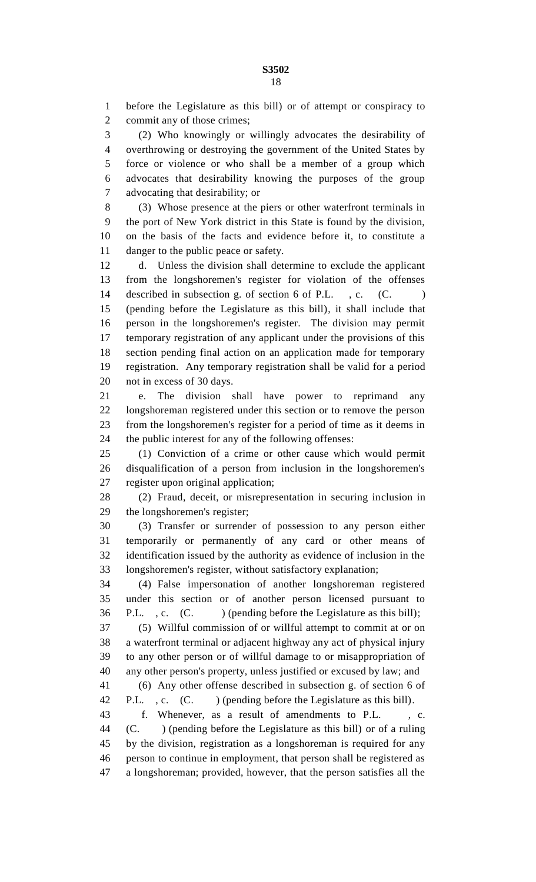before the Legislature as this bill) or of attempt or conspiracy to commit any of those crimes;

(2) Who knowingly or willingly advocates the desirability of overthrowing or destroying the government of the United States by force or violence or who shall be a member of a group which advocates that desirability knowing the purposes of the group advocating that desirability; or

(3) Whose presence at the piers or other waterfront terminals in the port of New York district in this State is found by the division, on the basis of the facts and evidence before it, to constitute a danger to the public peace or safety.

d. Unless the division shall determine to exclude the applicant from the longshoremen's register for violation of the offenses described in subsection g. of section 6 of P.L. , c. (C. ) (pending before the Legislature as this bill), it shall include that person in the longshoremen's register. The division may permit temporary registration of any applicant under the provisions of this section pending final action on an application made for temporary registration. Any temporary registration shall be valid for a period not in excess of 30 days.

e. The division shall have power to reprimand any longshoreman registered under this section or to remove the person from the longshoremen's register for a period of time as it deems in the public interest for any of the following offenses:

(1) Conviction of a crime or other cause which would permit disqualification of a person from inclusion in the longshoremen's register upon original application;

(2) Fraud, deceit, or misrepresentation in securing inclusion in the longshoremen's register;

(3) Transfer or surrender of possession to any person either temporarily or permanently of any card or other means of identification issued by the authority as evidence of inclusion in the longshoremen's register, without satisfactory explanation;

(4) False impersonation of another longshoreman registered under this section or of another person licensed pursuant to P.L. , c. (C. ) (pending before the Legislature as this bill);

(5) Willful commission of or willful attempt to commit at or on a waterfront terminal or adjacent highway any act of physical injury to any other person or of willful damage to or misappropriation of any other person's property, unless justified or excused by law; and

(6) Any other offense described in subsection g. of section 6 of P.L. , c. (C. ) (pending before the Legislature as this bill).

f. Whenever, as a result of amendments to P.L. , c. (C. ) (pending before the Legislature as this bill) or of a ruling by the division, registration as a longshoreman is required for any person to continue in employment, that person shall be registered as a longshoreman; provided, however, that the person satisfies all the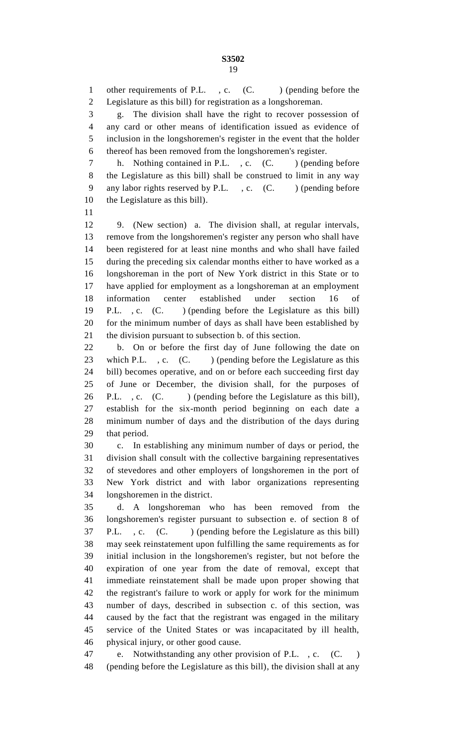other requirements of P.L. , c. (C. ) (pending before the Legislature as this bill) for registration as a longshoreman.

g. The division shall have the right to recover possession of any card or other means of identification issued as evidence of inclusion in the longshoremen's register in the event that the holder thereof has been removed from the longshoremen's register.

h. Nothing contained in P.L. , c. (C. ) (pending before the Legislature as this bill) shall be construed to limit in any way any labor rights reserved by P.L. , c. (C. ) (pending before the Legislature as this bill).

9. (New section) a. The division shall, at regular intervals, remove from the longshoremen's register any person who shall have been registered for at least nine months and who shall have failed during the preceding six calendar months either to have worked as a longshoreman in the port of New York district in this State or to have applied for employment as a longshoreman at an employment information center established under section 16 of P.L. , c. (C. ) (pending before the Legislature as this bill) for the minimum number of days as shall have been established by the division pursuant to subsection b. of this section.

b. On or before the first day of June following the date on which P.L. , c. (C. ) (pending before the Legislature as this bill) becomes operative, and on or before each succeeding first day of June or December, the division shall, for the purposes of P.L. , c. (C. ) (pending before the Legislature as this bill), establish for the six-month period beginning on each date a minimum number of days and the distribution of the days during that period.

c. In establishing any minimum number of days or period, the division shall consult with the collective bargaining representatives of stevedores and other employers of longshoremen in the port of New York district and with labor organizations representing longshoremen in the district.

d. A longshoreman who has been removed from the longshoremen's register pursuant to subsection e. of section 8 of P.L. , c. (C. ) (pending before the Legislature as this bill) may seek reinstatement upon fulfilling the same requirements as for initial inclusion in the longshoremen's register, but not before the expiration of one year from the date of removal, except that immediate reinstatement shall be made upon proper showing that the registrant's failure to work or apply for work for the minimum number of days, described in subsection c. of this section, was caused by the fact that the registrant was engaged in the military service of the United States or was incapacitated by ill health, physical injury, or other good cause.

e. Notwithstanding any other provision of P.L. , c. (C. ) (pending before the Legislature as this bill), the division shall at any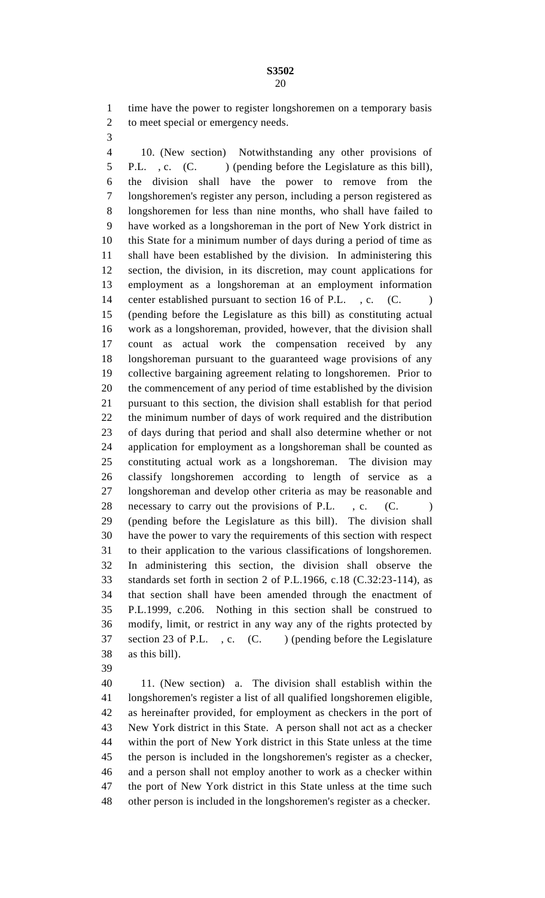time have the power to register longshoremen on a temporary basis to meet special or emergency needs.

10. (New section) Notwithstanding any other provisions of P.L. , c. (C. ) (pending before the Legislature as this bill), the division shall have the power to remove from the longshoremen's register any person, including a person registered as longshoremen for less than nine months, who shall have failed to have worked as a longshoreman in the port of New York district in this State for a minimum number of days during a period of time as shall have been established by the division. In administering this section, the division, in its discretion, may count applications for employment as a longshoreman at an employment information center established pursuant to section 16 of P.L. , c. (C. ) (pending before the Legislature as this bill) as constituting actual work as a longshoreman, provided, however, that the division shall count as actual work the compensation received by any longshoreman pursuant to the guaranteed wage provisions of any collective bargaining agreement relating to longshoremen. Prior to the commencement of any period of time established by the division pursuant to this section, the division shall establish for that period the minimum number of days of work required and the distribution of days during that period and shall also determine whether or not application for employment as a longshoreman shall be counted as constituting actual work as a longshoreman. The division may classify longshoremen according to length of service as a longshoreman and develop other criteria as may be reasonable and necessary to carry out the provisions of P.L. , c. (C. ) (pending before the Legislature as this bill). The division shall have the power to vary the requirements of this section with respect to their application to the various classifications of longshoremen. In administering this section, the division shall observe the standards set forth in section 2 of P.L.1966, c.18 (C.32:23-114), as that section shall have been amended through the enactment of P.L.1999, c.206. Nothing in this section shall be construed to modify, limit, or restrict in any way any of the rights protected by section 23 of P.L. , c. (C. ) (pending before the Legislature as this bill).

11. (New section) a. The division shall establish within the longshoremen's register a list of all qualified longshoremen eligible, as hereinafter provided, for employment as checkers in the port of New York district in this State. A person shall not act as a checker within the port of New York district in this State unless at the time the person is included in the longshoremen's register as a checker, and a person shall not employ another to work as a checker within the port of New York district in this State unless at the time such other person is included in the longshoremen's register as a checker.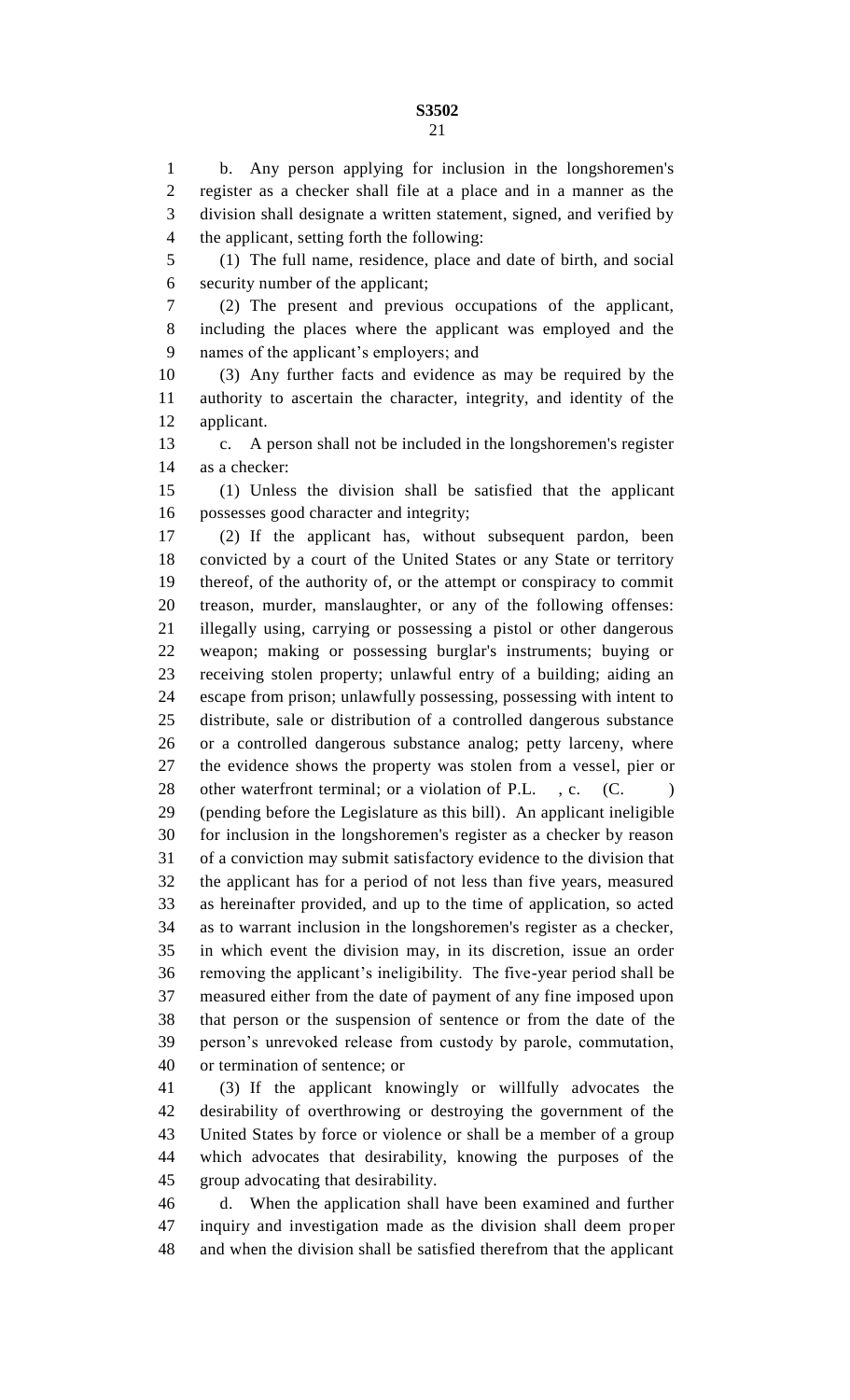b. Any person applying for inclusion in the longshoremen's register as a checker shall file at a place and in a manner as the division shall designate a written statement, signed, and verified by the applicant, setting forth the following:

(1) The full name, residence, place and date of birth, and social security number of the applicant;

(2) The present and previous occupations of the applicant, including the places where the applicant was employed and the names of the applicant's employers; and

(3) Any further facts and evidence as may be required by the authority to ascertain the character, integrity, and identity of the applicant.

c. A person shall not be included in the longshoremen's register as a checker:

(1) Unless the division shall be satisfied that the applicant possesses good character and integrity;

(2) If the applicant has, without subsequent pardon, been convicted by a court of the United States or any State or territory thereof, of the authority of, or the attempt or conspiracy to commit treason, murder, manslaughter, or any of the following offenses: illegally using, carrying or possessing a pistol or other dangerous weapon; making or possessing burglar's instruments; buying or receiving stolen property; unlawful entry of a building; aiding an escape from prison; unlawfully possessing, possessing with intent to distribute, sale or distribution of a controlled dangerous substance or a controlled dangerous substance analog; petty larceny, where the evidence shows the property was stolen from a vessel, pier or other waterfront terminal; or a violation of P.L. , c. (C. ) (pending before the Legislature as this bill). An applicant ineligible for inclusion in the longshoremen's register as a checker by reason of a conviction may submit satisfactory evidence to the division that the applicant has for a period of not less than five years, measured as hereinafter provided, and up to the time of application, so acted as to warrant inclusion in the longshoremen's register as a checker, in which event the division may, in its discretion, issue an order removing the applicant's ineligibility. The five-year period shall be measured either from the date of payment of any fine imposed upon that person or the suspension of sentence or from the date of the person's unrevoked release from custody by parole, commutation, or termination of sentence; or

(3) If the applicant knowingly or willfully advocates the desirability of overthrowing or destroying the government of the United States by force or violence or shall be a member of a group which advocates that desirability, knowing the purposes of the group advocating that desirability.

d. When the application shall have been examined and further inquiry and investigation made as the division shall deem proper and when the division shall be satisfied therefrom that the applicant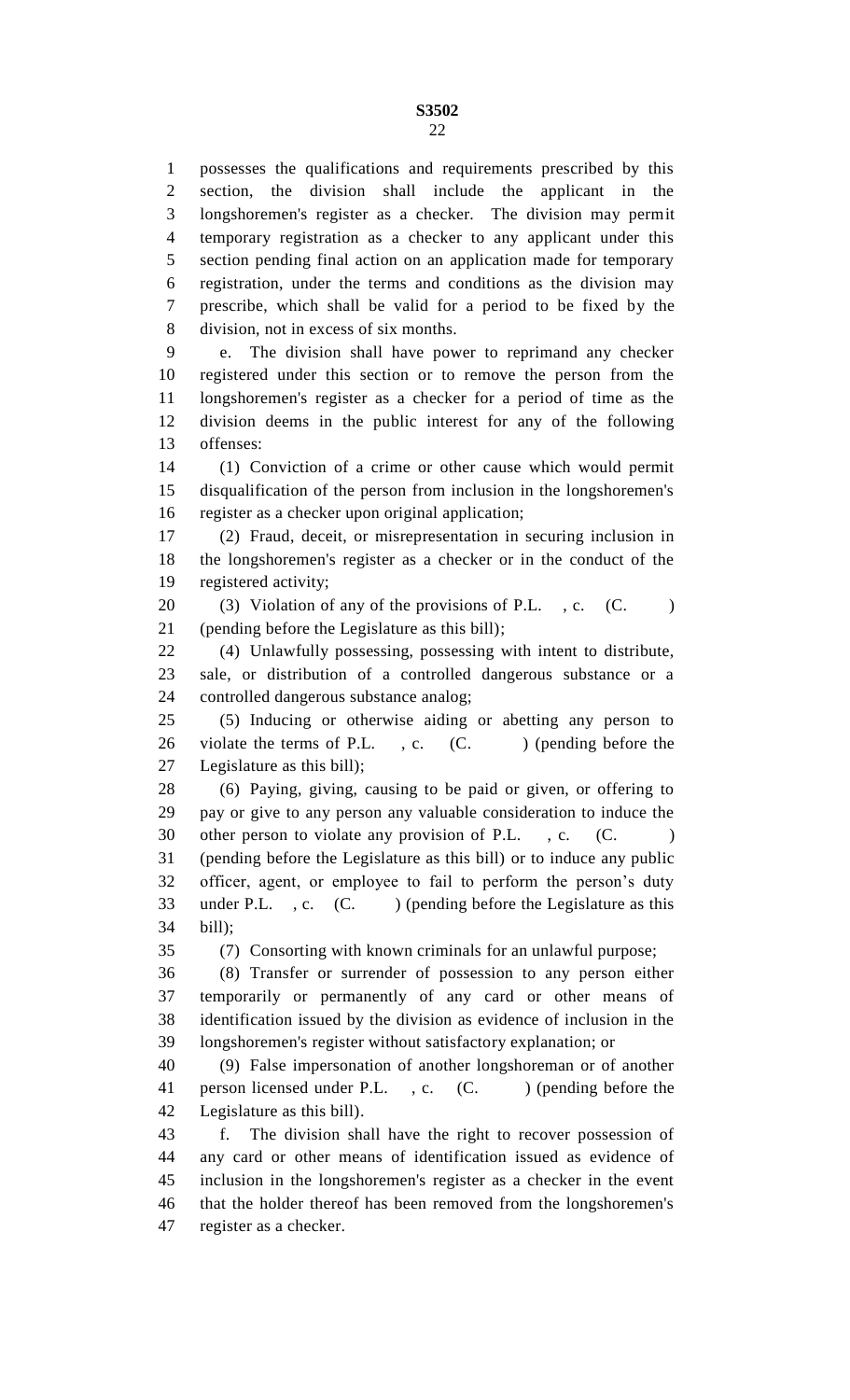possesses the qualifications and requirements prescribed by this section, the division shall include the applicant in the longshoremen's register as a checker. The division may permit temporary registration as a checker to any applicant under this section pending final action on an application made for temporary registration, under the terms and conditions as the division may prescribe, which shall be valid for a period to be fixed by the division, not in excess of six months.

e. The division shall have power to reprimand any checker registered under this section or to remove the person from the longshoremen's register as a checker for a period of time as the division deems in the public interest for any of the following offenses:

(1) Conviction of a crime or other cause which would permit disqualification of the person from inclusion in the longshoremen's register as a checker upon original application;

(2) Fraud, deceit, or misrepresentation in securing inclusion in the longshoremen's register as a checker or in the conduct of the registered activity;

(3) Violation of any of the provisions of P.L. , c. (C. ) (pending before the Legislature as this bill);

(4) Unlawfully possessing, possessing with intent to distribute, sale, or distribution of a controlled dangerous substance or a controlled dangerous substance analog;

(5) Inducing or otherwise aiding or abetting any person to violate the terms of P.L. , c. (C. ) (pending before the Legislature as this bill);

(6) Paying, giving, causing to be paid or given, or offering to pay or give to any person any valuable consideration to induce the other person to violate any provision of P.L. , c. (C. ) (pending before the Legislature as this bill) or to induce any public officer, agent, or employee to fail to perform the person's duty under P.L. , c. (C. ) (pending before the Legislature as this bill);

(7) Consorting with known criminals for an unlawful purpose;

(8) Transfer or surrender of possession to any person either temporarily or permanently of any card or other means of identification issued by the division as evidence of inclusion in the longshoremen's register without satisfactory explanation; or

(9) False impersonation of another longshoreman or of another person licensed under P.L. , c. (C. ) (pending before the Legislature as this bill).

f. The division shall have the right to recover possession of any card or other means of identification issued as evidence of inclusion in the longshoremen's register as a checker in the event that the holder thereof has been removed from the longshoremen's register as a checker.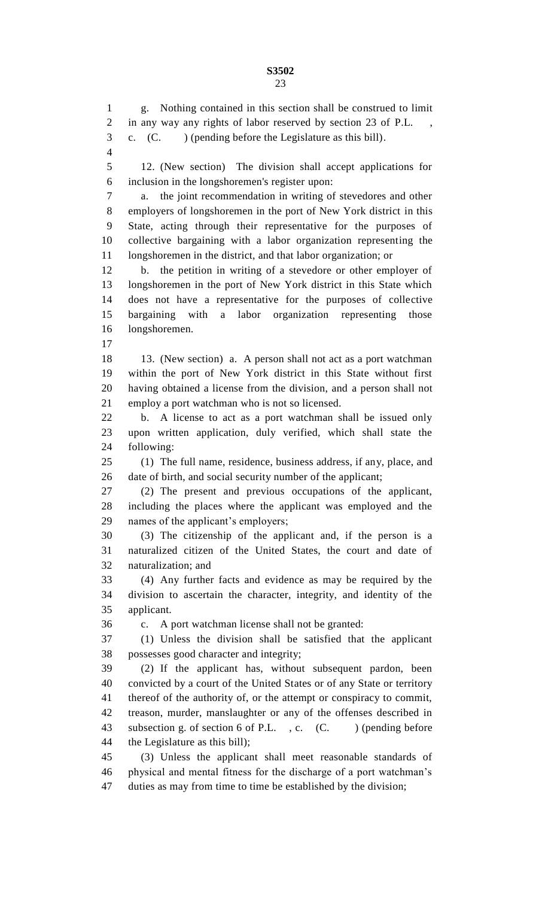g. Nothing contained in this section shall be construed to limit in any way any rights of labor reserved by section 23 of P.L. , c. (C. ) (pending before the Legislature as this bill).

12. (New section) The division shall accept applications for inclusion in the longshoremen's register upon:

a. the joint recommendation in writing of stevedores and other employers of longshoremen in the port of New York district in this State, acting through their representative for the purposes of collective bargaining with a labor organization representing the longshoremen in the district, and that labor organization; or

b. the petition in writing of a stevedore or other employer of longshoremen in the port of New York district in this State which does not have a representative for the purposes of collective bargaining with a labor organization representing those longshoremen.

13. (New section) a. A person shall not act as a port watchman within the port of New York district in this State without first having obtained a license from the division, and a person shall not employ a port watchman who is not so licensed.

b. A license to act as a port watchman shall be issued only upon written application, duly verified, which shall state the following:

(1) The full name, residence, business address, if any, place, and date of birth, and social security number of the applicant;

(2) The present and previous occupations of the applicant, including the places where the applicant was employed and the names of the applicant's employers;

(3) The citizenship of the applicant and, if the person is a naturalized citizen of the United States, the court and date of naturalization; and

(4) Any further facts and evidence as may be required by the division to ascertain the character, integrity, and identity of the applicant.

c. A port watchman license shall not be granted:

(1) Unless the division shall be satisfied that the applicant possesses good character and integrity;

(2) If the applicant has, without subsequent pardon, been convicted by a court of the United States or of any State or territory thereof of the authority of, or the attempt or conspiracy to commit, treason, murder, manslaughter or any of the offenses described in subsection g. of section 6 of P.L. , c. (C. ) (pending before the Legislature as this bill);

(3) Unless the applicant shall meet reasonable standards of physical and mental fitness for the discharge of a port watchman's duties as may from time to time be established by the division;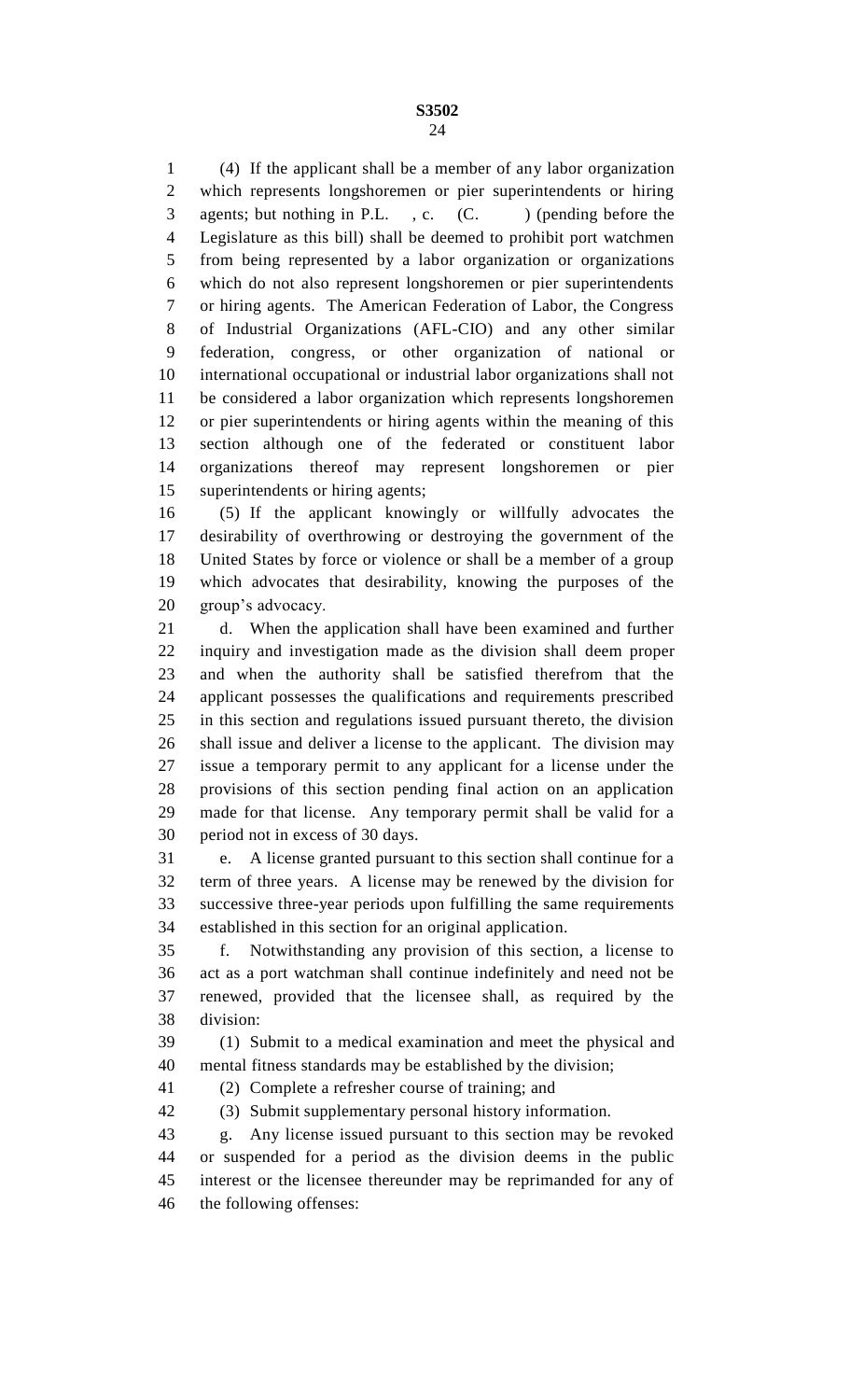(4) If the applicant shall be a member of any labor organization which represents longshoremen or pier superintendents or hiring agents; but nothing in P.L. , c. (C. ) (pending before the Legislature as this bill) shall be deemed to prohibit port watchmen from being represented by a labor organization or organizations which do not also represent longshoremen or pier superintendents or hiring agents. The American Federation of Labor, the Congress of Industrial Organizations (AFL-CIO) and any other similar federation, congress, or other organization of national or international occupational or industrial labor organizations shall not be considered a labor organization which represents longshoremen or pier superintendents or hiring agents within the meaning of this section although one of the federated or constituent labor organizations thereof may represent longshoremen or pier superintendents or hiring agents;

(5) If the applicant knowingly or willfully advocates the desirability of overthrowing or destroying the government of the United States by force or violence or shall be a member of a group which advocates that desirability, knowing the purposes of the group's advocacy.

d. When the application shall have been examined and further inquiry and investigation made as the division shall deem proper and when the authority shall be satisfied therefrom that the applicant possesses the qualifications and requirements prescribed in this section and regulations issued pursuant thereto, the division shall issue and deliver a license to the applicant. The division may issue a temporary permit to any applicant for a license under the provisions of this section pending final action on an application made for that license. Any temporary permit shall be valid for a period not in excess of 30 days.

e. A license granted pursuant to this section shall continue for a term of three years. A license may be renewed by the division for successive three-year periods upon fulfilling the same requirements established in this section for an original application.

f. Notwithstanding any provision of this section, a license to act as a port watchman shall continue indefinitely and need not be renewed, provided that the licensee shall, as required by the division:

(1) Submit to a medical examination and meet the physical and mental fitness standards may be established by the division;

(2) Complete a refresher course of training; and

(3) Submit supplementary personal history information.

g. Any license issued pursuant to this section may be revoked or suspended for a period as the division deems in the public interest or the licensee thereunder may be reprimanded for any of the following offenses: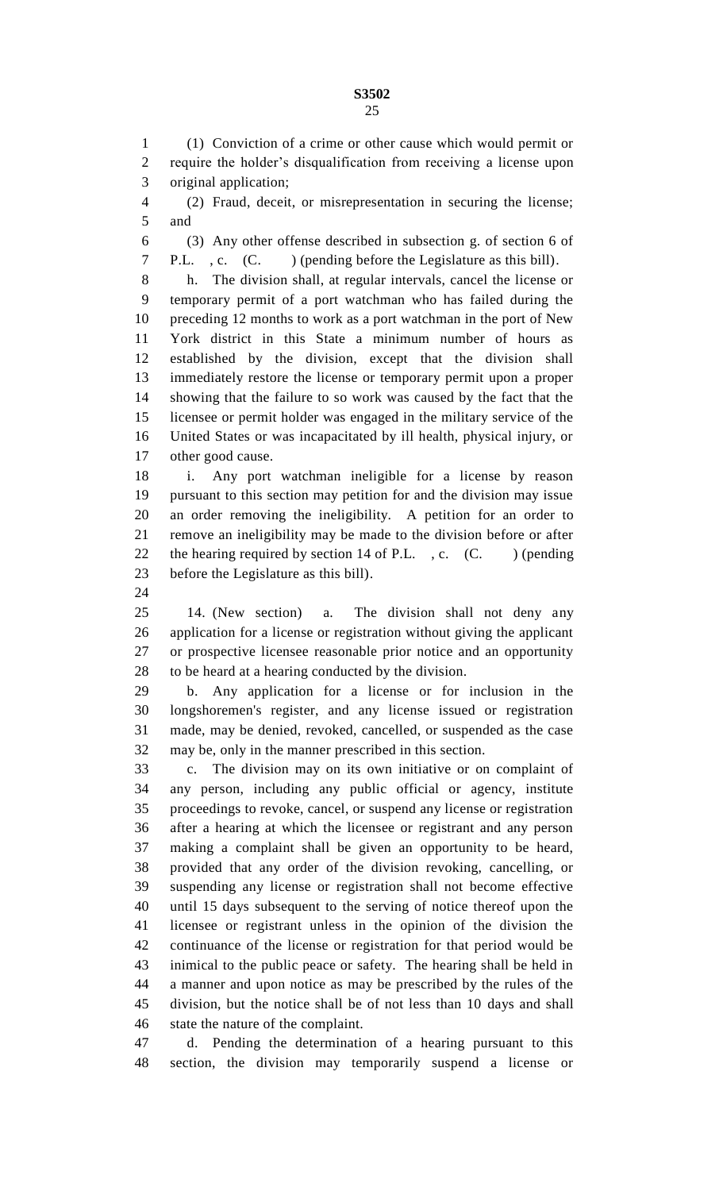(1) Conviction of a crime or other cause which would permit or require the holder's disqualification from receiving a license upon original application;

(2) Fraud, deceit, or misrepresentation in securing the license; and

(3) Any other offense described in subsection g. of section 6 of P.L. , c. (C. ) (pending before the Legislature as this bill).

h. The division shall, at regular intervals, cancel the license or temporary permit of a port watchman who has failed during the preceding 12 months to work as a port watchman in the port of New York district in this State a minimum number of hours as established by the division, except that the division shall immediately restore the license or temporary permit upon a proper showing that the failure to so work was caused by the fact that the licensee or permit holder was engaged in the military service of the United States or was incapacitated by ill health, physical injury, or other good cause.

i. Any port watchman ineligible for a license by reason pursuant to this section may petition for and the division may issue an order removing the ineligibility. A petition for an order to remove an ineligibility may be made to the division before or after the hearing required by section 14 of P.L. , c. (C. ) (pending before the Legislature as this bill).

14. (New section) a. The division shall not deny any application for a license or registration without giving the applicant or prospective licensee reasonable prior notice and an opportunity to be heard at a hearing conducted by the division.

b. Any application for a license or for inclusion in the longshoremen's register, and any license issued or registration made, may be denied, revoked, cancelled, or suspended as the case may be, only in the manner prescribed in this section.

c. The division may on its own initiative or on complaint of any person, including any public official or agency, institute proceedings to revoke, cancel, or suspend any license or registration after a hearing at which the licensee or registrant and any person making a complaint shall be given an opportunity to be heard, provided that any order of the division revoking, cancelling, or suspending any license or registration shall not become effective until 15 days subsequent to the serving of notice thereof upon the licensee or registrant unless in the opinion of the division the continuance of the license or registration for that period would be inimical to the public peace or safety. The hearing shall be held in a manner and upon notice as may be prescribed by the rules of the division, but the notice shall be of not less than 10 days and shall state the nature of the complaint.

d. Pending the determination of a hearing pursuant to this section, the division may temporarily suspend a license or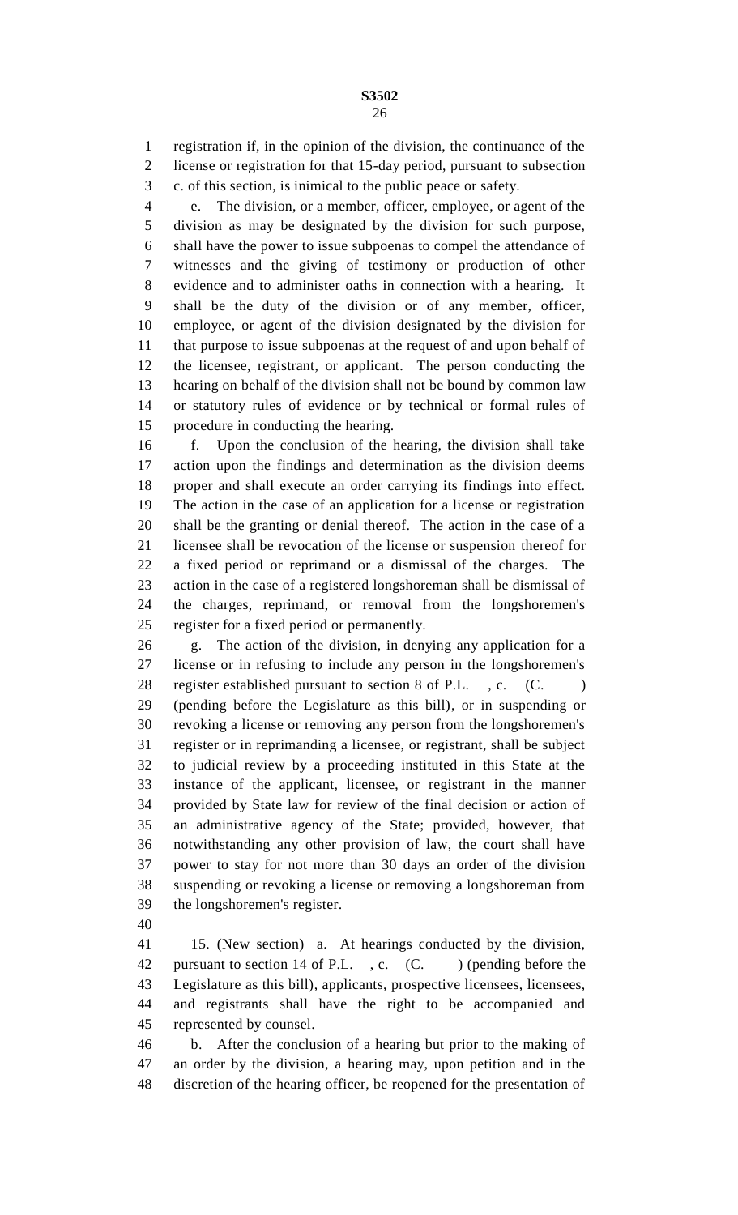registration if, in the opinion of the division, the continuance of the license or registration for that 15-day period, pursuant to subsection c. of this section, is inimical to the public peace or safety.

e. The division, or a member, officer, employee, or agent of the division as may be designated by the division for such purpose, shall have the power to issue subpoenas to compel the attendance of witnesses and the giving of testimony or production of other evidence and to administer oaths in connection with a hearing. It shall be the duty of the division or of any member, officer, employee, or agent of the division designated by the division for that purpose to issue subpoenas at the request of and upon behalf of the licensee, registrant, or applicant. The person conducting the hearing on behalf of the division shall not be bound by common law or statutory rules of evidence or by technical or formal rules of procedure in conducting the hearing.

f. Upon the conclusion of the hearing, the division shall take action upon the findings and determination as the division deems proper and shall execute an order carrying its findings into effect. The action in the case of an application for a license or registration shall be the granting or denial thereof. The action in the case of a licensee shall be revocation of the license or suspension thereof for a fixed period or reprimand or a dismissal of the charges. The action in the case of a registered longshoreman shall be dismissal of the charges, reprimand, or removal from the longshoremen's register for a fixed period or permanently.

g. The action of the division, in denying any application for a license or in refusing to include any person in the longshoremen's register established pursuant to section 8 of P.L. , c. (C. ) (pending before the Legislature as this bill), or in suspending or revoking a license or removing any person from the longshoremen's register or in reprimanding a licensee, or registrant, shall be subject to judicial review by a proceeding instituted in this State at the instance of the applicant, licensee, or registrant in the manner provided by State law for review of the final decision or action of an administrative agency of the State; provided, however, that notwithstanding any other provision of law, the court shall have power to stay for not more than 30 days an order of the division suspending or revoking a license or removing a longshoreman from the longshoremen's register.

15. (New section) a. At hearings conducted by the division, pursuant to section 14 of P.L. , c. (C. ) (pending before the Legislature as this bill), applicants, prospective licensees, licensees, and registrants shall have the right to be accompanied and represented by counsel.

b. After the conclusion of a hearing but prior to the making of an order by the division, a hearing may, upon petition and in the discretion of the hearing officer, be reopened for the presentation of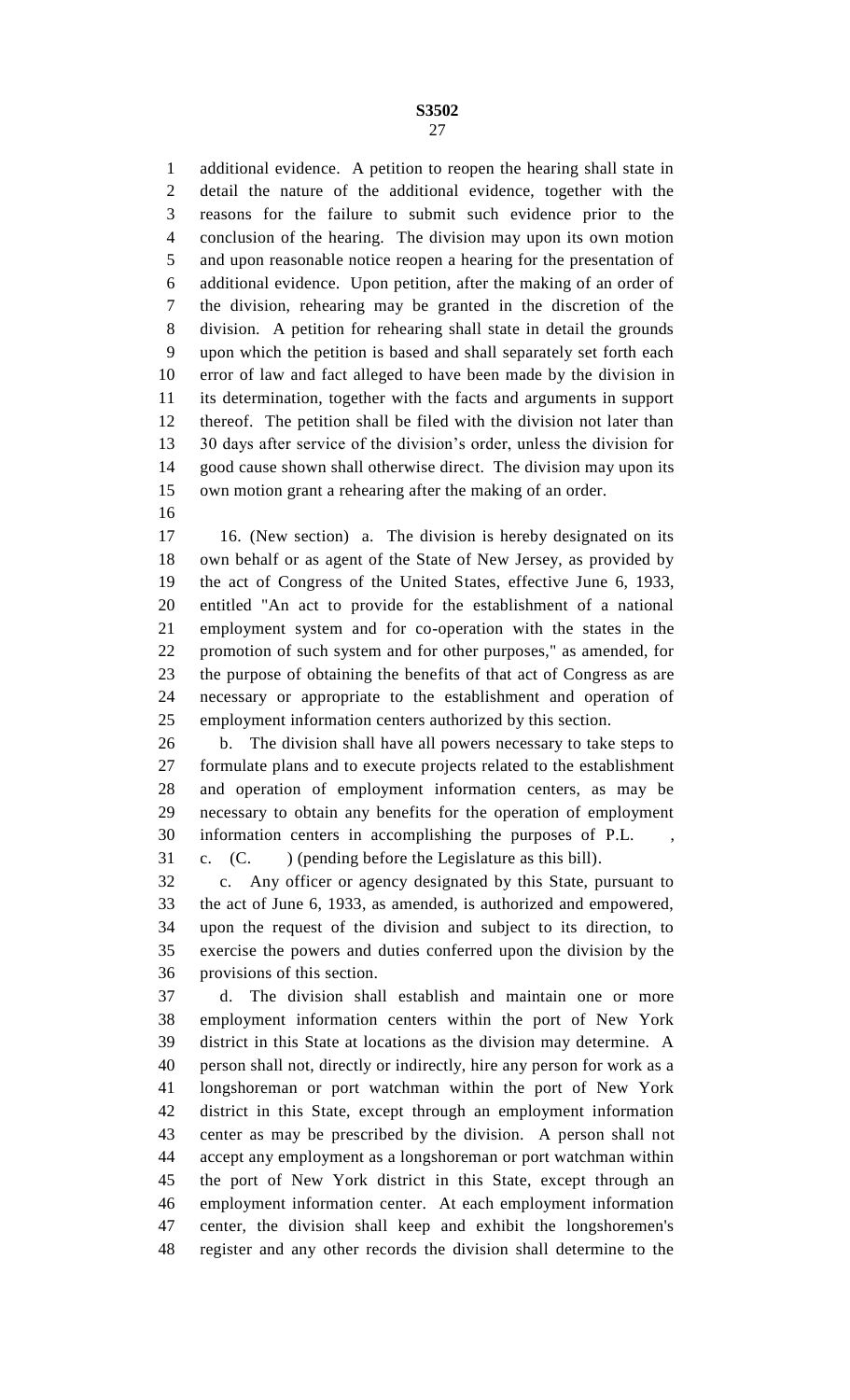additional evidence. A petition to reopen the hearing shall state in detail the nature of the additional evidence, together with the reasons for the failure to submit such evidence prior to the conclusion of the hearing. The division may upon its own motion and upon reasonable notice reopen a hearing for the presentation of additional evidence. Upon petition, after the making of an order of the division, rehearing may be granted in the discretion of the division. A petition for rehearing shall state in detail the grounds upon which the petition is based and shall separately set forth each error of law and fact alleged to have been made by the division in its determination, together with the facts and arguments in support thereof. The petition shall be filed with the division not later than 30 days after service of the division's order, unless the division for good cause shown shall otherwise direct. The division may upon its own motion grant a rehearing after the making of an order.

16. (New section) a. The division is hereby designated on its own behalf or as agent of the State of New Jersey, as provided by the act of Congress of the United States, effective June 6, 1933, entitled "An act to provide for the establishment of a national employment system and for co-operation with the states in the promotion of such system and for other purposes," as amended, for the purpose of obtaining the benefits of that act of Congress as are necessary or appropriate to the establishment and operation of employment information centers authorized by this section.

b. The division shall have all powers necessary to take steps to formulate plans and to execute projects related to the establishment and operation of employment information centers, as may be necessary to obtain any benefits for the operation of employment information centers in accomplishing the purposes of P.L. , c. (C. ) (pending before the Legislature as this bill).

c. Any officer or agency designated by this State, pursuant to the act of June 6, 1933, as amended, is authorized and empowered, upon the request of the division and subject to its direction, to exercise the powers and duties conferred upon the division by the provisions of this section.

d. The division shall establish and maintain one or more employment information centers within the port of New York district in this State at locations as the division may determine. A person shall not, directly or indirectly, hire any person for work as a longshoreman or port watchman within the port of New York district in this State, except through an employment information center as may be prescribed by the division. A person shall not accept any employment as a longshoreman or port watchman within the port of New York district in this State, except through an employment information center. At each employment information center, the division shall keep and exhibit the longshoremen's register and any other records the division shall determine to the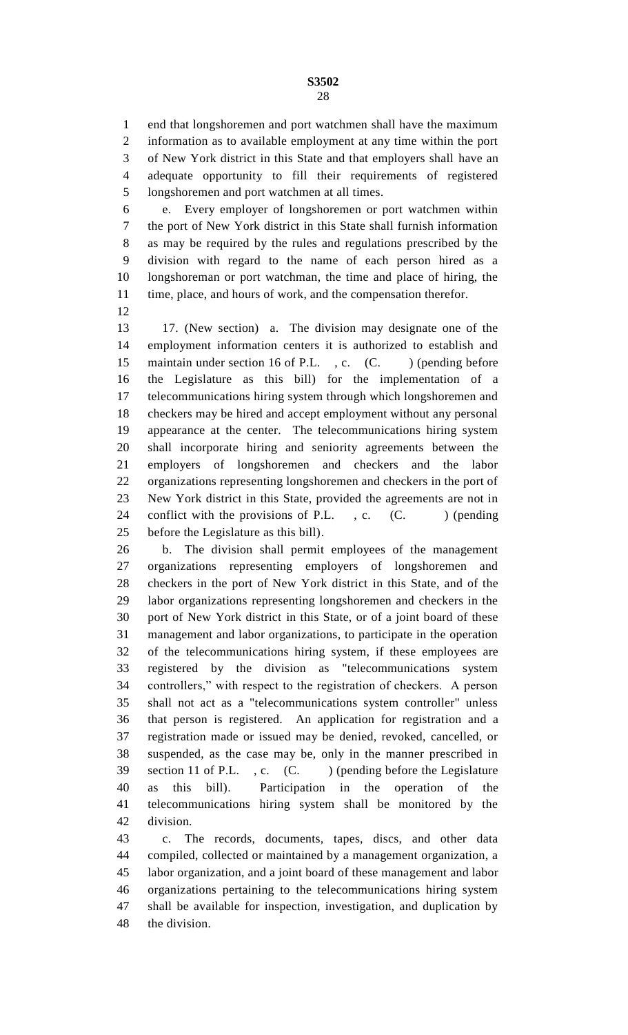end that longshoremen and port watchmen shall have the maximum information as to available employment at any time within the port of New York district in this State and that employers shall have an adequate opportunity to fill their requirements of registered longshoremen and port watchmen at all times.

e. Every employer of longshoremen or port watchmen within the port of New York district in this State shall furnish information as may be required by the rules and regulations prescribed by the division with regard to the name of each person hired as a longshoreman or port watchman, the time and place of hiring, the time, place, and hours of work, and the compensation therefor.

17. (New section) a. The division may designate one of the employment information centers it is authorized to establish and maintain under section 16 of P.L. , c. (C. ) (pending before the Legislature as this bill) for the implementation of a telecommunications hiring system through which longshoremen and checkers may be hired and accept employment without any personal appearance at the center. The telecommunications hiring system shall incorporate hiring and seniority agreements between the employers of longshoremen and checkers and the labor organizations representing longshoremen and checkers in the port of New York district in this State, provided the agreements are not in conflict with the provisions of P.L. , c. (C. ) (pending before the Legislature as this bill).

b. The division shall permit employees of the management organizations representing employers of longshoremen and checkers in the port of New York district in this State, and of the labor organizations representing longshoremen and checkers in the port of New York district in this State, or of a joint board of these management and labor organizations, to participate in the operation of the telecommunications hiring system, if these employees are registered by the division as "telecommunications system controllers," with respect to the registration of checkers. A person shall not act as a "telecommunications system controller" unless that person is registered. An application for registration and a registration made or issued may be denied, revoked, cancelled, or suspended, as the case may be, only in the manner prescribed in section 11 of P.L. , c. (C. ) (pending before the Legislature as this bill). Participation in the operation of the telecommunications hiring system shall be monitored by the division.

c. The records, documents, tapes, discs, and other data compiled, collected or maintained by a management organization, a labor organization, and a joint board of these management and labor organizations pertaining to the telecommunications hiring system shall be available for inspection, investigation, and duplication by the division.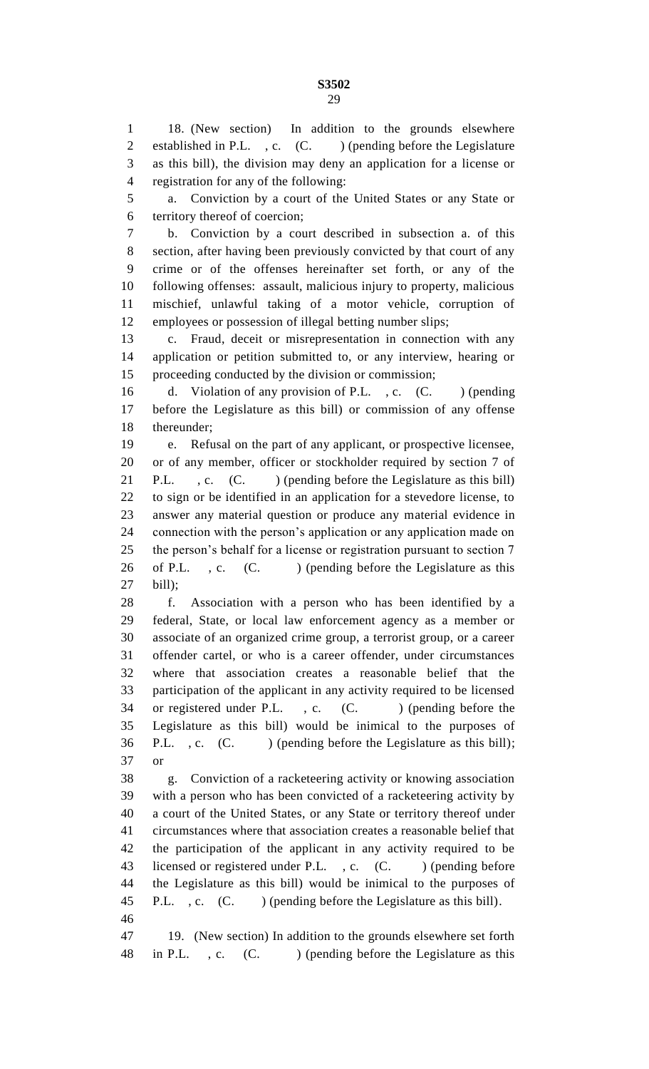18. (New section) In addition to the grounds elsewhere established in P.L. , c. (C. ) (pending before the Legislature as this bill), the division may deny an application for a license or registration for any of the following:

a. Conviction by a court of the United States or any State or territory thereof of coercion;

b. Conviction by a court described in subsection a. of this section, after having been previously convicted by that court of any crime or of the offenses hereinafter set forth, or any of the following offenses: assault, malicious injury to property, malicious mischief, unlawful taking of a motor vehicle, corruption of employees or possession of illegal betting number slips;

c. Fraud, deceit or misrepresentation in connection with any application or petition submitted to, or any interview, hearing or proceeding conducted by the division or commission;

d. Violation of any provision of P.L. , c. (C. ) (pending before the Legislature as this bill) or commission of any offense thereunder;

e. Refusal on the part of any applicant, or prospective licensee, or of any member, officer or stockholder required by section 7 of P.L. , c. (C. ) (pending before the Legislature as this bill) to sign or be identified in an application for a stevedore license, to answer any material question or produce any material evidence in connection with the person's application or any application made on the person's behalf for a license or registration pursuant to section 7 of P.L. , c. (C. ) (pending before the Legislature as this bill);

f. Association with a person who has been identified by a federal, State, or local law enforcement agency as a member or associate of an organized crime group, a terrorist group, or a career offender cartel, or who is a career offender, under circumstances where that association creates a reasonable belief that the participation of the applicant in any activity required to be licensed or registered under P.L. , c. (C. ) (pending before the Legislature as this bill) would be inimical to the purposes of P.L. , c. (C. ) (pending before the Legislature as this bill); or

g. Conviction of a racketeering activity or knowing association with a person who has been convicted of a racketeering activity by a court of the United States, or any State or territory thereof under circumstances where that association creates a reasonable belief that the participation of the applicant in any activity required to be licensed or registered under P.L. , c. (C. ) (pending before the Legislature as this bill) would be inimical to the purposes of P.L. , c. (C. ) (pending before the Legislature as this bill).

19. (New section) In addition to the grounds elsewhere set forth in P.L. , c. (C. ) (pending before the Legislature as this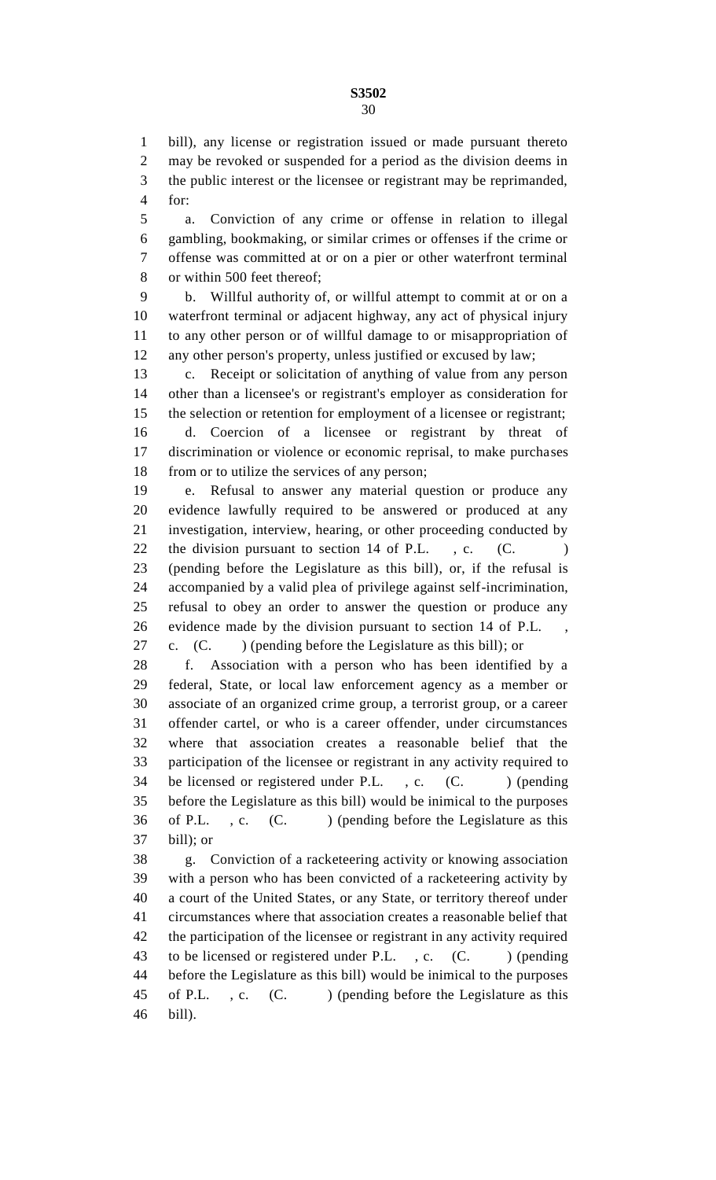bill), any license or registration issued or made pursuant thereto may be revoked or suspended for a period as the division deems in the public interest or the licensee or registrant may be reprimanded, for:

a. Conviction of any crime or offense in relation to illegal gambling, bookmaking, or similar crimes or offenses if the crime or offense was committed at or on a pier or other waterfront terminal or within 500 feet thereof;

b. Willful authority of, or willful attempt to commit at or on a waterfront terminal or adjacent highway, any act of physical injury to any other person or of willful damage to or misappropriation of any other person's property, unless justified or excused by law;

c. Receipt or solicitation of anything of value from any person other than a licensee's or registrant's employer as consideration for the selection or retention for employment of a licensee or registrant;

d. Coercion of a licensee or registrant by threat of discrimination or violence or economic reprisal, to make purchases from or to utilize the services of any person;

e. Refusal to answer any material question or produce any evidence lawfully required to be answered or produced at any investigation, interview, hearing, or other proceeding conducted by the division pursuant to section 14 of P.L. , c. (C. ) (pending before the Legislature as this bill), or, if the refusal is accompanied by a valid plea of privilege against self-incrimination, refusal to obey an order to answer the question or produce any evidence made by the division pursuant to section 14 of P.L. , c. (C. ) (pending before the Legislature as this bill); or

f. Association with a person who has been identified by a federal, State, or local law enforcement agency as a member or associate of an organized crime group, a terrorist group, or a career offender cartel, or who is a career offender, under circumstances where that association creates a reasonable belief that the participation of the licensee or registrant in any activity required to be licensed or registered under P.L. , c. (C. ) (pending before the Legislature as this bill) would be inimical to the purposes of P.L. , c. (C. ) (pending before the Legislature as this bill); or

g. Conviction of a racketeering activity or knowing association with a person who has been convicted of a racketeering activity by a court of the United States, or any State, or territory thereof under circumstances where that association creates a reasonable belief that the participation of the licensee or registrant in any activity required to be licensed or registered under P.L. , c. (C. ) (pending before the Legislature as this bill) would be inimical to the purposes of P.L. , c. (C. ) (pending before the Legislature as this bill).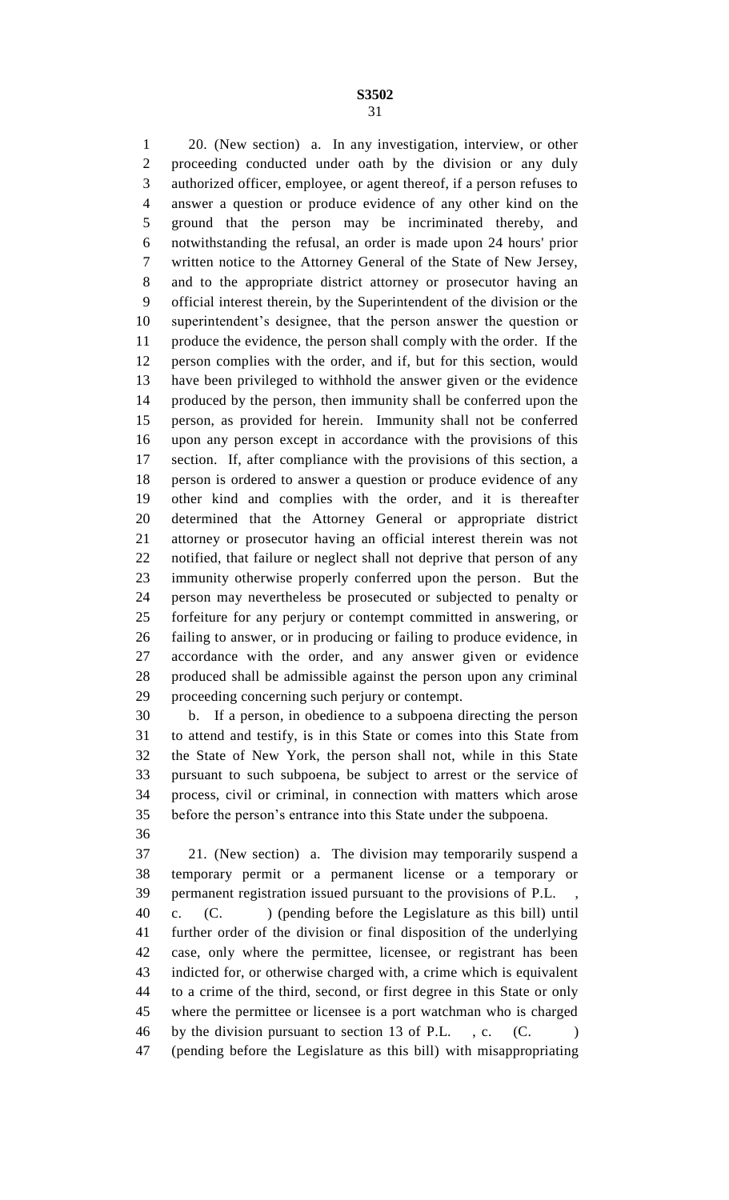20. (New section) a. In any investigation, interview, or other proceeding conducted under oath by the division or any duly authorized officer, employee, or agent thereof, if a person refuses to answer a question or produce evidence of any other kind on the ground that the person may be incriminated thereby, and notwithstanding the refusal, an order is made upon 24 hours' prior written notice to the Attorney General of the State of New Jersey, and to the appropriate district attorney or prosecutor having an official interest therein, by the Superintendent of the division or the superintendent's designee, that the person answer the question or produce the evidence, the person shall comply with the order. If the person complies with the order, and if, but for this section, would have been privileged to withhold the answer given or the evidence produced by the person, then immunity shall be conferred upon the person, as provided for herein. Immunity shall not be conferred upon any person except in accordance with the provisions of this section. If, after compliance with the provisions of this section, a person is ordered to answer a question or produce evidence of any other kind and complies with the order, and it is thereafter determined that the Attorney General or appropriate district attorney or prosecutor having an official interest therein was not notified, that failure or neglect shall not deprive that person of any immunity otherwise properly conferred upon the person. But the person may nevertheless be prosecuted or subjected to penalty or forfeiture for any perjury or contempt committed in answering, or failing to answer, or in producing or failing to produce evidence, in accordance with the order, and any answer given or evidence produced shall be admissible against the person upon any criminal proceeding concerning such perjury or contempt.

b. If a person, in obedience to a subpoena directing the person to attend and testify, is in this State or comes into this State from the State of New York, the person shall not, while in this State pursuant to such subpoena, be subject to arrest or the service of process, civil or criminal, in connection with matters which arose before the person's entrance into this State under the subpoena.

21. (New section) a. The division may temporarily suspend a temporary permit or a permanent license or a temporary or permanent registration issued pursuant to the provisions of P.L. , c. (C. ) (pending before the Legislature as this bill) until further order of the division or final disposition of the underlying case, only where the permittee, licensee, or registrant has been indicted for, or otherwise charged with, a crime which is equivalent to a crime of the third, second, or first degree in this State or only where the permittee or licensee is a port watchman who is charged by the division pursuant to section 13 of P.L. , c. (C. ) (pending before the Legislature as this bill) with misappropriating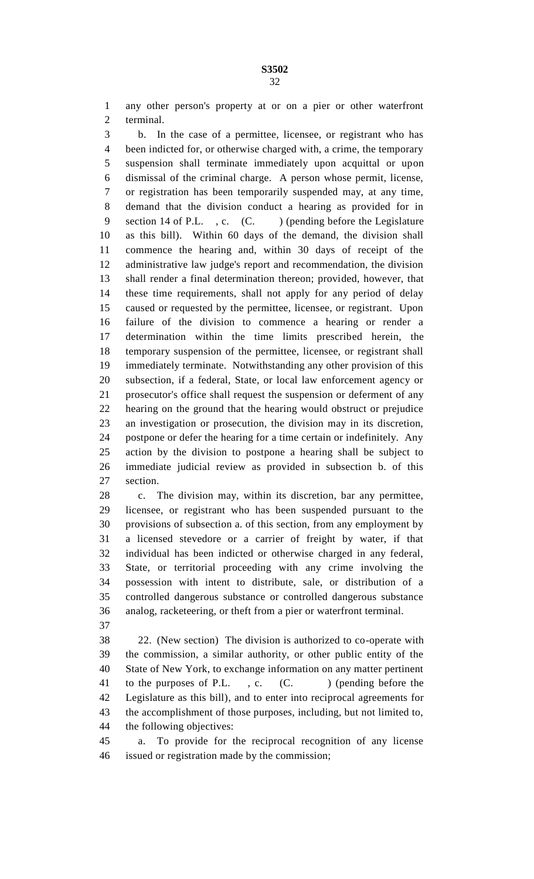any other person's property at or on a pier or other waterfront terminal.

b. In the case of a permittee, licensee, or registrant who has been indicted for, or otherwise charged with, a crime, the temporary suspension shall terminate immediately upon acquittal or upon dismissal of the criminal charge. A person whose permit, license, or registration has been temporarily suspended may, at any time, demand that the division conduct a hearing as provided for in section 14 of P.L. , c. (C. ) (pending before the Legislature as this bill). Within 60 days of the demand, the division shall commence the hearing and, within 30 days of receipt of the administrative law judge's report and recommendation, the division shall render a final determination thereon; provided, however, that these time requirements, shall not apply for any period of delay caused or requested by the permittee, licensee, or registrant. Upon failure of the division to commence a hearing or render a determination within the time limits prescribed herein, the temporary suspension of the permittee, licensee, or registrant shall immediately terminate. Notwithstanding any other provision of this subsection, if a federal, State, or local law enforcement agency or prosecutor's office shall request the suspension or deferment of any hearing on the ground that the hearing would obstruct or prejudice an investigation or prosecution, the division may in its discretion, postpone or defer the hearing for a time certain or indefinitely. Any action by the division to postpone a hearing shall be subject to immediate judicial review as provided in subsection b. of this section.

c. The division may, within its discretion, bar any permittee, licensee, or registrant who has been suspended pursuant to the provisions of subsection a. of this section, from any employment by a licensed stevedore or a carrier of freight by water, if that individual has been indicted or otherwise charged in any federal, State, or territorial proceeding with any crime involving the possession with intent to distribute, sale, or distribution of a controlled dangerous substance or controlled dangerous substance analog, racketeering, or theft from a pier or waterfront terminal.

22. (New section) The division is authorized to co-operate with the commission, a similar authority, or other public entity of the State of New York, to exchange information on any matter pertinent to the purposes of P.L. , c. (C. ) (pending before the Legislature as this bill), and to enter into reciprocal agreements for the accomplishment of those purposes, including, but not limited to, the following objectives:

a. To provide for the reciprocal recognition of any license issued or registration made by the commission;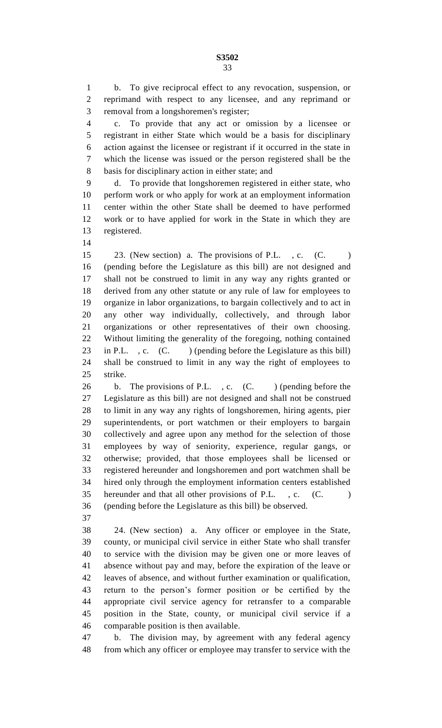b. To give reciprocal effect to any revocation, suspension, or reprimand with respect to any licensee, and any reprimand or removal from a longshoremen's register;

c. To provide that any act or omission by a licensee or registrant in either State which would be a basis for disciplinary action against the licensee or registrant if it occurred in the state in which the license was issued or the person registered shall be the basis for disciplinary action in either state; and

d. To provide that longshoremen registered in either state, who perform work or who apply for work at an employment information center within the other State shall be deemed to have performed work or to have applied for work in the State in which they are registered.

23. (New section) a. The provisions of P.L. , c. (C. ) (pending before the Legislature as this bill) are not designed and shall not be construed to limit in any way any rights granted or derived from any other statute or any rule of law for employees to organize in labor organizations, to bargain collectively and to act in any other way individually, collectively, and through labor organizations or other representatives of their own choosing. Without limiting the generality of the foregoing, nothing contained in P.L. , c. (C. ) (pending before the Legislature as this bill) shall be construed to limit in any way the right of employees to strike.

b. The provisions of P.L. , c. (C. ) (pending before the Legislature as this bill) are not designed and shall not be construed to limit in any way any rights of longshoremen, hiring agents, pier superintendents, or port watchmen or their employers to bargain collectively and agree upon any method for the selection of those employees by way of seniority, experience, regular gangs, or otherwise; provided, that those employees shall be licensed or registered hereunder and longshoremen and port watchmen shall be hired only through the employment information centers established hereunder and that all other provisions of P.L. , c. (C. ) (pending before the Legislature as this bill) be observed.

24. (New section) a. Any officer or employee in the State, county, or municipal civil service in either State who shall transfer to service with the division may be given one or more leaves of absence without pay and may, before the expiration of the leave or leaves of absence, and without further examination or qualification, return to the person's former position or be certified by the appropriate civil service agency for retransfer to a comparable position in the State, county, or municipal civil service if a comparable position is then available.

b. The division may, by agreement with any federal agency from which any officer or employee may transfer to service with the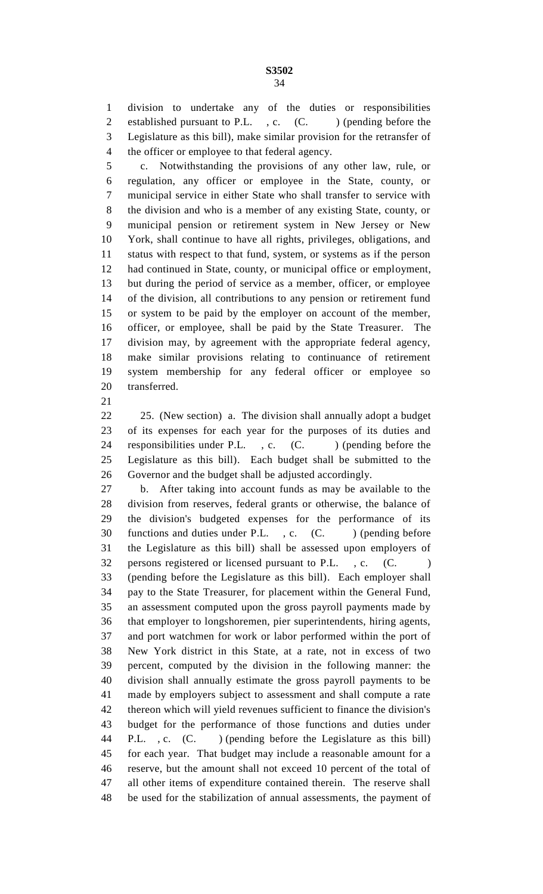division to undertake any of the duties or responsibilities established pursuant to P.L. , c. (C. ) (pending before the Legislature as this bill), make similar provision for the retransfer of the officer or employee to that federal agency.

c. Notwithstanding the provisions of any other law, rule, or regulation, any officer or employee in the State, county, or municipal service in either State who shall transfer to service with the division and who is a member of any existing State, county, or municipal pension or retirement system in New Jersey or New York, shall continue to have all rights, privileges, obligations, and status with respect to that fund, system, or systems as if the person had continued in State, county, or municipal office or employment, but during the period of service as a member, officer, or employee of the division, all contributions to any pension or retirement fund or system to be paid by the employer on account of the member, officer, or employee, shall be paid by the State Treasurer. The division may, by agreement with the appropriate federal agency, make similar provisions relating to continuance of retirement system membership for any federal officer or employee so transferred.

25. (New section) a. The division shall annually adopt a budget of its expenses for each year for the purposes of its duties and responsibilities under P.L. , c. (C. ) (pending before the Legislature as this bill). Each budget shall be submitted to the Governor and the budget shall be adjusted accordingly.

b. After taking into account funds as may be available to the division from reserves, federal grants or otherwise, the balance of the division's budgeted expenses for the performance of its functions and duties under P.L. , c. (C. ) (pending before the Legislature as this bill) shall be assessed upon employers of persons registered or licensed pursuant to P.L. , c. (C. ) (pending before the Legislature as this bill). Each employer shall pay to the State Treasurer, for placement within the General Fund, an assessment computed upon the gross payroll payments made by that employer to longshoremen, pier superintendents, hiring agents, and port watchmen for work or labor performed within the port of New York district in this State, at a rate, not in excess of two percent, computed by the division in the following manner: the division shall annually estimate the gross payroll payments to be made by employers subject to assessment and shall compute a rate thereon which will yield revenues sufficient to finance the division's budget for the performance of those functions and duties under P.L. , c. (C. ) (pending before the Legislature as this bill) for each year. That budget may include a reasonable amount for a reserve, but the amount shall not exceed 10 percent of the total of all other items of expenditure contained therein. The reserve shall be used for the stabilization of annual assessments, the payment of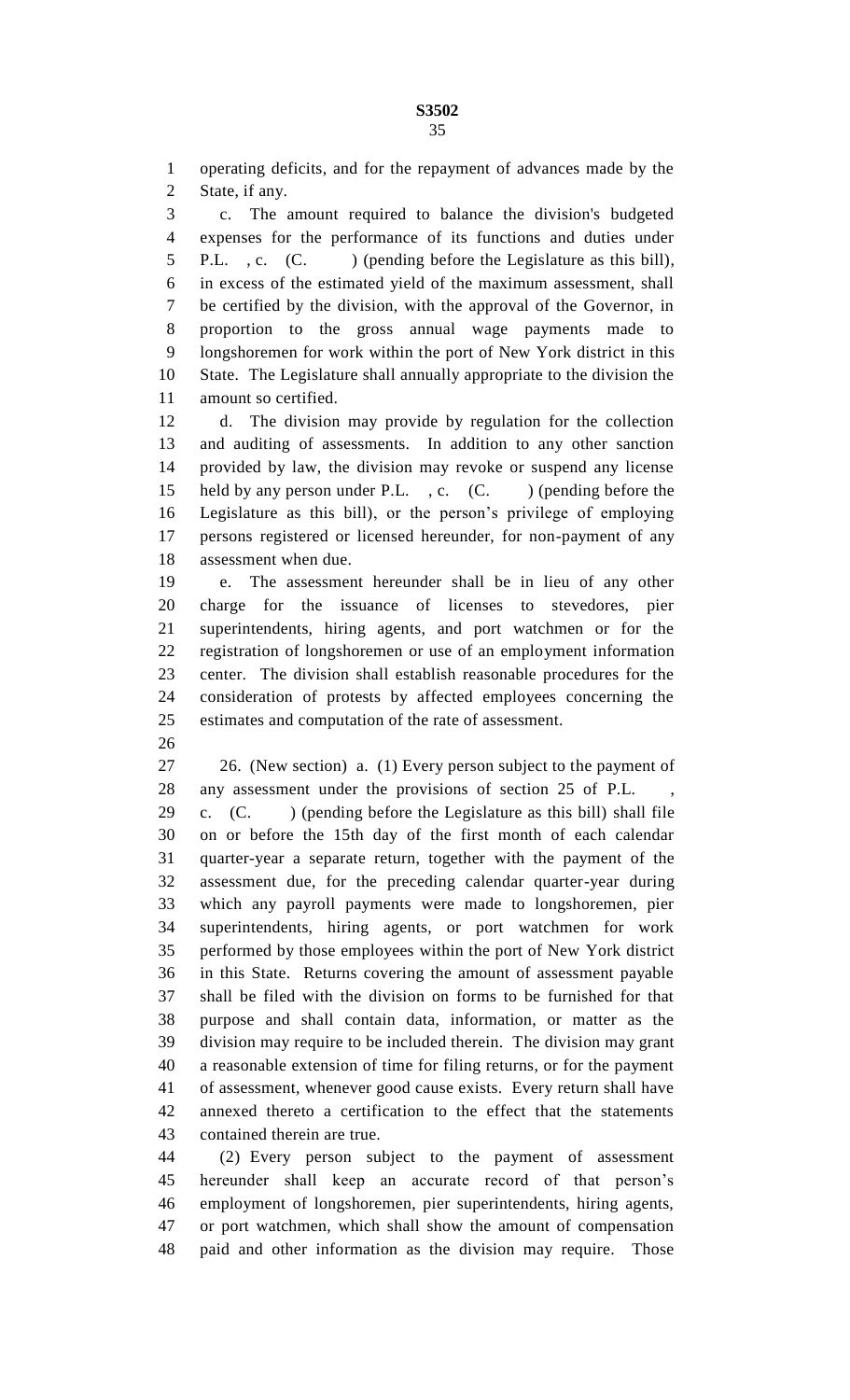operating deficits, and for the repayment of advances made by the State, if any.

c. The amount required to balance the division's budgeted expenses for the performance of its functions and duties under P.L. , c. (C. ) (pending before the Legislature as this bill), in excess of the estimated yield of the maximum assessment, shall be certified by the division, with the approval of the Governor, in proportion to the gross annual wage payments made to longshoremen for work within the port of New York district in this State. The Legislature shall annually appropriate to the division the amount so certified.

d. The division may provide by regulation for the collection and auditing of assessments. In addition to any other sanction provided by law, the division may revoke or suspend any license held by any person under P.L. , c. (C. ) (pending before the Legislature as this bill), or the person's privilege of employing persons registered or licensed hereunder, for non-payment of any assessment when due.

e. The assessment hereunder shall be in lieu of any other charge for the issuance of licenses to stevedores, pier superintendents, hiring agents, and port watchmen or for the registration of longshoremen or use of an employment information center. The division shall establish reasonable procedures for the consideration of protests by affected employees concerning the estimates and computation of the rate of assessment.

26. (New section) a. (1) Every person subject to the payment of any assessment under the provisions of section 25 of P.L. , c. (C. ) (pending before the Legislature as this bill) shall file on or before the 15th day of the first month of each calendar quarter-year a separate return, together with the payment of the assessment due, for the preceding calendar quarter-year during which any payroll payments were made to longshoremen, pier superintendents, hiring agents, or port watchmen for work performed by those employees within the port of New York district in this State. Returns covering the amount of assessment payable shall be filed with the division on forms to be furnished for that purpose and shall contain data, information, or matter as the division may require to be included therein. The division may grant a reasonable extension of time for filing returns, or for the payment of assessment, whenever good cause exists. Every return shall have annexed thereto a certification to the effect that the statements contained therein are true.

(2) Every person subject to the payment of assessment hereunder shall keep an accurate record of that person's employment of longshoremen, pier superintendents, hiring agents, or port watchmen, which shall show the amount of compensation paid and other information as the division may require. Those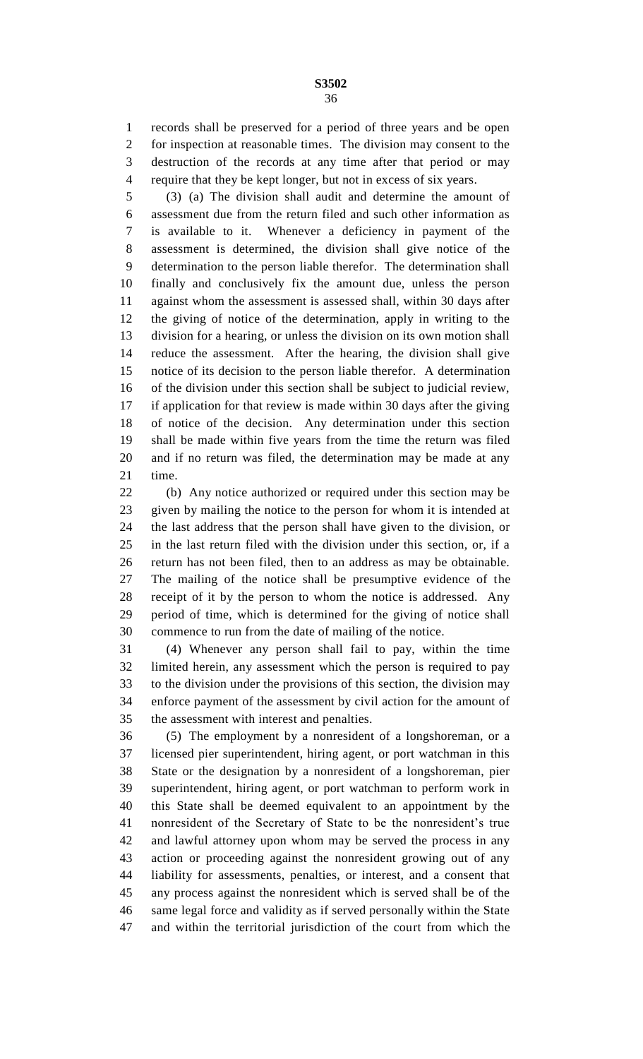records shall be preserved for a period of three years and be open for inspection at reasonable times. The division may consent to the destruction of the records at any time after that period or may require that they be kept longer, but not in excess of six years.

(3) (a) The division shall audit and determine the amount of assessment due from the return filed and such other information as is available to it. Whenever a deficiency in payment of the assessment is determined, the division shall give notice of the determination to the person liable therefor. The determination shall finally and conclusively fix the amount due, unless the person against whom the assessment is assessed shall, within 30 days after the giving of notice of the determination, apply in writing to the division for a hearing, or unless the division on its own motion shall reduce the assessment. After the hearing, the division shall give notice of its decision to the person liable therefor. A determination of the division under this section shall be subject to judicial review, if application for that review is made within 30 days after the giving of notice of the decision. Any determination under this section shall be made within five years from the time the return was filed and if no return was filed, the determination may be made at any time.

(b) Any notice authorized or required under this section may be given by mailing the notice to the person for whom it is intended at the last address that the person shall have given to the division, or in the last return filed with the division under this section, or, if a return has not been filed, then to an address as may be obtainable. The mailing of the notice shall be presumptive evidence of the receipt of it by the person to whom the notice is addressed. Any period of time, which is determined for the giving of notice shall commence to run from the date of mailing of the notice.

(4) Whenever any person shall fail to pay, within the time limited herein, any assessment which the person is required to pay to the division under the provisions of this section, the division may enforce payment of the assessment by civil action for the amount of the assessment with interest and penalties.

(5) The employment by a nonresident of a longshoreman, or a licensed pier superintendent, hiring agent, or port watchman in this State or the designation by a nonresident of a longshoreman, pier superintendent, hiring agent, or port watchman to perform work in this State shall be deemed equivalent to an appointment by the nonresident of the Secretary of State to be the nonresident's true and lawful attorney upon whom may be served the process in any action or proceeding against the nonresident growing out of any liability for assessments, penalties, or interest, and a consent that any process against the nonresident which is served shall be of the same legal force and validity as if served personally within the State and within the territorial jurisdiction of the court from which the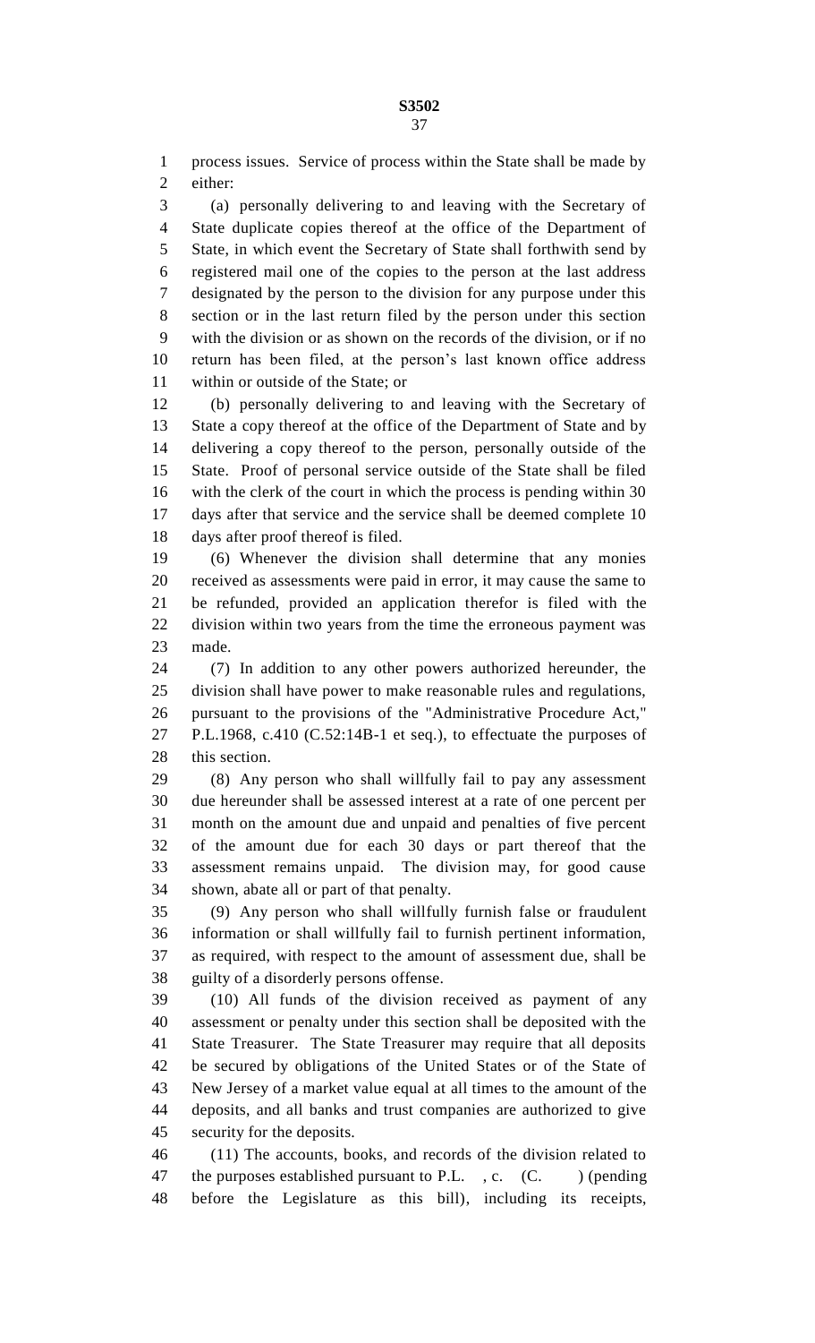process issues. Service of process within the State shall be made by either:

(a) personally delivering to and leaving with the Secretary of State duplicate copies thereof at the office of the Department of State, in which event the Secretary of State shall forthwith send by registered mail one of the copies to the person at the last address designated by the person to the division for any purpose under this section or in the last return filed by the person under this section with the division or as shown on the records of the division, or if no return has been filed, at the person's last known office address within or outside of the State; or

(b) personally delivering to and leaving with the Secretary of State a copy thereof at the office of the Department of State and by delivering a copy thereof to the person, personally outside of the State. Proof of personal service outside of the State shall be filed with the clerk of the court in which the process is pending within 30 days after that service and the service shall be deemed complete 10 days after proof thereof is filed.

(6) Whenever the division shall determine that any monies received as assessments were paid in error, it may cause the same to be refunded, provided an application therefor is filed with the division within two years from the time the erroneous payment was made.

(7) In addition to any other powers authorized hereunder, the division shall have power to make reasonable rules and regulations, pursuant to the provisions of the "Administrative Procedure Act," P.L.1968, c.410 (C.52:14B-1 et seq.), to effectuate the purposes of this section.

(8) Any person who shall willfully fail to pay any assessment due hereunder shall be assessed interest at a rate of one percent per month on the amount due and unpaid and penalties of five percent of the amount due for each 30 days or part thereof that the assessment remains unpaid. The division may, for good cause shown, abate all or part of that penalty.

(9) Any person who shall willfully furnish false or fraudulent information or shall willfully fail to furnish pertinent information, as required, with respect to the amount of assessment due, shall be guilty of a disorderly persons offense.

(10) All funds of the division received as payment of any assessment or penalty under this section shall be deposited with the State Treasurer. The State Treasurer may require that all deposits be secured by obligations of the United States or of the State of New Jersey of a market value equal at all times to the amount of the deposits, and all banks and trust companies are authorized to give security for the deposits.

(11) The accounts, books, and records of the division related to the purposes established pursuant to P.L. , c. (C. ) (pending before the Legislature as this bill), including its receipts,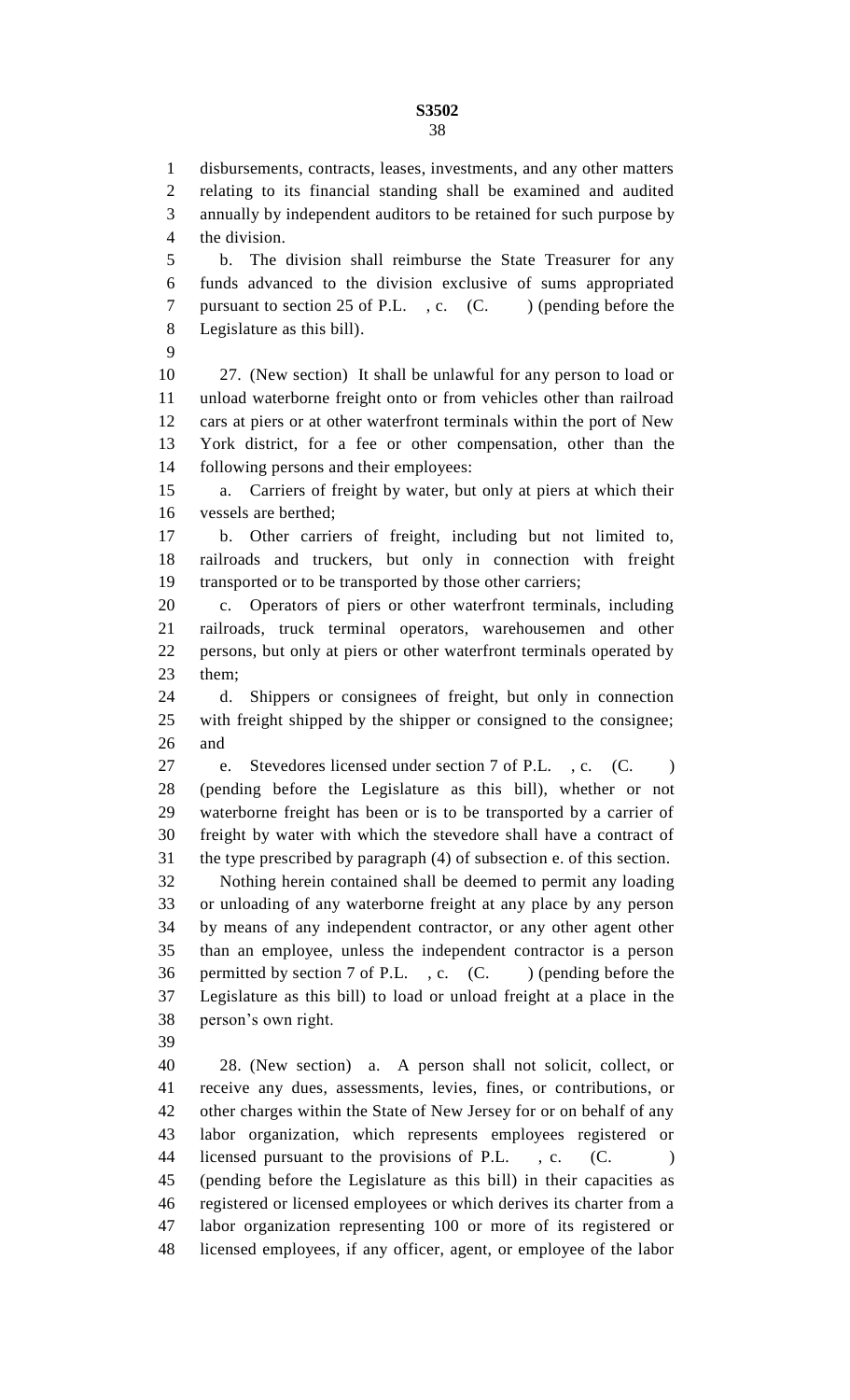disbursements, contracts, leases, investments, and any other matters relating to its financial standing shall be examined and audited annually by independent auditors to be retained for such purpose by the division.

b. The division shall reimburse the State Treasurer for any funds advanced to the division exclusive of sums appropriated pursuant to section 25 of P.L. , c. (C. ) (pending before the Legislature as this bill).

27. (New section) It shall be unlawful for any person to load or unload waterborne freight onto or from vehicles other than railroad cars at piers or at other waterfront terminals within the port of New York district, for a fee or other compensation, other than the following persons and their employees:

a. Carriers of freight by water, but only at piers at which their vessels are berthed;

b. Other carriers of freight, including but not limited to, railroads and truckers, but only in connection with freight transported or to be transported by those other carriers;

c. Operators of piers or other waterfront terminals, including railroads, truck terminal operators, warehousemen and other persons, but only at piers or other waterfront terminals operated by them;

d. Shippers or consignees of freight, but only in connection with freight shipped by the shipper or consigned to the consignee; and

e. Stevedores licensed under section 7 of P.L. , c. (C. ) (pending before the Legislature as this bill), whether or not waterborne freight has been or is to be transported by a carrier of freight by water with which the stevedore shall have a contract of the type prescribed by paragraph (4) of subsection e. of this section.

Nothing herein contained shall be deemed to permit any loading or unloading of any waterborne freight at any place by any person by means of any independent contractor, or any other agent other than an employee, unless the independent contractor is a person permitted by section 7 of P.L. , c. (C. ) (pending before the Legislature as this bill) to load or unload freight at a place in the person's own right.

28. (New section) a. A person shall not solicit, collect, or receive any dues, assessments, levies, fines, or contributions, or other charges within the State of New Jersey for or on behalf of any labor organization, which represents employees registered or licensed pursuant to the provisions of P.L. , c. (C. ) (pending before the Legislature as this bill) in their capacities as registered or licensed employees or which derives its charter from a labor organization representing 100 or more of its registered or licensed employees, if any officer, agent, or employee of the labor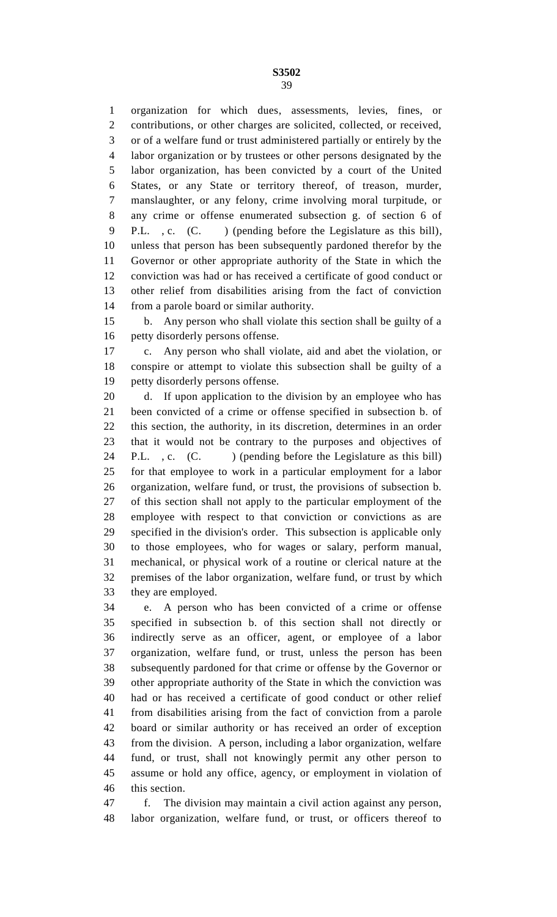organization for which dues, assessments, levies, fines, or contributions, or other charges are solicited, collected, or received, or of a welfare fund or trust administered partially or entirely by the labor organization or by trustees or other persons designated by the labor organization, has been convicted by a court of the United States, or any State or territory thereof, of treason, murder, manslaughter, or any felony, crime involving moral turpitude, or any crime or offense enumerated subsection g. of section 6 of P.L. , c. (C. ) (pending before the Legislature as this bill), unless that person has been subsequently pardoned therefor by the Governor or other appropriate authority of the State in which the conviction was had or has received a certificate of good conduct or other relief from disabilities arising from the fact of conviction from a parole board or similar authority.

b. Any person who shall violate this section shall be guilty of a petty disorderly persons offense.

c. Any person who shall violate, aid and abet the violation, or conspire or attempt to violate this subsection shall be guilty of a petty disorderly persons offense.

d. If upon application to the division by an employee who has been convicted of a crime or offense specified in subsection b. of this section, the authority, in its discretion, determines in an order that it would not be contrary to the purposes and objectives of P.L. , c. (C. ) (pending before the Legislature as this bill) for that employee to work in a particular employment for a labor organization, welfare fund, or trust, the provisions of subsection b. of this section shall not apply to the particular employment of the employee with respect to that conviction or convictions as are specified in the division's order. This subsection is applicable only to those employees, who for wages or salary, perform manual, mechanical, or physical work of a routine or clerical nature at the premises of the labor organization, welfare fund, or trust by which they are employed.

e. A person who has been convicted of a crime or offense specified in subsection b. of this section shall not directly or indirectly serve as an officer, agent, or employee of a labor organization, welfare fund, or trust, unless the person has been subsequently pardoned for that crime or offense by the Governor or other appropriate authority of the State in which the conviction was had or has received a certificate of good conduct or other relief from disabilities arising from the fact of conviction from a parole board or similar authority or has received an order of exception from the division. A person, including a labor organization, welfare fund, or trust, shall not knowingly permit any other person to assume or hold any office, agency, or employment in violation of this section.

f. The division may maintain a civil action against any person, labor organization, welfare fund, or trust, or officers thereof to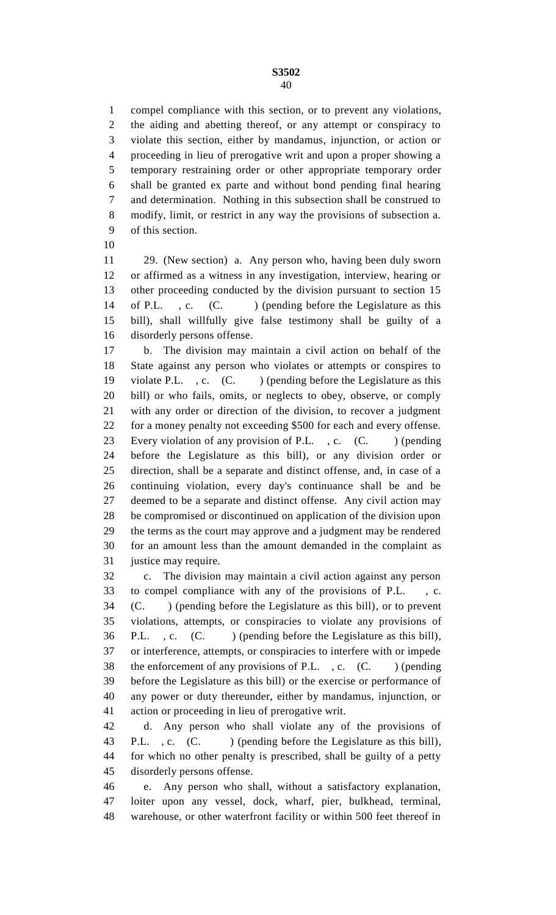compel compliance with this section, or to prevent any violations, the aiding and abetting thereof, or any attempt or conspiracy to violate this section, either by mandamus, injunction, or action or proceeding in lieu of prerogative writ and upon a proper showing a temporary restraining order or other appropriate temporary order shall be granted ex parte and without bond pending final hearing and determination. Nothing in this subsection shall be construed to modify, limit, or restrict in any way the provisions of subsection a. of this section.

29. (New section) a. Any person who, having been duly sworn or affirmed as a witness in any investigation, interview, hearing or other proceeding conducted by the division pursuant to section 15 of P.L. , c. (C. ) (pending before the Legislature as this bill), shall willfully give false testimony shall be guilty of a disorderly persons offense.

b. The division may maintain a civil action on behalf of the State against any person who violates or attempts or conspires to violate P.L. , c. (C. ) (pending before the Legislature as this bill) or who fails, omits, or neglects to obey, observe, or comply with any order or direction of the division, to recover a judgment for a money penalty not exceeding $500 for each and every offense. Every violation of any provision of P.L. , c. (C. ) (pending before the Legislature as this bill), or any division order or direction, shall be a separate and distinct offense, and, in case of a continuing violation, every day's continuance shall be and be deemed to be a separate and distinct offense. Any civil action may be compromised or discontinued on application of the division upon the terms as the court may approve and a judgment may be rendered for an amount less than the amount demanded in the complaint as justice may require.

c. The division may maintain a civil action against any person to compel compliance with any of the provisions of P.L. , c. (C. ) (pending before the Legislature as this bill), or to prevent violations, attempts, or conspiracies to violate any provisions of P.L. , c. (C. ) (pending before the Legislature as this bill), or interference, attempts, or conspiracies to interfere with or impede the enforcement of any provisions of P.L. , c. (C. ) (pending before the Legislature as this bill) or the exercise or performance of any power or duty thereunder, either by mandamus, injunction, or action or proceeding in lieu of prerogative writ.

d. Any person who shall violate any of the provisions of P.L. , c. (C. ) (pending before the Legislature as this bill), for which no other penalty is prescribed, shall be guilty of a petty disorderly persons offense.

e. Any person who shall, without a satisfactory explanation, loiter upon any vessel, dock, wharf, pier, bulkhead, terminal, warehouse, or other waterfront facility or within 500 feet thereof in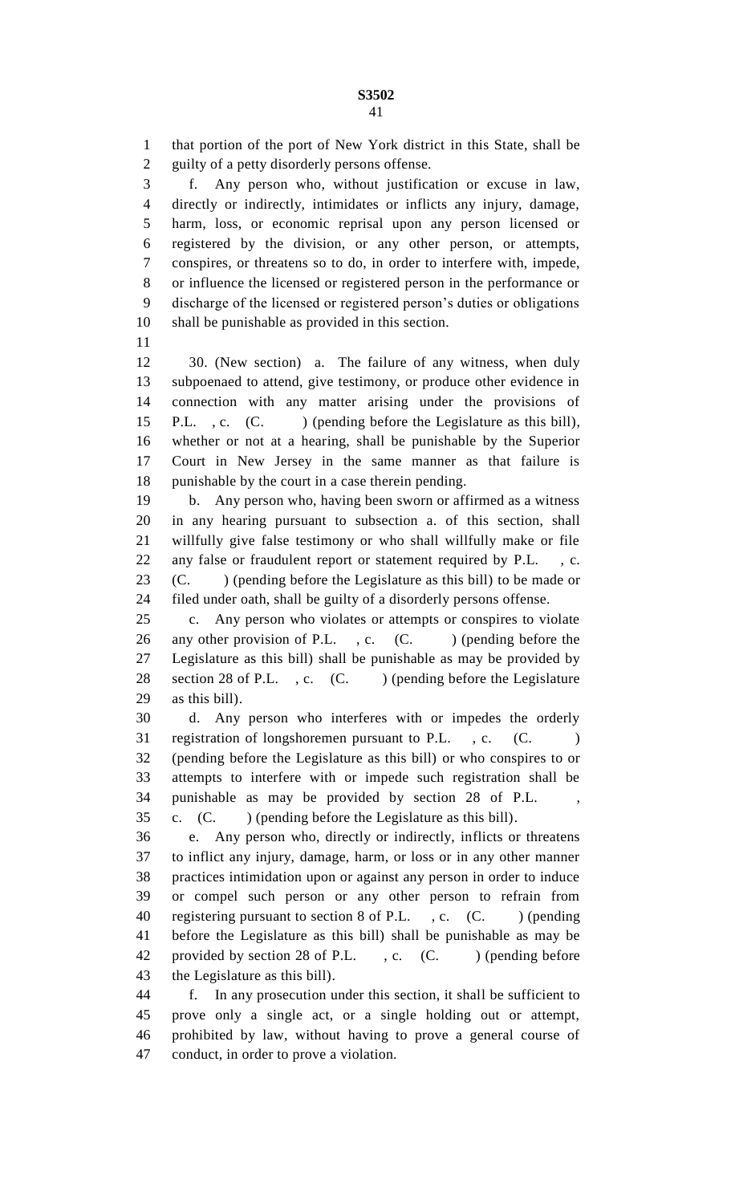that portion of the port of New York district in this State, shall be guilty of a petty disorderly persons offense.

f. Any person who, without justification or excuse in law, directly or indirectly, intimidates or inflicts any injury, damage, harm, loss, or economic reprisal upon any person licensed or registered by the division, or any other person, or attempts, conspires, or threatens so to do, in order to interfere with, impede, or influence the licensed or registered person in the performance or discharge of the licensed or registered person's duties or obligations shall be punishable as provided in this section.

30. (New section) a. The failure of any witness, when duly subpoenaed to attend, give testimony, or produce other evidence in connection with any matter arising under the provisions of P.L. , c. (C. ) (pending before the Legislature as this bill), whether or not at a hearing, shall be punishable by the Superior Court in New Jersey in the same manner as that failure is punishable by the court in a case therein pending.

b. Any person who, having been sworn or affirmed as a witness in any hearing pursuant to subsection a. of this section, shall willfully give false testimony or who shall willfully make or file any false or fraudulent report or statement required by P.L. , c. (C. ) (pending before the Legislature as this bill) to be made or filed under oath, shall be guilty of a disorderly persons offense.

c. Any person who violates or attempts or conspires to violate any other provision of P.L. , c. (C. ) (pending before the Legislature as this bill) shall be punishable as may be provided by section 28 of P.L. , c. (C. ) (pending before the Legislature as this bill).

d. Any person who interferes with or impedes the orderly registration of longshoremen pursuant to P.L. , c. (C. ) (pending before the Legislature as this bill) or who conspires to or attempts to interfere with or impede such registration shall be punishable as may be provided by section 28 of P.L. , c. (C. ) (pending before the Legislature as this bill).

e. Any person who, directly or indirectly, inflicts or threatens to inflict any injury, damage, harm, or loss or in any other manner practices intimidation upon or against any person in order to induce or compel such person or any other person to refrain from registering pursuant to section 8 of P.L. , c. (C. ) (pending before the Legislature as this bill) shall be punishable as may be provided by section 28 of P.L. , c. (C. ) (pending before the Legislature as this bill).

f. In any prosecution under this section, it shall be sufficient to prove only a single act, or a single holding out or attempt, prohibited by law, without having to prove a general course of conduct, in order to prove a violation.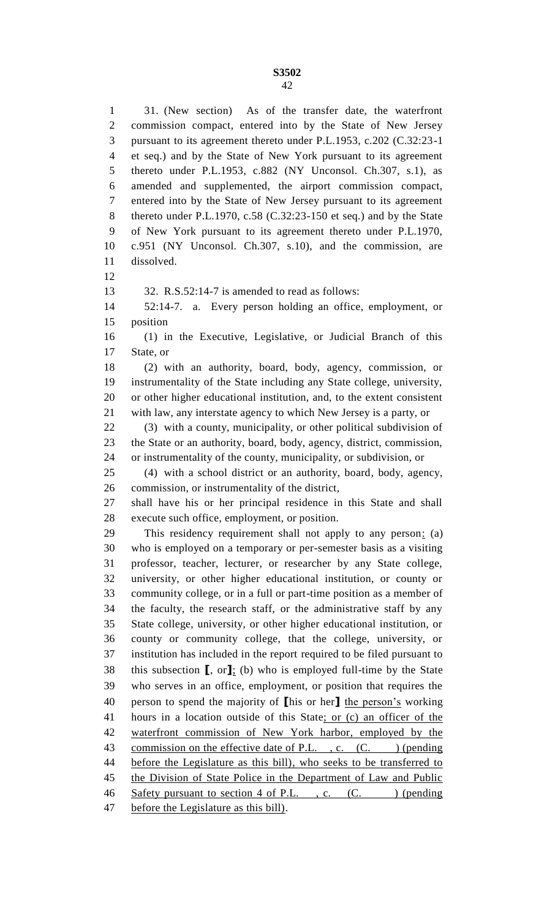31. (New section) As of the transfer date, the waterfront commission compact, entered into by the State of New Jersey pursuant to its agreement thereto under P.L.1953, c.202 (C.32:23-1 et seq.) and by the State of New York pursuant to its agreement thereto under P.L.1953, c.882 (NY Unconsol. Ch.307, s.1), as amended and supplemented, the airport commission compact, entered into by the State of New Jersey pursuant to its agreement thereto under P.L.1970, c.58 (C.32:23-150 et seq.) and by the State of New York pursuant to its agreement thereto under P.L.1970, c.951 (NY Unconsol. Ch.307, s.10), and the commission, are dissolved.

32. R.S.52:14-7 is amended to read as follows:

52:14-7. a. Every person holding an office, employment, or position

(1) in the Executive, Legislative, or Judicial Branch of this State, or

(2) with an authority, board, body, agency, commission, or instrumentality of the State including any State college, university, or other higher educational institution, and, to the extent consistent with law, any interstate agency to which New Jersey is a party, or

(3) with a county, municipality, or other political subdivision of the State or an authority, board, body, agency, district, commission, or instrumentality of the county, municipality, or subdivision, or

(4) with a school district or an authority, board, body, agency, commission, or instrumentality of the district,

shall have his or her principal residence in this State and shall execute such office, employment, or position.

This residency requirement shall not apply to any person<u>:</u> (a) who is employed on a temporary or per-semester basis as a visiting professor, teacher, lecturer, or researcher by any State college, university, or other higher educational institution, or county or community college, or in a full or part-time position as a member of the faculty, the research staff, or the administrative staff by any State college, university, or other higher educational institution, or county or community college, that the college, university, or institution has included in the report required to be filed pursuant to this subsection **[**, or**]**<u>;</u> (b) who is employed full-time by the State who serves in an office, employment, or position that requires the person to spend the majority of **[**his or her**]** <u>the person's</u> working hours in a location outside of this State<u>; or (c) an officer of the waterfront commission of New York harbor, employed by the commission on the effective date of P.L. , c. (C. ) (pending before the Legislature as this bill), who seeks to be transferred to the Division of State Police in the Department of Law and Public Safety pursuant to section 4 of P.L. , c. (C. ) (pending before the Legislature as this bill)</u>.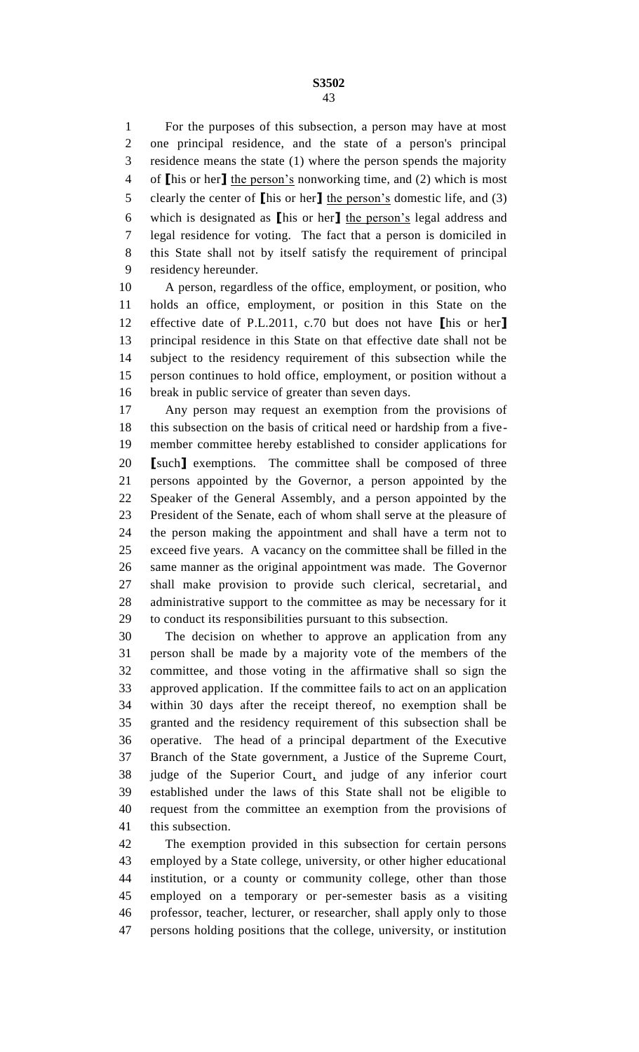For the purposes of this subsection, a person may have at most one principal residence, and the state of a person's principal residence means the state (1) where the person spends the majority of ⟦his or her⟧ the person's nonworking time, and (2) which is most clearly the center of ⟦his or her⟧ the person's domestic life, and (3) which is designated as ⟦his or her⟧ the person's legal address and legal residence for voting. The fact that a person is domiciled in this State shall not by itself satisfy the requirement of principal residency hereunder.

A person, regardless of the office, employment, or position, who holds an office, employment, or position in this State on the effective date of P.L.2011, c.70 but does not have ⟦his or her⟧ principal residence in this State on that effective date shall not be subject to the residency requirement of this subsection while the person continues to hold office, employment, or position without a break in public service of greater than seven days.

Any person may request an exemption from the provisions of this subsection on the basis of critical need or hardship from a five-member committee hereby established to consider applications for ⟦such⟧ exemptions. The committee shall be composed of three persons appointed by the Governor, a person appointed by the Speaker of the General Assembly, and a person appointed by the President of the Senate, each of whom shall serve at the pleasure of the person making the appointment and shall have a term not to exceed five years. A vacancy on the committee shall be filled in the same manner as the original appointment was made. The Governor shall make provision to provide such clerical, secretarial, and administrative support to the committee as may be necessary for it to conduct its responsibilities pursuant to this subsection.

The decision on whether to approve an application from any person shall be made by a majority vote of the members of the committee, and those voting in the affirmative shall so sign the approved application. If the committee fails to act on an application within 30 days after the receipt thereof, no exemption shall be granted and the residency requirement of this subsection shall be operative. The head of a principal department of the Executive Branch of the State government, a Justice of the Supreme Court, judge of the Superior Court, and judge of any inferior court established under the laws of this State shall not be eligible to request from the committee an exemption from the provisions of this subsection.

The exemption provided in this subsection for certain persons employed by a State college, university, or other higher educational institution, or a county or community college, other than those employed on a temporary or per-semester basis as a visiting professor, teacher, lecturer, or researcher, shall apply only to those persons holding positions that the college, university, or institution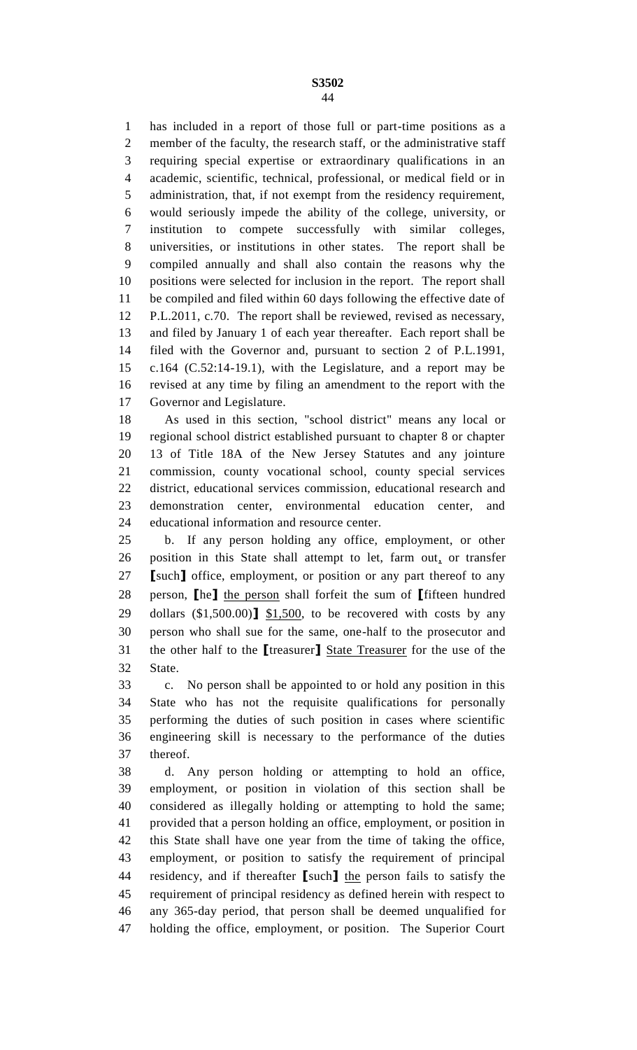has included in a report of those full or part-time positions as a member of the faculty, the research staff, or the administrative staff requiring special expertise or extraordinary qualifications in an academic, scientific, technical, professional, or medical field or in administration, that, if not exempt from the residency requirement, would seriously impede the ability of the college, university, or institution to compete successfully with similar colleges, universities, or institutions in other states. The report shall be compiled annually and shall also contain the reasons why the positions were selected for inclusion in the report. The report shall be compiled and filed within 60 days following the effective date of P.L.2011, c.70. The report shall be reviewed, revised as necessary, and filed by January 1 of each year thereafter. Each report shall be filed with the Governor and, pursuant to section 2 of P.L.1991, c.164 (C.52:14-19.1), with the Legislature, and a report may be revised at any time by filing an amendment to the report with the Governor and Legislature.

As used in this section, "school district" means any local or regional school district established pursuant to chapter 8 or chapter 13 of Title 18A of the New Jersey Statutes and any jointure commission, county vocational school, county special services district, educational services commission, educational research and demonstration center, environmental education center, and educational information and resource center.

b. If any person holding any office, employment, or other position in this State shall attempt to let, farm out, or transfer ⟦such⟧ office, employment, or position or any part thereof to any person, ⟦he⟧ the person shall forfeit the sum of ⟦fifteen hundred dollars ($1,500.00)⟧ $1,500, to be recovered with costs by any person who shall sue for the same, one-half to the prosecutor and the other half to the ⟦treasurer⟧ State Treasurer for the use of the State.

c. No person shall be appointed to or hold any position in this State who has not the requisite qualifications for personally performing the duties of such position in cases where scientific engineering skill is necessary to the performance of the duties thereof.

d. Any person holding or attempting to hold an office, employment, or position in violation of this section shall be considered as illegally holding or attempting to hold the same; provided that a person holding an office, employment, or position in this State shall have one year from the time of taking the office, employment, or position to satisfy the requirement of principal residency, and if thereafter ⟦such⟧ the person fails to satisfy the requirement of principal residency as defined herein with respect to any 365-day period, that person shall be deemed unqualified for holding the office, employment, or position. The Superior Court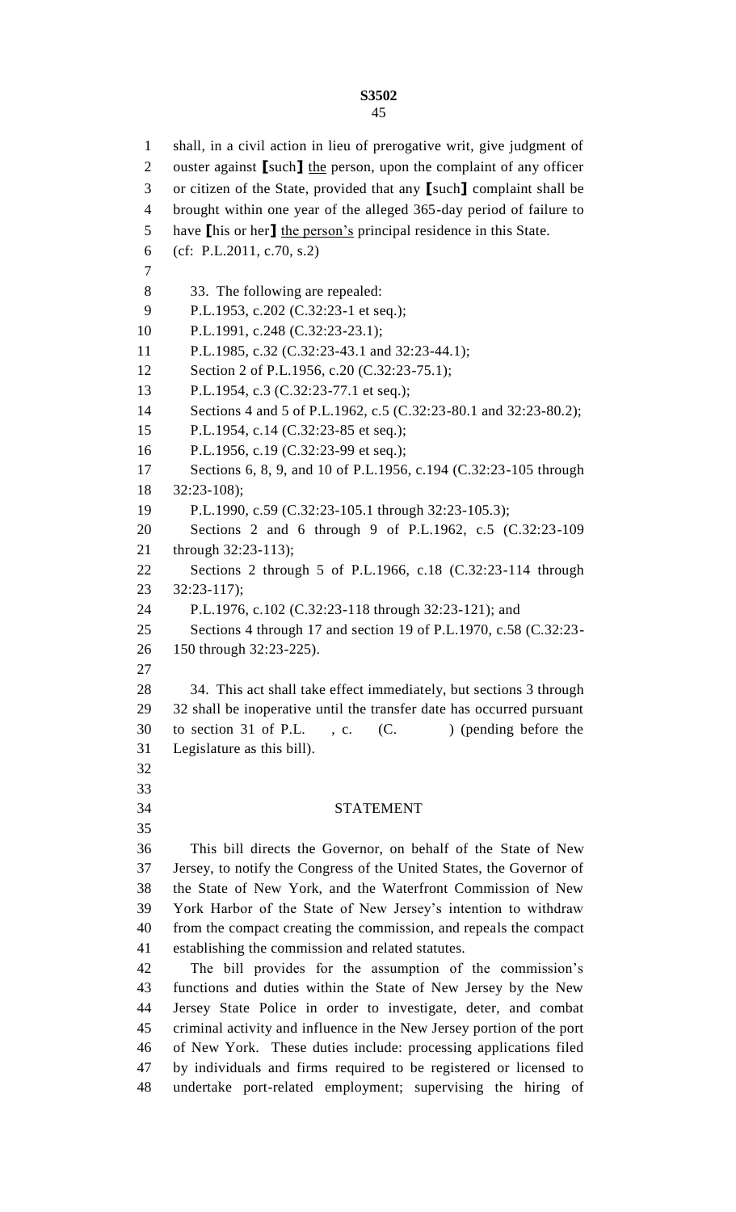shall, in a civil action in lieu of prerogative writ, give judgment of ouster against [such] the person, upon the complaint of any officer or citizen of the State, provided that any [such] complaint shall be brought within one year of the alleged 365-day period of failure to have [his or her] the person's principal residence in this State.

(cf: P.L.2011, c.70, s.2)

33. The following are repealed:

P.L.1953, c.202 (C.32:23-1 et seq.);

P.L.1991, c.248 (C.32:23-23.1);

P.L.1985, c.32 (C.32:23-43.1 and 32:23-44.1);

Section 2 of P.L.1956, c.20 (C.32:23-75.1);

P.L.1954, c.3 (C.32:23-77.1 et seq.);

Sections 4 and 5 of P.L.1962, c.5 (C.32:23-80.1 and 32:23-80.2);

P.L.1954, c.14 (C.32:23-85 et seq.);

P.L.1956, c.19 (C.32:23-99 et seq.);

Sections 6, 8, 9, and 10 of P.L.1956, c.194 (C.32:23-105 through 32:23-108);

P.L.1990, c.59 (C.32:23-105.1 through 32:23-105.3);

Sections 2 and 6 through 9 of P.L.1962, c.5 (C.32:23-109 through 32:23-113);

Sections 2 through 5 of P.L.1966, c.18 (C.32:23-114 through 32:23-117);

P.L.1976, c.102 (C.32:23-118 through 32:23-121); and

Sections 4 through 17 and section 19 of P.L.1970, c.58 (C.32:23-150 through 32:23-225).

34. This act shall take effect immediately, but sections 3 through 32 shall be inoperative until the transfer date has occurred pursuant to section 31 of P.L. , c. (C. ) (pending before the Legislature as this bill).

## STATEMENT

This bill directs the Governor, on behalf of the State of New Jersey, to notify the Congress of the United States, the Governor of the State of New York, and the Waterfront Commission of New York Harbor of the State of New Jersey's intention to withdraw from the compact creating the commission, and repeals the compact establishing the commission and related statutes.

The bill provides for the assumption of the commission's functions and duties within the State of New Jersey by the New Jersey State Police in order to investigate, deter, and combat criminal activity and influence in the New Jersey portion of the port of New York. These duties include: processing applications filed by individuals and firms required to be registered or licensed to undertake port-related employment; supervising the hiring of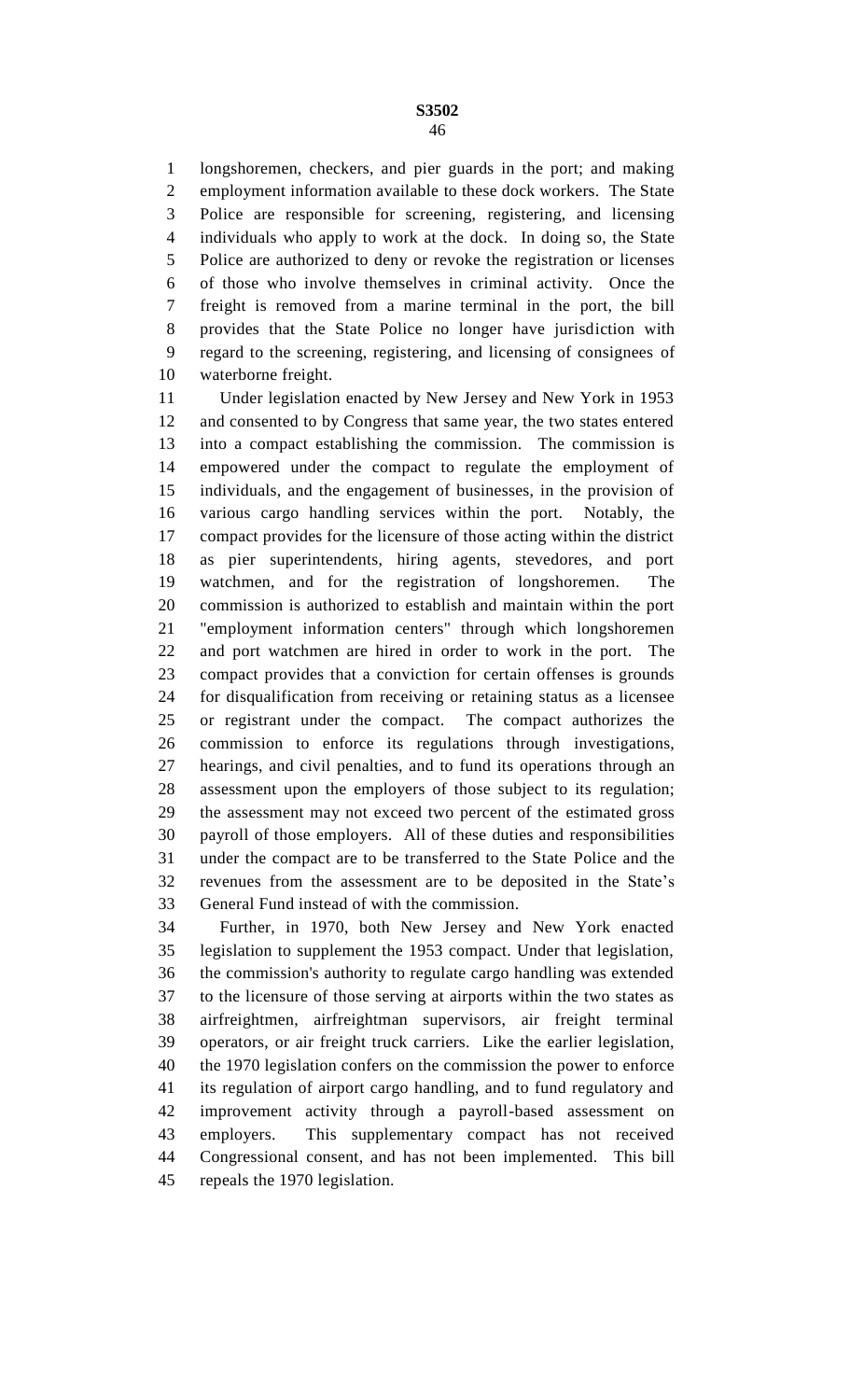longshoremen, checkers, and pier guards in the port; and making employment information available to these dock workers. The State Police are responsible for screening, registering, and licensing individuals who apply to work at the dock. In doing so, the State Police are authorized to deny or revoke the registration or licenses of those who involve themselves in criminal activity. Once the freight is removed from a marine terminal in the port, the bill provides that the State Police no longer have jurisdiction with regard to the screening, registering, and licensing of consignees of waterborne freight.

Under legislation enacted by New Jersey and New York in 1953 and consented to by Congress that same year, the two states entered into a compact establishing the commission. The commission is empowered under the compact to regulate the employment of individuals, and the engagement of businesses, in the provision of various cargo handling services within the port. Notably, the compact provides for the licensure of those acting within the district as pier superintendents, hiring agents, stevedores, and port watchmen, and for the registration of longshoremen. The commission is authorized to establish and maintain within the port "employment information centers" through which longshoremen and port watchmen are hired in order to work in the port. The compact provides that a conviction for certain offenses is grounds for disqualification from receiving or retaining status as a licensee or registrant under the compact. The compact authorizes the commission to enforce its regulations through investigations, hearings, and civil penalties, and to fund its operations through an assessment upon the employers of those subject to its regulation; the assessment may not exceed two percent of the estimated gross payroll of those employers. All of these duties and responsibilities under the compact are to be transferred to the State Police and the revenues from the assessment are to be deposited in the State's General Fund instead of with the commission.

Further, in 1970, both New Jersey and New York enacted legislation to supplement the 1953 compact. Under that legislation, the commission's authority to regulate cargo handling was extended to the licensure of those serving at airports within the two states as airfreightmen, airfreightman supervisors, air freight terminal operators, or air freight truck carriers. Like the earlier legislation, the 1970 legislation confers on the commission the power to enforce its regulation of airport cargo handling, and to fund regulatory and improvement activity through a payroll-based assessment on employers. This supplementary compact has not received Congressional consent, and has not been implemented. This bill repeals the 1970 legislation.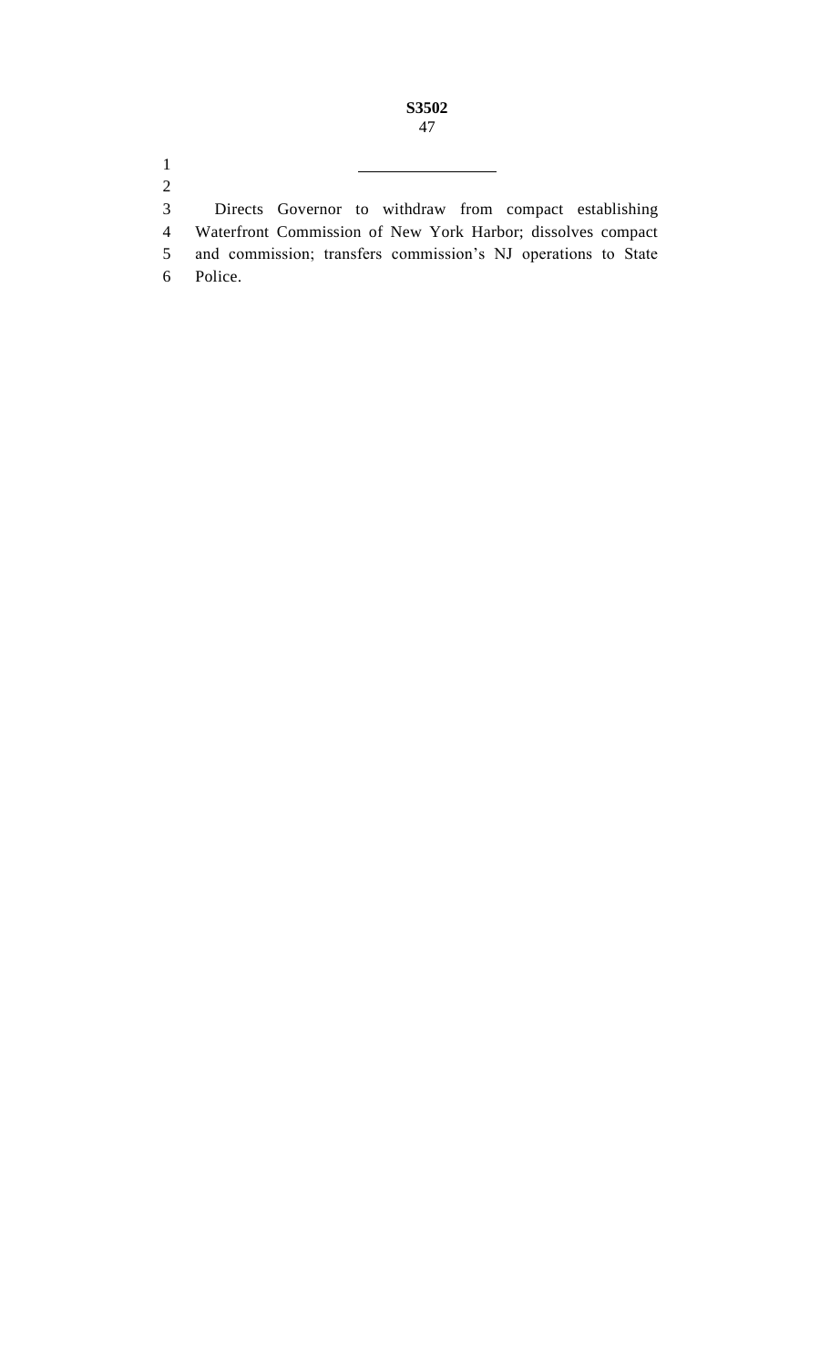---

Directs Governor to withdraw from compact establishing Waterfront Commission of New York Harbor; dissolves compact and commission; transfers commission's NJ operations to State Police.